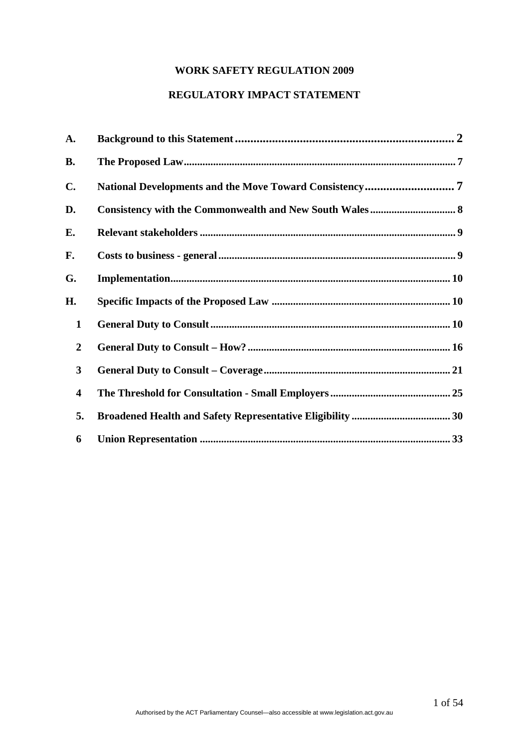# WORK SAFETY REGULATION 2009

## REGULATORY IMPACT STATEMENT

| | | |
|---|---|---|
| **A.** | **Background to this Statement** | **2** |
| **B.** | **The Proposed Law** | **7** |
| **C.** | **National Developments and the Move Toward Consistency** | **7** |
| **D.** | **Consistency with the Commonwealth and New South Wales** | **8** |
| **E.** | **Relevant stakeholders** | **9** |
| **F.** | **Costs to business - general** | **9** |
| **G.** | **Implementation** | **10** |
| **H.** | **Specific Impacts of the Proposed Law** | **10** |
| **1** | **General Duty to Consult** | **10** |
| **2** | **General Duty to Consult – How?** | **16** |
| **3** | **General Duty to Consult – Coverage** | **21** |
| **4** | **The Threshold for Consultation - Small Employers** | **25** |
| **5.** | **Broadened Health and Safety Representative Eligibility** | **30** |
| **6** | **Union Representation** | **33** |

Authorised by the ACT Parliamentary Counsel—also accessible at www.legislation.act.gov.au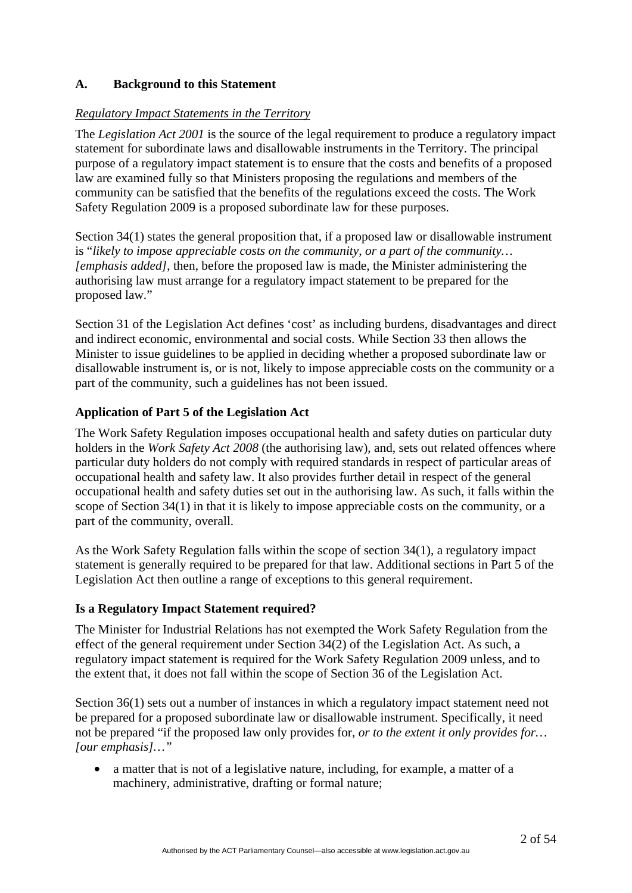## A. Background to this Statement

*Regulatory Impact Statements in the Territory*

The *Legislation Act 2001* is the source of the legal requirement to produce a regulatory impact statement for subordinate laws and disallowable instruments in the Territory. The principal purpose of a regulatory impact statement is to ensure that the costs and benefits of a proposed law are examined fully so that Ministers proposing the regulations and members of the community can be satisfied that the benefits of the regulations exceed the costs. The Work Safety Regulation 2009 is a proposed subordinate law for these purposes.

Section 34(1) states the general proposition that, if a proposed law or disallowable instrument is "*likely to impose appreciable costs on the community, or a part of the community… [emphasis added]*, then, before the proposed law is made, the Minister administering the authorising law must arrange for a regulatory impact statement to be prepared for the proposed law."

Section 31 of the Legislation Act defines 'cost' as including burdens, disadvantages and direct and indirect economic, environmental and social costs. While Section 33 then allows the Minister to issue guidelines to be applied in deciding whether a proposed subordinate law or disallowable instrument is, or is not, likely to impose appreciable costs on the community or a part of the community, such a guidelines has not been issued.

### Application of Part 5 of the Legislation Act

The Work Safety Regulation imposes occupational health and safety duties on particular duty holders in the *Work Safety Act 2008* (the authorising law), and, sets out related offences where particular duty holders do not comply with required standards in respect of particular areas of occupational health and safety law. It also provides further detail in respect of the general occupational health and safety duties set out in the authorising law. As such, it falls within the scope of Section 34(1) in that it is likely to impose appreciable costs on the community, or a part of the community, overall.

As the Work Safety Regulation falls within the scope of section 34(1), a regulatory impact statement is generally required to be prepared for that law. Additional sections in Part 5 of the Legislation Act then outline a range of exceptions to this general requirement.

### Is a Regulatory Impact Statement required?

The Minister for Industrial Relations has not exempted the Work Safety Regulation from the effect of the general requirement under Section 34(2) of the Legislation Act. As such, a regulatory impact statement is required for the Work Safety Regulation 2009 unless, and to the extent that, it does not fall within the scope of Section 36 of the Legislation Act.

Section 36(1) sets out a number of instances in which a regulatory impact statement need not be prepared for a proposed subordinate law or disallowable instrument. Specifically, it need not be prepared "if the proposed law only provides for, *or to the extent it only provides for… [our emphasis]…"*

- a matter that is not of a legislative nature, including, for example, a matter of a machinery, administrative, drafting or formal nature;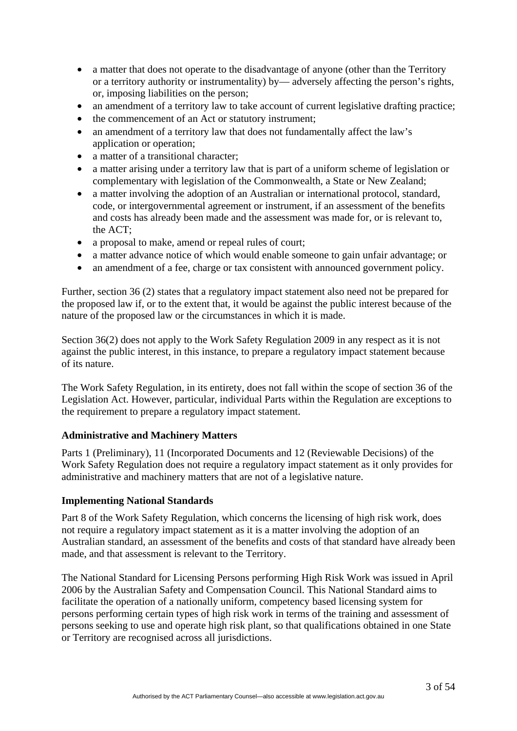- a matter that does not operate to the disadvantage of anyone (other than the Territory or a territory authority or instrumentality) by— adversely affecting the person's rights, or, imposing liabilities on the person;
- an amendment of a territory law to take account of current legislative drafting practice;
- the commencement of an Act or statutory instrument;
- an amendment of a territory law that does not fundamentally affect the law's application or operation;
- a matter of a transitional character;
- a matter arising under a territory law that is part of a uniform scheme of legislation or complementary with legislation of the Commonwealth, a State or New Zealand;
- a matter involving the adoption of an Australian or international protocol, standard, code, or intergovernmental agreement or instrument, if an assessment of the benefits and costs has already been made and the assessment was made for, or is relevant to, the ACT;
- a proposal to make, amend or repeal rules of court;
- a matter advance notice of which would enable someone to gain unfair advantage; or
- an amendment of a fee, charge or tax consistent with announced government policy.

Further, section 36 (2) states that a regulatory impact statement also need not be prepared for the proposed law if, or to the extent that, it would be against the public interest because of the nature of the proposed law or the circumstances in which it is made.

Section 36(2) does not apply to the Work Safety Regulation 2009 in any respect as it is not against the public interest, in this instance, to prepare a regulatory impact statement because of its nature.

The Work Safety Regulation, in its entirety, does not fall within the scope of section 36 of the Legislation Act. However, particular, individual Parts within the Regulation are exceptions to the requirement to prepare a regulatory impact statement.

**Administrative and Machinery Matters**

Parts 1 (Preliminary), 11 (Incorporated Documents and 12 (Reviewable Decisions) of the Work Safety Regulation does not require a regulatory impact statement as it only provides for administrative and machinery matters that are not of a legislative nature.

**Implementing National Standards**

Part 8 of the Work Safety Regulation, which concerns the licensing of high risk work, does not require a regulatory impact statement as it is a matter involving the adoption of an Australian standard, an assessment of the benefits and costs of that standard have already been made, and that assessment is relevant to the Territory.

The National Standard for Licensing Persons performing High Risk Work was issued in April 2006 by the Australian Safety and Compensation Council. This National Standard aims to facilitate the operation of a nationally uniform, competency based licensing system for persons performing certain types of high risk work in terms of the training and assessment of persons seeking to use and operate high risk plant, so that qualifications obtained in one State or Territory are recognised across all jurisdictions.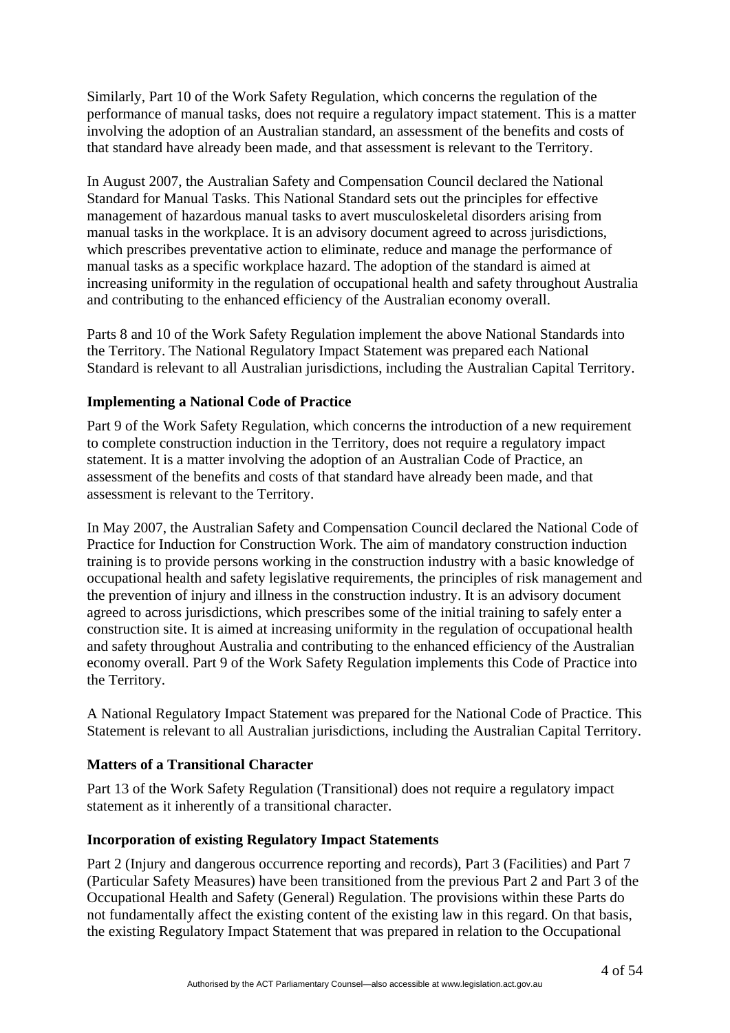Similarly, Part 10 of the Work Safety Regulation, which concerns the regulation of the performance of manual tasks, does not require a regulatory impact statement. This is a matter involving the adoption of an Australian standard, an assessment of the benefits and costs of that standard have already been made, and that assessment is relevant to the Territory.

In August 2007, the Australian Safety and Compensation Council declared the National Standard for Manual Tasks. This National Standard sets out the principles for effective management of hazardous manual tasks to avert musculoskeletal disorders arising from manual tasks in the workplace. It is an advisory document agreed to across jurisdictions, which prescribes preventative action to eliminate, reduce and manage the performance of manual tasks as a specific workplace hazard. The adoption of the standard is aimed at increasing uniformity in the regulation of occupational health and safety throughout Australia and contributing to the enhanced efficiency of the Australian economy overall.

Parts 8 and 10 of the Work Safety Regulation implement the above National Standards into the Territory. The National Regulatory Impact Statement was prepared each National Standard is relevant to all Australian jurisdictions, including the Australian Capital Territory.

**Implementing a National Code of Practice**

Part 9 of the Work Safety Regulation, which concerns the introduction of a new requirement to complete construction induction in the Territory, does not require a regulatory impact statement. It is a matter involving the adoption of an Australian Code of Practice, an assessment of the benefits and costs of that standard have already been made, and that assessment is relevant to the Territory.

In May 2007, the Australian Safety and Compensation Council declared the National Code of Practice for Induction for Construction Work. The aim of mandatory construction induction training is to provide persons working in the construction industry with a basic knowledge of occupational health and safety legislative requirements, the principles of risk management and the prevention of injury and illness in the construction industry. It is an advisory document agreed to across jurisdictions, which prescribes some of the initial training to safely enter a construction site. It is aimed at increasing uniformity in the regulation of occupational health and safety throughout Australia and contributing to the enhanced efficiency of the Australian economy overall. Part 9 of the Work Safety Regulation implements this Code of Practice into the Territory.

A National Regulatory Impact Statement was prepared for the National Code of Practice. This Statement is relevant to all Australian jurisdictions, including the Australian Capital Territory.

**Matters of a Transitional Character**

Part 13 of the Work Safety Regulation (Transitional) does not require a regulatory impact statement as it inherently of a transitional character.

**Incorporation of existing Regulatory Impact Statements**

Part 2 (Injury and dangerous occurrence reporting and records), Part 3 (Facilities) and Part 7 (Particular Safety Measures) have been transitioned from the previous Part 2 and Part 3 of the Occupational Health and Safety (General) Regulation. The provisions within these Parts do not fundamentally affect the existing content of the existing law in this regard. On that basis, the existing Regulatory Impact Statement that was prepared in relation to the Occupational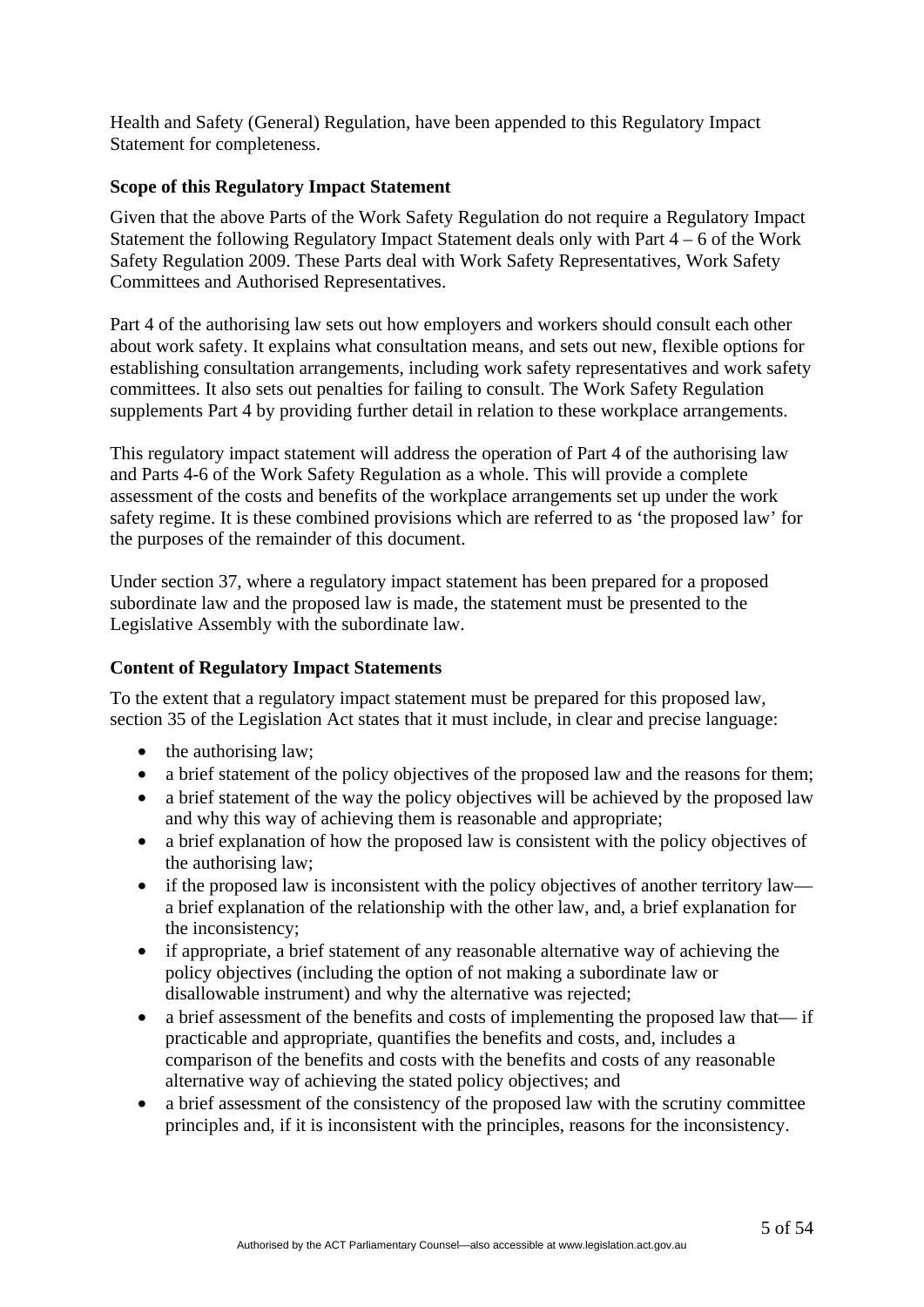Health and Safety (General) Regulation, have been appended to this Regulatory Impact Statement for completeness.

### Scope of this Regulatory Impact Statement

Given that the above Parts of the Work Safety Regulation do not require a Regulatory Impact Statement the following Regulatory Impact Statement deals only with Part 4 – 6 of the Work Safety Regulation 2009. These Parts deal with Work Safety Representatives, Work Safety Committees and Authorised Representatives.

Part 4 of the authorising law sets out how employers and workers should consult each other about work safety. It explains what consultation means, and sets out new, flexible options for establishing consultation arrangements, including work safety representatives and work safety committees. It also sets out penalties for failing to consult. The Work Safety Regulation supplements Part 4 by providing further detail in relation to these workplace arrangements.

This regulatory impact statement will address the operation of Part 4 of the authorising law and Parts 4-6 of the Work Safety Regulation as a whole. This will provide a complete assessment of the costs and benefits of the workplace arrangements set up under the work safety regime. It is these combined provisions which are referred to as 'the proposed law' for the purposes of the remainder of this document.

Under section 37, where a regulatory impact statement has been prepared for a proposed subordinate law and the proposed law is made, the statement must be presented to the Legislative Assembly with the subordinate law.

### Content of Regulatory Impact Statements

To the extent that a regulatory impact statement must be prepared for this proposed law, section 35 of the Legislation Act states that it must include, in clear and precise language:

- the authorising law;
- a brief statement of the policy objectives of the proposed law and the reasons for them;
- a brief statement of the way the policy objectives will be achieved by the proposed law and why this way of achieving them is reasonable and appropriate;
- a brief explanation of how the proposed law is consistent with the policy objectives of the authorising law;
- if the proposed law is inconsistent with the policy objectives of another territory law—a brief explanation of the relationship with the other law, and, a brief explanation for the inconsistency;
- if appropriate, a brief statement of any reasonable alternative way of achieving the policy objectives (including the option of not making a subordinate law or disallowable instrument) and why the alternative was rejected;
- a brief assessment of the benefits and costs of implementing the proposed law that— if practicable and appropriate, quantifies the benefits and costs, and, includes a comparison of the benefits and costs with the benefits and costs of any reasonable alternative way of achieving the stated policy objectives; and
- a brief assessment of the consistency of the proposed law with the scrutiny committee principles and, if it is inconsistent with the principles, reasons for the inconsistency.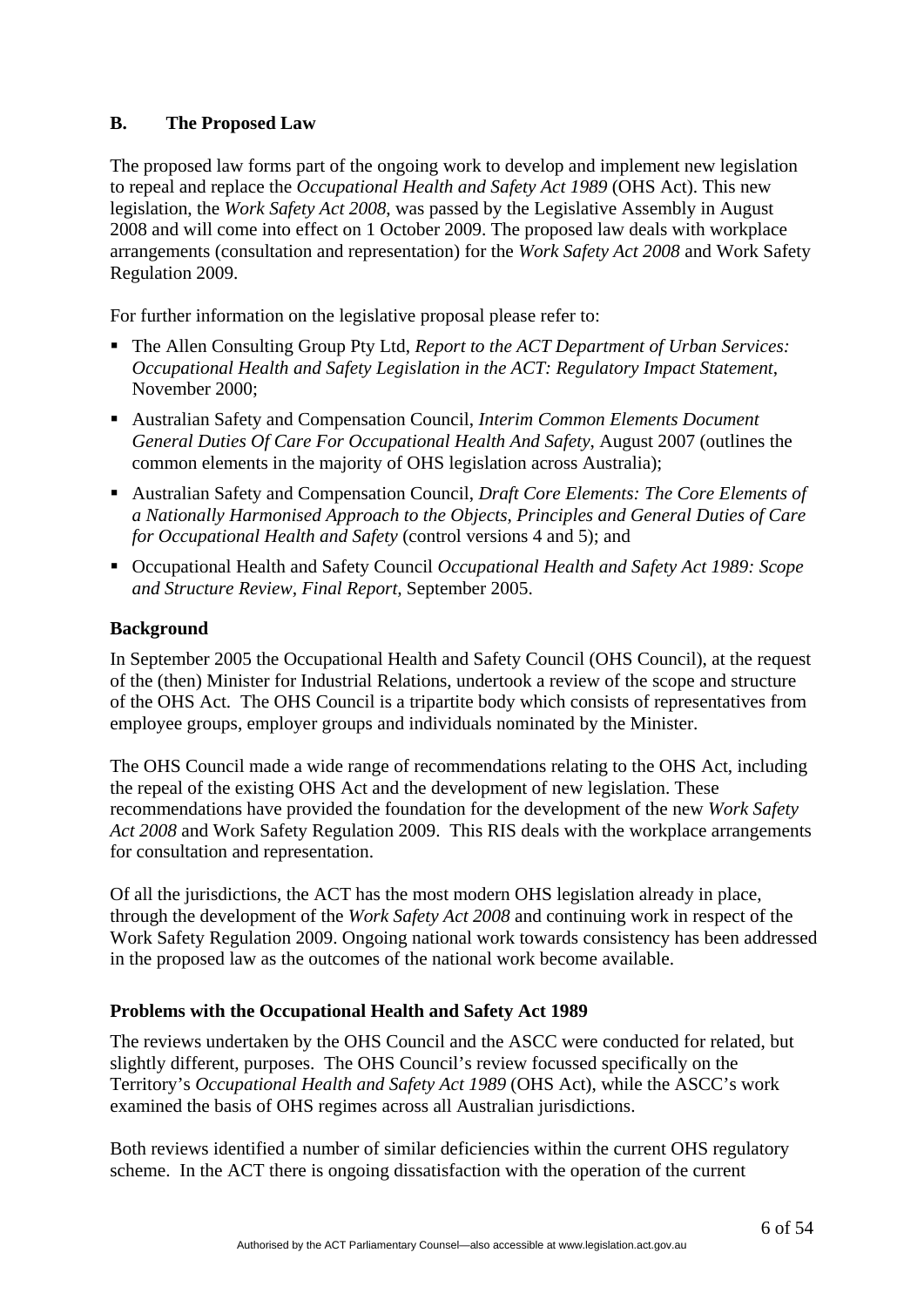## B. The Proposed Law

The proposed law forms part of the ongoing work to develop and implement new legislation to repeal and replace the *Occupational Health and Safety Act 1989* (OHS Act). This new legislation, the *Work Safety Act 2008*, was passed by the Legislative Assembly in August 2008 and will come into effect on 1 October 2009. The proposed law deals with workplace arrangements (consultation and representation) for the *Work Safety Act 2008* and Work Safety Regulation 2009.

For further information on the legislative proposal please refer to:

- The Allen Consulting Group Pty Ltd, *Report to the ACT Department of Urban Services: Occupational Health and Safety Legislation in the ACT: Regulatory Impact Statement*, November 2000;
- Australian Safety and Compensation Council, *Interim Common Elements Document General Duties Of Care For Occupational Health And Safety*, August 2007 (outlines the common elements in the majority of OHS legislation across Australia);
- Australian Safety and Compensation Council, *Draft Core Elements: The Core Elements of a Nationally Harmonised Approach to the Objects, Principles and General Duties of Care for Occupational Health and Safety* (control versions 4 and 5); and
- Occupational Health and Safety Council *Occupational Health and Safety Act 1989: Scope and Structure Review, Final Report*, September 2005.

### Background

In September 2005 the Occupational Health and Safety Council (OHS Council), at the request of the (then) Minister for Industrial Relations, undertook a review of the scope and structure of the OHS Act. The OHS Council is a tripartite body which consists of representatives from employee groups, employer groups and individuals nominated by the Minister.

The OHS Council made a wide range of recommendations relating to the OHS Act, including the repeal of the existing OHS Act and the development of new legislation. These recommendations have provided the foundation for the development of the new *Work Safety Act 2008* and Work Safety Regulation 2009. This RIS deals with the workplace arrangements for consultation and representation.

Of all the jurisdictions, the ACT has the most modern OHS legislation already in place, through the development of the *Work Safety Act 2008* and continuing work in respect of the Work Safety Regulation 2009. Ongoing national work towards consistency has been addressed in the proposed law as the outcomes of the national work become available.

### Problems with the Occupational Health and Safety Act 1989

The reviews undertaken by the OHS Council and the ASCC were conducted for related, but slightly different, purposes. The OHS Council's review focussed specifically on the Territory's *Occupational Health and Safety Act 1989* (OHS Act), while the ASCC's work examined the basis of OHS regimes across all Australian jurisdictions.

Both reviews identified a number of similar deficiencies within the current OHS regulatory scheme. In the ACT there is ongoing dissatisfaction with the operation of the current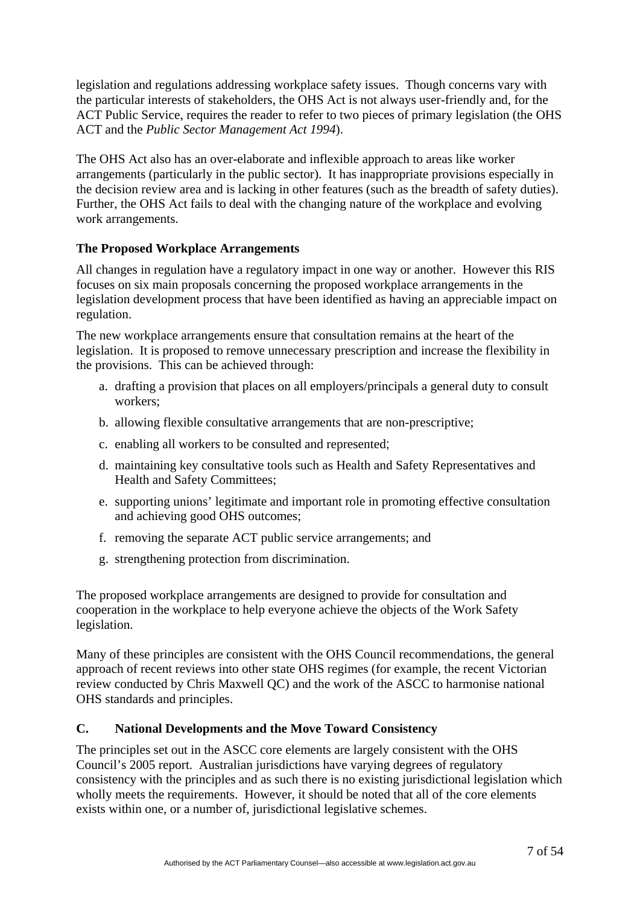legislation and regulations addressing workplace safety issues. Though concerns vary with the particular interests of stakeholders, the OHS Act is not always user-friendly and, for the ACT Public Service, requires the reader to refer to two pieces of primary legislation (the OHS ACT and the *Public Sector Management Act 1994*).

The OHS Act also has an over-elaborate and inflexible approach to areas like worker arrangements (particularly in the public sector). It has inappropriate provisions especially in the decision review area and is lacking in other features (such as the breadth of safety duties). Further, the OHS Act fails to deal with the changing nature of the workplace and evolving work arrangements.

### The Proposed Workplace Arrangements

All changes in regulation have a regulatory impact in one way or another. However this RIS focuses on six main proposals concerning the proposed workplace arrangements in the legislation development process that have been identified as having an appreciable impact on regulation.

The new workplace arrangements ensure that consultation remains at the heart of the legislation. It is proposed to remove unnecessary prescription and increase the flexibility in the provisions. This can be achieved through:

a. drafting a provision that places on all employers/principals a general duty to consult workers;
b. allowing flexible consultative arrangements that are non-prescriptive;
c. enabling all workers to be consulted and represented;
d. maintaining key consultative tools such as Health and Safety Representatives and Health and Safety Committees;
e. supporting unions' legitimate and important role in promoting effective consultation and achieving good OHS outcomes;
f. removing the separate ACT public service arrangements; and
g. strengthening protection from discrimination.

The proposed workplace arrangements are designed to provide for consultation and cooperation in the workplace to help everyone achieve the objects of the Work Safety legislation.

Many of these principles are consistent with the OHS Council recommendations, the general approach of recent reviews into other state OHS regimes (for example, the recent Victorian review conducted by Chris Maxwell QC) and the work of the ASCC to harmonise national OHS standards and principles.

## C. National Developments and the Move Toward Consistency

The principles set out in the ASCC core elements are largely consistent with the OHS Council's 2005 report. Australian jurisdictions have varying degrees of regulatory consistency with the principles and as such there is no existing jurisdictional legislation which wholly meets the requirements. However, it should be noted that all of the core elements exists within one, or a number of, jurisdictional legislative schemes.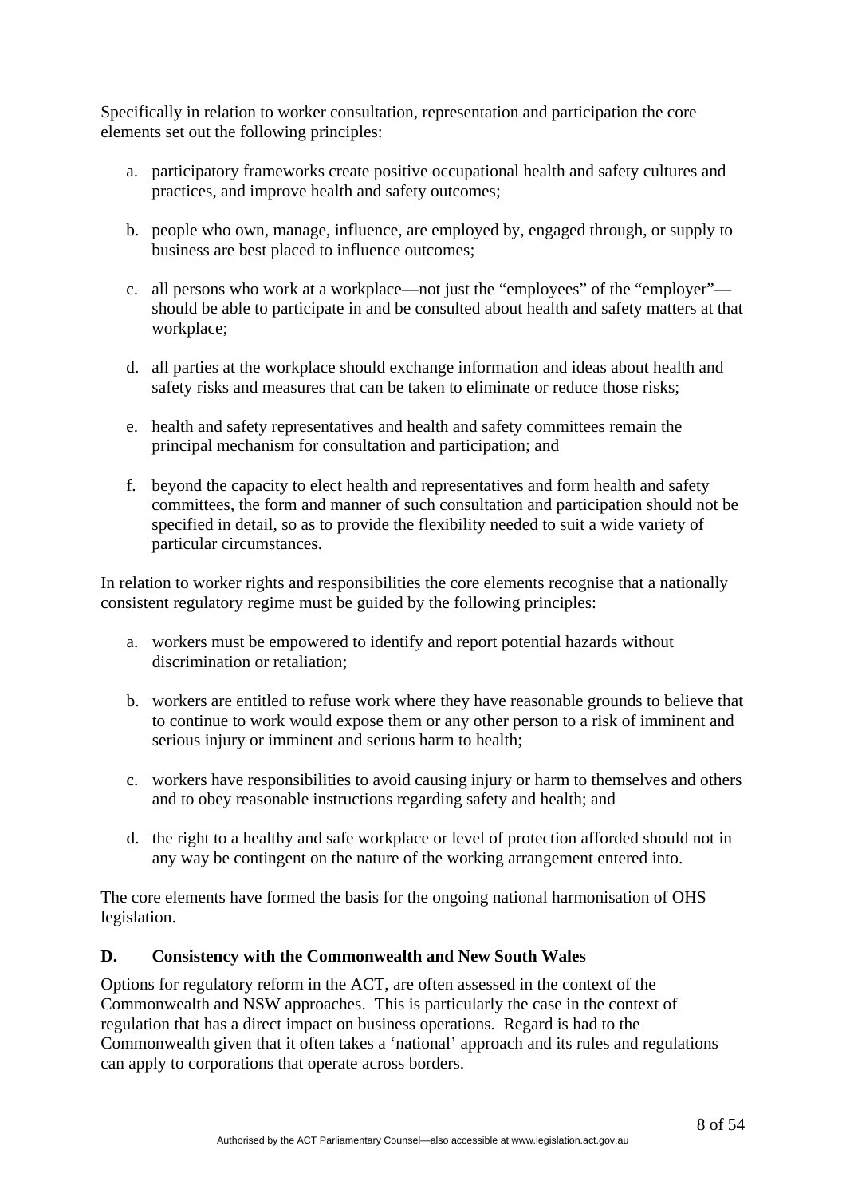Specifically in relation to worker consultation, representation and participation the core elements set out the following principles:

a. participatory frameworks create positive occupational health and safety cultures and practices, and improve health and safety outcomes;

b. people who own, manage, influence, are employed by, engaged through, or supply to business are best placed to influence outcomes;

c. all persons who work at a workplace—not just the "employees" of the "employer"—should be able to participate in and be consulted about health and safety matters at that workplace;

d. all parties at the workplace should exchange information and ideas about health and safety risks and measures that can be taken to eliminate or reduce those risks;

e. health and safety representatives and health and safety committees remain the principal mechanism for consultation and participation; and

f. beyond the capacity to elect health and representatives and form health and safety committees, the form and manner of such consultation and participation should not be specified in detail, so as to provide the flexibility needed to suit a wide variety of particular circumstances.

In relation to worker rights and responsibilities the core elements recognise that a nationally consistent regulatory regime must be guided by the following principles:

a. workers must be empowered to identify and report potential hazards without discrimination or retaliation;

b. workers are entitled to refuse work where they have reasonable grounds to believe that to continue to work would expose them or any other person to a risk of imminent and serious injury or imminent and serious harm to health;

c. workers have responsibilities to avoid causing injury or harm to themselves and others and to obey reasonable instructions regarding safety and health; and

d. the right to a healthy and safe workplace or level of protection afforded should not in any way be contingent on the nature of the working arrangement entered into.

The core elements have formed the basis for the ongoing national harmonisation of OHS legislation.

### D. Consistency with the Commonwealth and New South Wales

Options for regulatory reform in the ACT, are often assessed in the context of the Commonwealth and NSW approaches. This is particularly the case in the context of regulation that has a direct impact on business operations. Regard is had to the Commonwealth given that it often takes a 'national' approach and its rules and regulations can apply to corporations that operate across borders.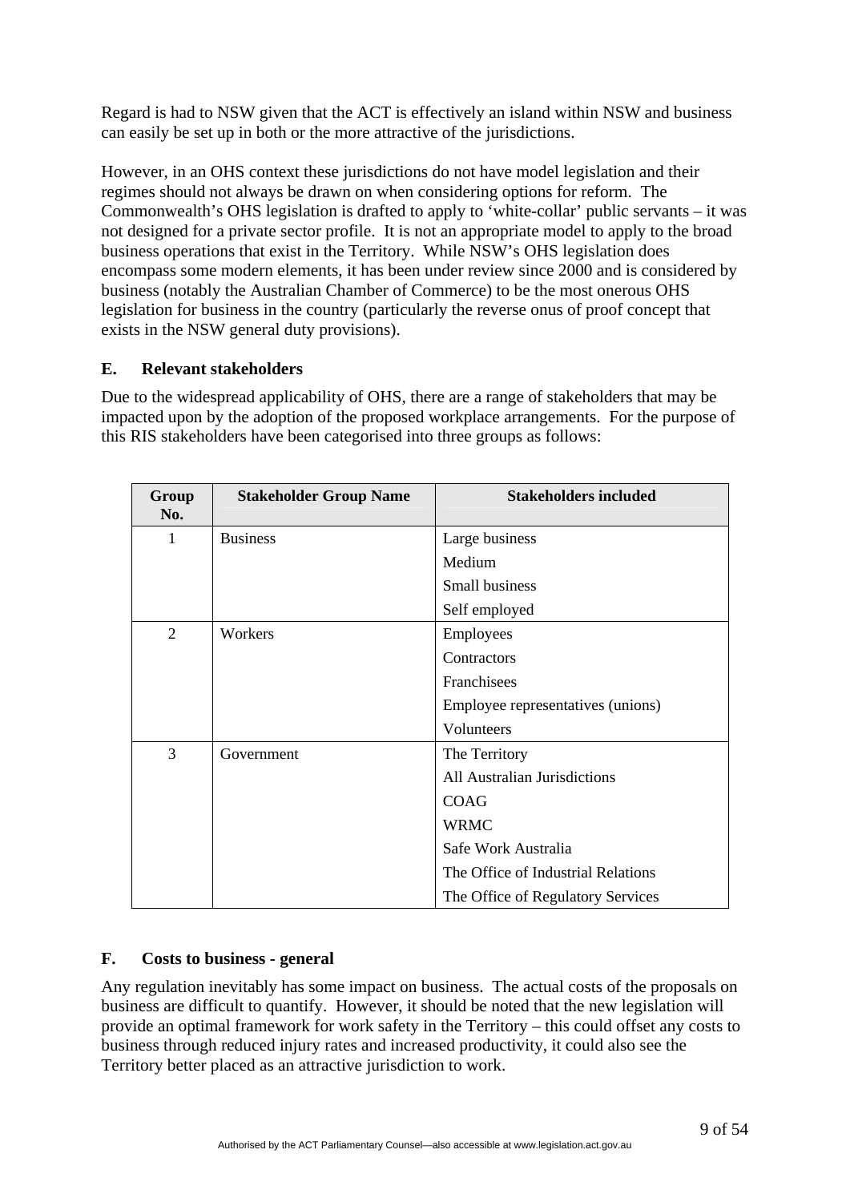Regard is had to NSW given that the ACT is effectively an island within NSW and business can easily be set up in both or the more attractive of the jurisdictions.

However, in an OHS context these jurisdictions do not have model legislation and their regimes should not always be drawn on when considering options for reform. The Commonwealth's OHS legislation is drafted to apply to 'white-collar' public servants – it was not designed for a private sector profile. It is not an appropriate model to apply to the broad business operations that exist in the Territory. While NSW's OHS legislation does encompass some modern elements, it has been under review since 2000 and is considered by business (notably the Australian Chamber of Commerce) to be the most onerous OHS legislation for business in the country (particularly the reverse onus of proof concept that exists in the NSW general duty provisions).

## E. Relevant stakeholders

Due to the widespread applicability of OHS, there are a range of stakeholders that may be impacted upon by the adoption of the proposed workplace arrangements. For the purpose of this RIS stakeholders have been categorised into three groups as follows:

| Group No. | Stakeholder Group Name | Stakeholders included |
|---|---|---|
| 1 | Business | Large business |
| | | Medium |
| | | Small business |
| | | Self employed |
| 2 | Workers | Employees |
| | | Contractors |
| | | Franchisees |
| | | Employee representatives (unions) |
| | | Volunteers |
| 3 | Government | The Territory |
| | | All Australian Jurisdictions |
| | | COAG |
| | | WRMC |
| | | Safe Work Australia |
| | | The Office of Industrial Relations |
| | | The Office of Regulatory Services |

## F. Costs to business - general

Any regulation inevitably has some impact on business. The actual costs of the proposals on business are difficult to quantify. However, it should be noted that the new legislation will provide an optimal framework for work safety in the Territory – this could offset any costs to business through reduced injury rates and increased productivity, it could also see the Territory better placed as an attractive jurisdiction to work.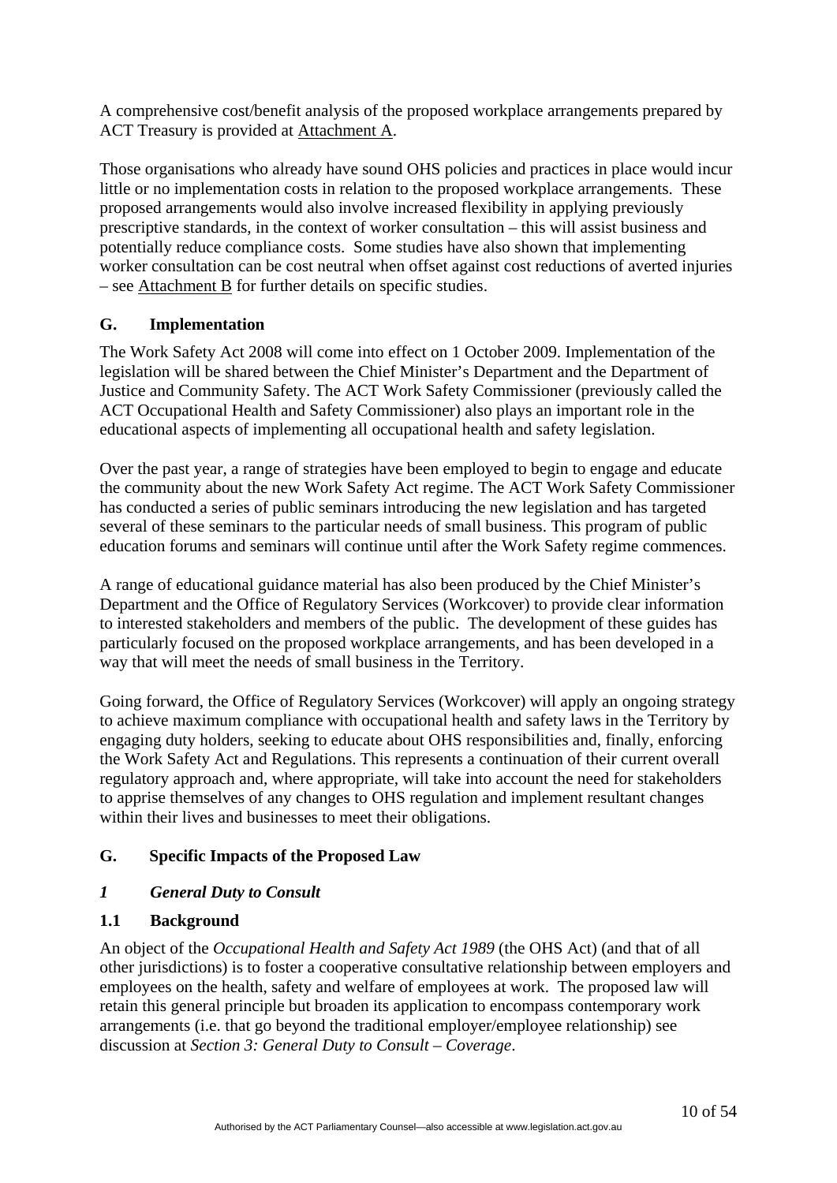A comprehensive cost/benefit analysis of the proposed workplace arrangements prepared by ACT Treasury is provided at Attachment A.

Those organisations who already have sound OHS policies and practices in place would incur little or no implementation costs in relation to the proposed workplace arrangements. These proposed arrangements would also involve increased flexibility in applying previously prescriptive standards, in the context of worker consultation – this will assist business and potentially reduce compliance costs. Some studies have also shown that implementing worker consultation can be cost neutral when offset against cost reductions of averted injuries – see Attachment B for further details on specific studies.

## G. Implementation

The Work Safety Act 2008 will come into effect on 1 October 2009. Implementation of the legislation will be shared between the Chief Minister's Department and the Department of Justice and Community Safety. The ACT Work Safety Commissioner (previously called the ACT Occupational Health and Safety Commissioner) also plays an important role in the educational aspects of implementing all occupational health and safety legislation.

Over the past year, a range of strategies have been employed to begin to engage and educate the community about the new Work Safety Act regime. The ACT Work Safety Commissioner has conducted a series of public seminars introducing the new legislation and has targeted several of these seminars to the particular needs of small business. This program of public education forums and seminars will continue until after the Work Safety regime commences.

A range of educational guidance material has also been produced by the Chief Minister's Department and the Office of Regulatory Services (Workcover) to provide clear information to interested stakeholders and members of the public. The development of these guides has particularly focused on the proposed workplace arrangements, and has been developed in a way that will meet the needs of small business in the Territory.

Going forward, the Office of Regulatory Services (Workcover) will apply an ongoing strategy to achieve maximum compliance with occupational health and safety laws in the Territory by engaging duty holders, seeking to educate about OHS responsibilities and, finally, enforcing the Work Safety Act and Regulations. This represents a continuation of their current overall regulatory approach and, where appropriate, will take into account the need for stakeholders to apprise themselves of any changes to OHS regulation and implement resultant changes within their lives and businesses to meet their obligations.

## G. Specific Impacts of the Proposed Law

### *1 General Duty to Consult*

### 1.1 Background

An object of the *Occupational Health and Safety Act 1989* (the OHS Act) (and that of all other jurisdictions) is to foster a cooperative consultative relationship between employers and employees on the health, safety and welfare of employees at work. The proposed law will retain this general principle but broaden its application to encompass contemporary work arrangements (i.e. that go beyond the traditional employer/employee relationship) see discussion at *Section 3: General Duty to Consult – Coverage*.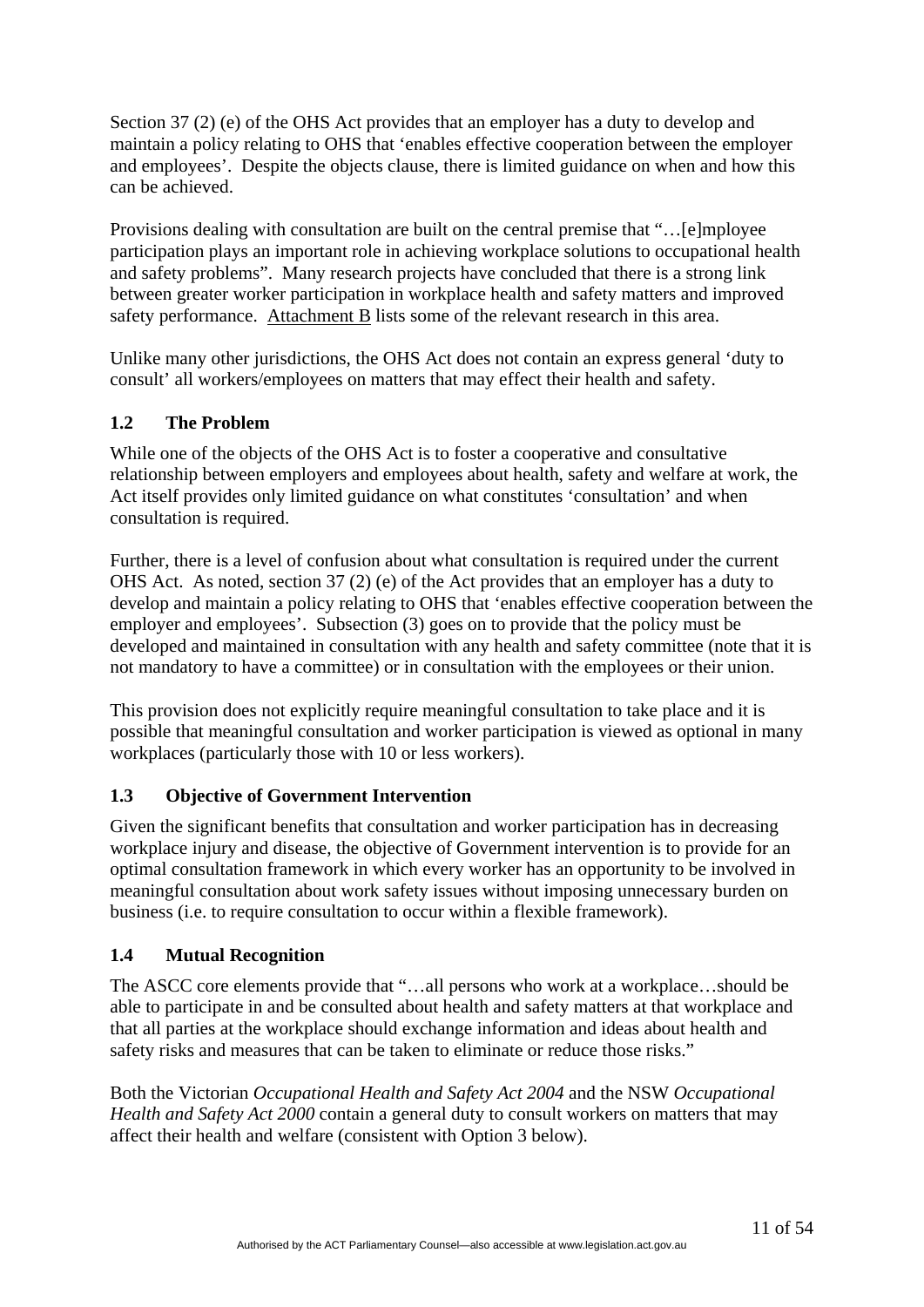Section 37 (2) (e) of the OHS Act provides that an employer has a duty to develop and maintain a policy relating to OHS that 'enables effective cooperation between the employer and employees'. Despite the objects clause, there is limited guidance on when and how this can be achieved.

Provisions dealing with consultation are built on the central premise that "…[e]mployee participation plays an important role in achieving workplace solutions to occupational health and safety problems". Many research projects have concluded that there is a strong link between greater worker participation in workplace health and safety matters and improved safety performance. Attachment B lists some of the relevant research in this area.

Unlike many other jurisdictions, the OHS Act does not contain an express general 'duty to consult' all workers/employees on matters that may effect their health and safety.

## 1.2 The Problem

While one of the objects of the OHS Act is to foster a cooperative and consultative relationship between employers and employees about health, safety and welfare at work, the Act itself provides only limited guidance on what constitutes 'consultation' and when consultation is required.

Further, there is a level of confusion about what consultation is required under the current OHS Act. As noted, section 37 (2) (e) of the Act provides that an employer has a duty to develop and maintain a policy relating to OHS that 'enables effective cooperation between the employer and employees'. Subsection (3) goes on to provide that the policy must be developed and maintained in consultation with any health and safety committee (note that it is not mandatory to have a committee) or in consultation with the employees or their union.

This provision does not explicitly require meaningful consultation to take place and it is possible that meaningful consultation and worker participation is viewed as optional in many workplaces (particularly those with 10 or less workers).

## 1.3 Objective of Government Intervention

Given the significant benefits that consultation and worker participation has in decreasing workplace injury and disease, the objective of Government intervention is to provide for an optimal consultation framework in which every worker has an opportunity to be involved in meaningful consultation about work safety issues without imposing unnecessary burden on business (i.e. to require consultation to occur within a flexible framework).

## 1.4 Mutual Recognition

The ASCC core elements provide that "…all persons who work at a workplace…should be able to participate in and be consulted about health and safety matters at that workplace and that all parties at the workplace should exchange information and ideas about health and safety risks and measures that can be taken to eliminate or reduce those risks."

Both the Victorian *Occupational Health and Safety Act 2004* and the NSW *Occupational Health and Safety Act 2000* contain a general duty to consult workers on matters that may affect their health and welfare (consistent with Option 3 below).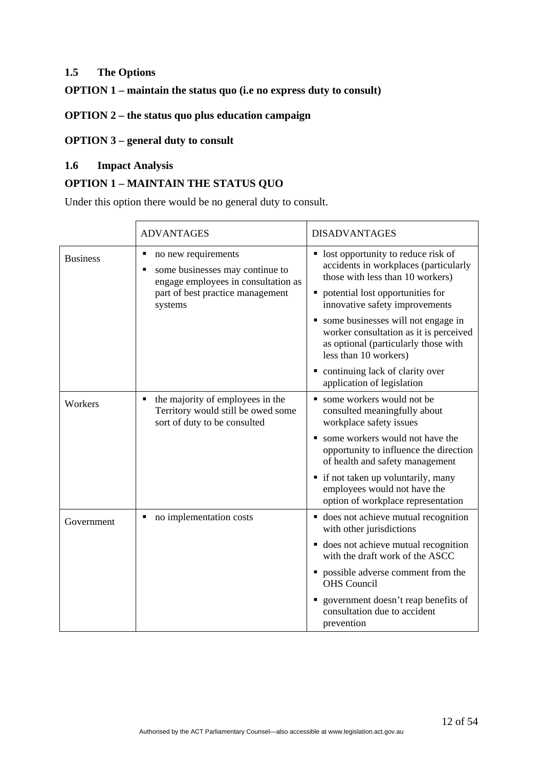### 1.5 The Options

**OPTION 1 – maintain the status quo (i.e no express duty to consult)**

**OPTION 2 – the status quo plus education campaign**

**OPTION 3 – general duty to consult**

### 1.6 Impact Analysis

**OPTION 1 – MAINTAIN THE STATUS QUO**

Under this option there would be no general duty to consult.

| | ADVANTAGES | DISADVANTAGES |
|---|---|---|
| Business | ▪ no new requirements<br>▪ some businesses may continue to engage employees in consultation as part of best practice management systems | ▪ lost opportunity to reduce risk of accidents in workplaces (particularly those with less than 10 workers)<br>▪ potential lost opportunities for innovative safety improvements<br>▪ some businesses will not engage in worker consultation as it is perceived as optional (particularly those with less than 10 workers)<br>▪ continuing lack of clarity over application of legislation |
| Workers | ▪ the majority of employees in the Territory would still be owed some sort of duty to be consulted | ▪ some workers would not be consulted meaningfully about workplace safety issues<br>▪ some workers would not have the opportunity to influence the direction of health and safety management<br>▪ if not taken up voluntarily, many employees would not have the option of workplace representation |
| Government | ▪ no implementation costs | ▪ does not achieve mutual recognition with other jurisdictions<br>▪ does not achieve mutual recognition with the draft work of the ASCC<br>▪ possible adverse comment from the OHS Council<br>▪ government doesn't reap benefits of consultation due to accident prevention |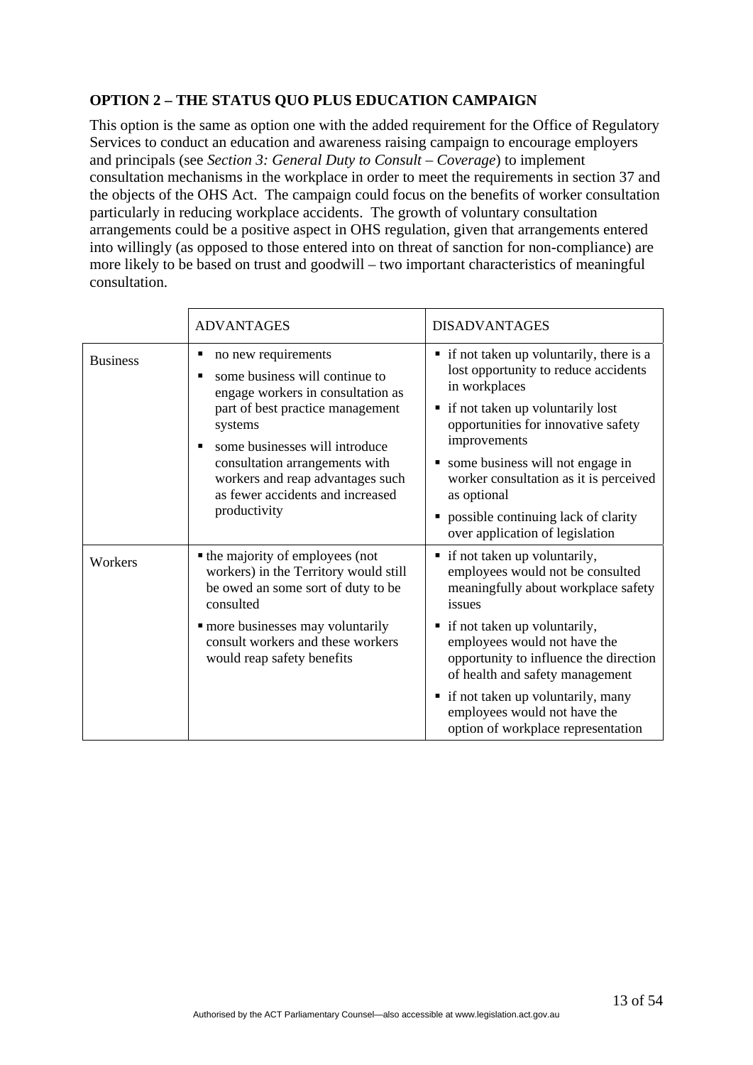**OPTION 2 – THE STATUS QUO PLUS EDUCATION CAMPAIGN**

This option is the same as option one with the added requirement for the Office of Regulatory Services to conduct an education and awareness raising campaign to encourage employers and principals (see *Section 3: General Duty to Consult – Coverage*) to implement consultation mechanisms in the workplace in order to meet the requirements in section 37 and the objects of the OHS Act. The campaign could focus on the benefits of worker consultation particularly in reducing workplace accidents. The growth of voluntary consultation arrangements could be a positive aspect in OHS regulation, given that arrangements entered into willingly (as opposed to those entered into on threat of sanction for non-compliance) are more likely to be based on trust and goodwill – two important characteristics of meaningful consultation.

| | ADVANTAGES | DISADVANTAGES |
|---|---|---|
| Business | ▪ no new requirements<br>▪ some business will continue to engage workers in consultation as part of best practice management systems<br>▪ some businesses will introduce consultation arrangements with workers and reap advantages such as fewer accidents and increased productivity | ▪ if not taken up voluntarily, there is a lost opportunity to reduce accidents in workplaces<br>▪ if not taken up voluntarily lost opportunities for innovative safety improvements<br>▪ some business will not engage in worker consultation as it is perceived as optional<br>▪ possible continuing lack of clarity over application of legislation |
| Workers | ▪ the majority of employees (not workers) in the Territory would still be owed an some sort of duty to be consulted<br>▪ more businesses may voluntarily consult workers and these workers would reap safety benefits | ▪ if not taken up voluntarily, employees would not be consulted meaningfully about workplace safety issues<br>▪ if not taken up voluntarily, employees would not have the opportunity to influence the direction of health and safety management<br>▪ if not taken up voluntarily, many employees would not have the option of workplace representation |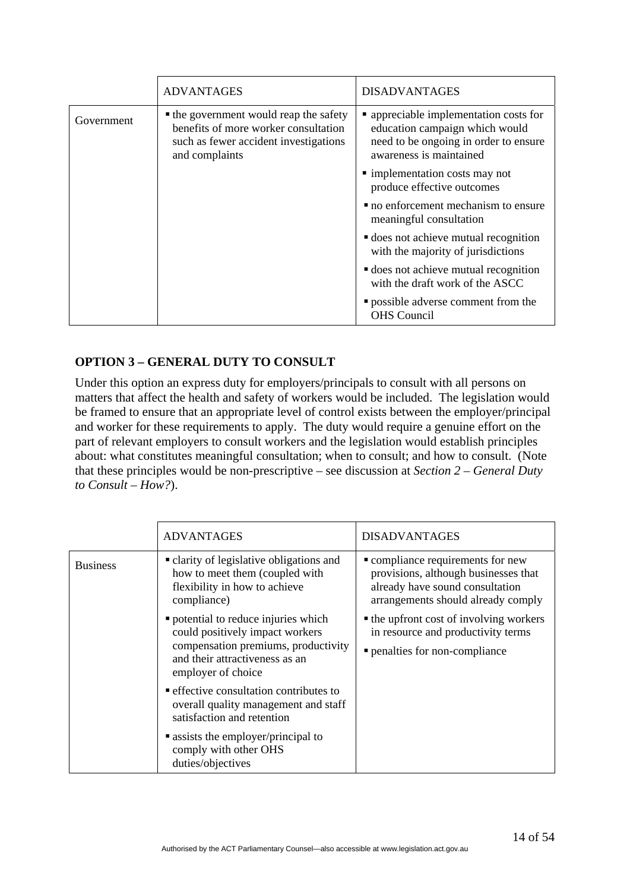| | ADVANTAGES | DISADVANTAGES |
|---|---|---|
| Government | ▪ the government would reap the safety benefits of more worker consultation such as fewer accident investigations and complaints | ▪ appreciable implementation costs for education campaign which would need to be ongoing in order to ensure awareness is maintained<br>▪ implementation costs may not produce effective outcomes<br>▪ no enforcement mechanism to ensure meaningful consultation<br>▪ does not achieve mutual recognition with the majority of jurisdictions<br>▪ does not achieve mutual recognition with the draft work of the ASCC<br>▪ possible adverse comment from the OHS Council |

**OPTION 3 – GENERAL DUTY TO CONSULT**

Under this option an express duty for employers/principals to consult with all persons on matters that affect the health and safety of workers would be included. The legislation would be framed to ensure that an appropriate level of control exists between the employer/principal and worker for these requirements to apply. The duty would require a genuine effort on the part of relevant employers to consult workers and the legislation would establish principles about: what constitutes meaningful consultation; when to consult; and how to consult. (Note that these principles would be non-prescriptive – see discussion at *Section 2 – General Duty to Consult – How?*).

| | ADVANTAGES | DISADVANTAGES |
|---|---|---|
| Business | ▪ clarity of legislative obligations and how to meet them (coupled with flexibility in how to achieve compliance)<br>▪ potential to reduce injuries which could positively impact workers compensation premiums, productivity and their attractiveness as an employer of choice<br>▪ effective consultation contributes to overall quality management and staff satisfaction and retention<br>▪ assists the employer/principal to comply with other OHS duties/objectives | ▪ compliance requirements for new provisions, although businesses that already have sound consultation arrangements should already comply<br>▪ the upfront cost of involving workers in resource and productivity terms<br>▪ penalties for non-compliance |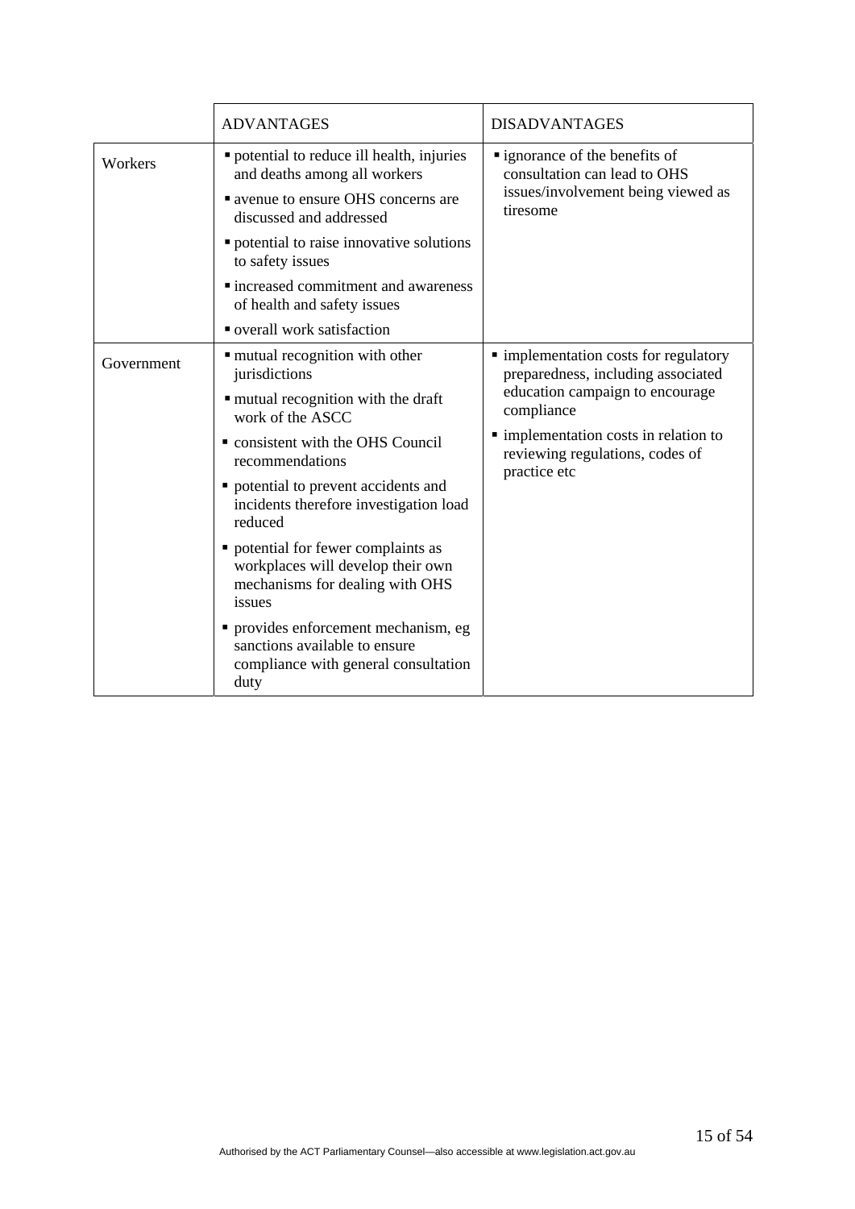| | ADVANTAGES | DISADVANTAGES |
|---|---|---|
| Workers | ▪ potential to reduce ill health, injuries and deaths among all workers<br>▪ avenue to ensure OHS concerns are discussed and addressed<br>▪ potential to raise innovative solutions to safety issues<br>▪ increased commitment and awareness of health and safety issues<br>▪ overall work satisfaction | ▪ ignorance of the benefits of consultation can lead to OHS issues/involvement being viewed as tiresome |
| Government | ▪ mutual recognition with other jurisdictions<br>▪ mutual recognition with the draft work of the ASCC<br>▪ consistent with the OHS Council recommendations<br>▪ potential to prevent accidents and incidents therefore investigation load reduced<br>▪ potential for fewer complaints as workplaces will develop their own mechanisms for dealing with OHS issues<br>▪ provides enforcement mechanism, eg sanctions available to ensure compliance with general consultation duty | ▪ implementation costs for regulatory preparedness, including associated education campaign to encourage compliance<br>▪ implementation costs in relation to reviewing regulations, codes of practice etc |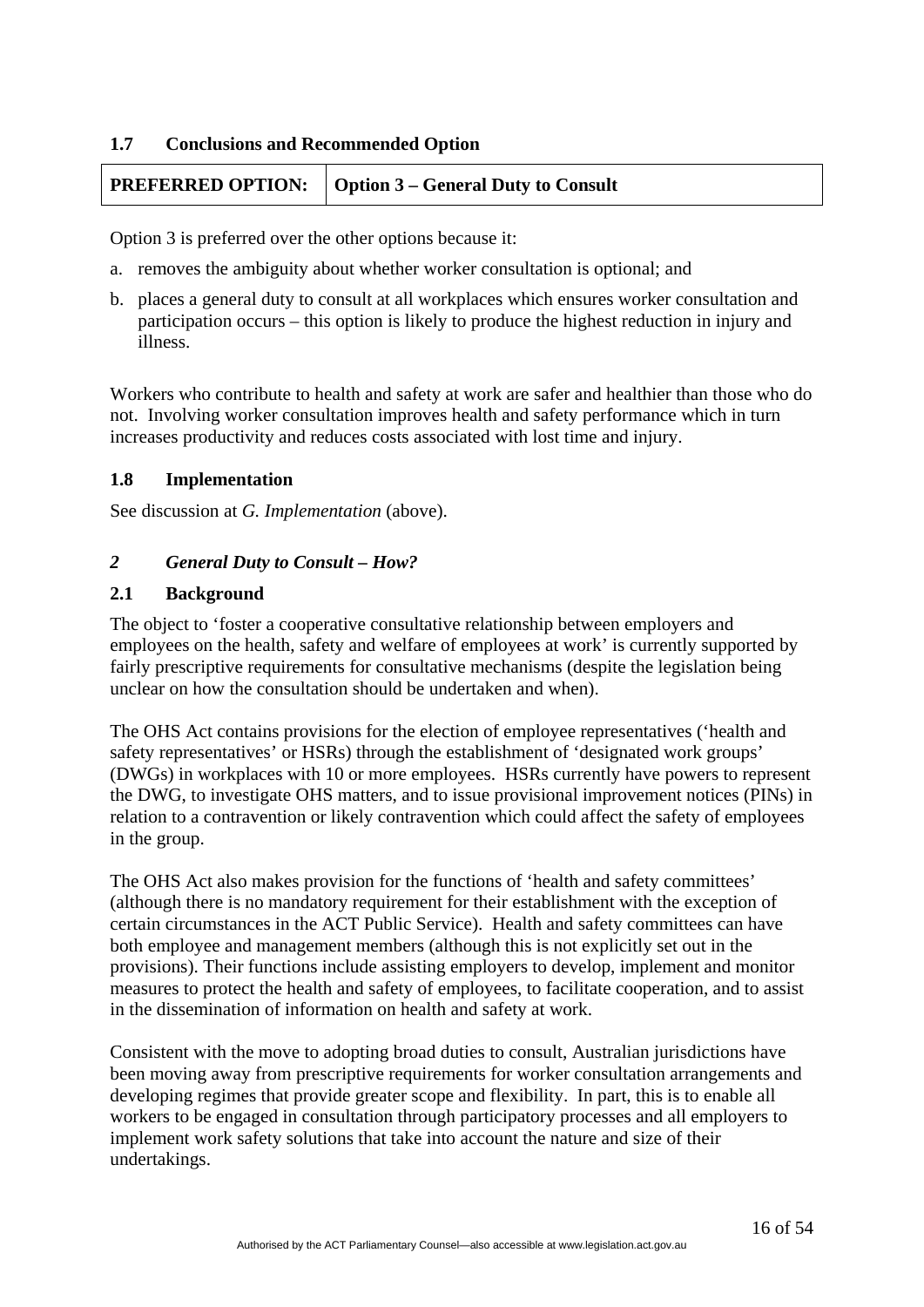### 1.7 Conclusions and Recommended Option

| **PREFERRED OPTION:** | **Option 3 – General Duty to Consult** |
|---|---|

Option 3 is preferred over the other options because it:

a. removes the ambiguity about whether worker consultation is optional; and

b. places a general duty to consult at all workplaces which ensures worker consultation and participation occurs – this option is likely to produce the highest reduction in injury and illness.

Workers who contribute to health and safety at work are safer and healthier than those who do not. Involving worker consultation improves health and safety performance which in turn increases productivity and reduces costs associated with lost time and injury.

### 1.8 Implementation

See discussion at *G. Implementation* (above).

## *2 General Duty to Consult – How?*

### 2.1 Background

The object to 'foster a cooperative consultative relationship between employers and employees on the health, safety and welfare of employees at work' is currently supported by fairly prescriptive requirements for consultative mechanisms (despite the legislation being unclear on how the consultation should be undertaken and when).

The OHS Act contains provisions for the election of employee representatives ('health and safety representatives' or HSRs) through the establishment of 'designated work groups' (DWGs) in workplaces with 10 or more employees. HSRs currently have powers to represent the DWG, to investigate OHS matters, and to issue provisional improvement notices (PINs) in relation to a contravention or likely contravention which could affect the safety of employees in the group.

The OHS Act also makes provision for the functions of 'health and safety committees' (although there is no mandatory requirement for their establishment with the exception of certain circumstances in the ACT Public Service). Health and safety committees can have both employee and management members (although this is not explicitly set out in the provisions). Their functions include assisting employers to develop, implement and monitor measures to protect the health and safety of employees, to facilitate cooperation, and to assist in the dissemination of information on health and safety at work.

Consistent with the move to adopting broad duties to consult, Australian jurisdictions have been moving away from prescriptive requirements for worker consultation arrangements and developing regimes that provide greater scope and flexibility. In part, this is to enable all workers to be engaged in consultation through participatory processes and all employers to implement work safety solutions that take into account the nature and size of their undertakings.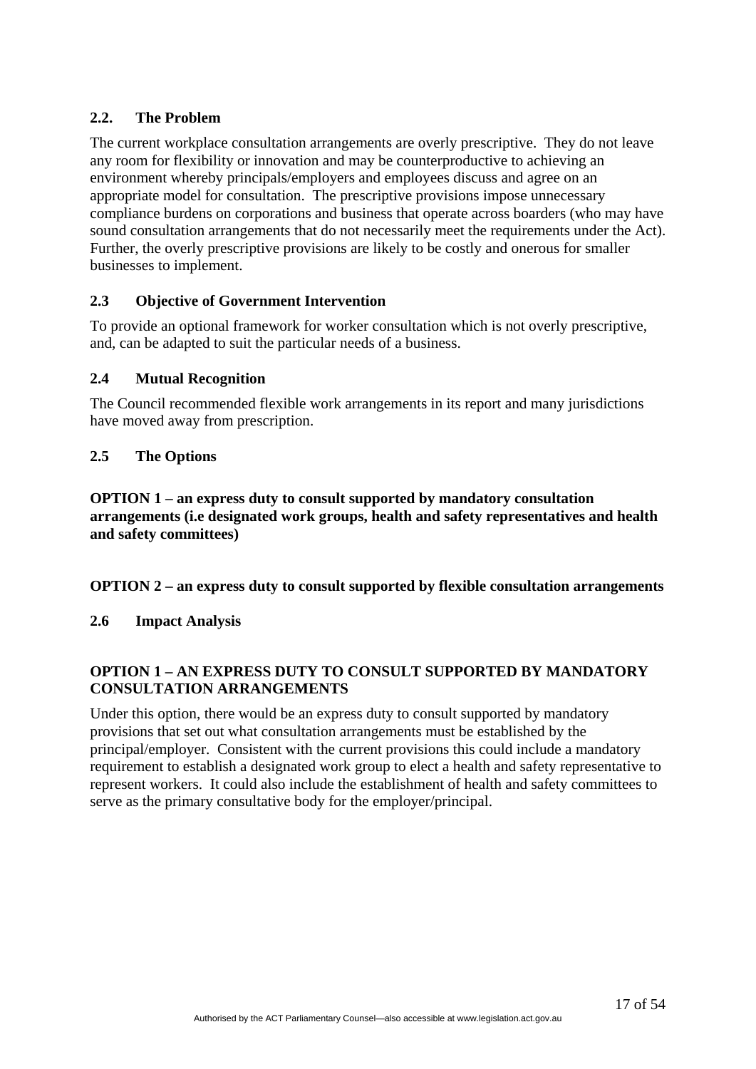### 2.2. The Problem

The current workplace consultation arrangements are overly prescriptive. They do not leave any room for flexibility or innovation and may be counterproductive to achieving an environment whereby principals/employers and employees discuss and agree on an appropriate model for consultation. The prescriptive provisions impose unnecessary compliance burdens on corporations and business that operate across boarders (who may have sound consultation arrangements that do not necessarily meet the requirements under the Act). Further, the overly prescriptive provisions are likely to be costly and onerous for smaller businesses to implement.

### 2.3 Objective of Government Intervention

To provide an optional framework for worker consultation which is not overly prescriptive, and, can be adapted to suit the particular needs of a business.

### 2.4 Mutual Recognition

The Council recommended flexible work arrangements in its report and many jurisdictions have moved away from prescription.

### 2.5 The Options

**OPTION 1 – an express duty to consult supported by mandatory consultation arrangements (i.e designated work groups, health and safety representatives and health and safety committees)**

**OPTION 2 – an express duty to consult supported by flexible consultation arrangements**

### 2.6 Impact Analysis

**OPTION 1 – AN EXPRESS DUTY TO CONSULT SUPPORTED BY MANDATORY CONSULTATION ARRANGEMENTS**

Under this option, there would be an express duty to consult supported by mandatory provisions that set out what consultation arrangements must be established by the principal/employer. Consistent with the current provisions this could include a mandatory requirement to establish a designated work group to elect a health and safety representative to represent workers. It could also include the establishment of health and safety committees to serve as the primary consultative body for the employer/principal.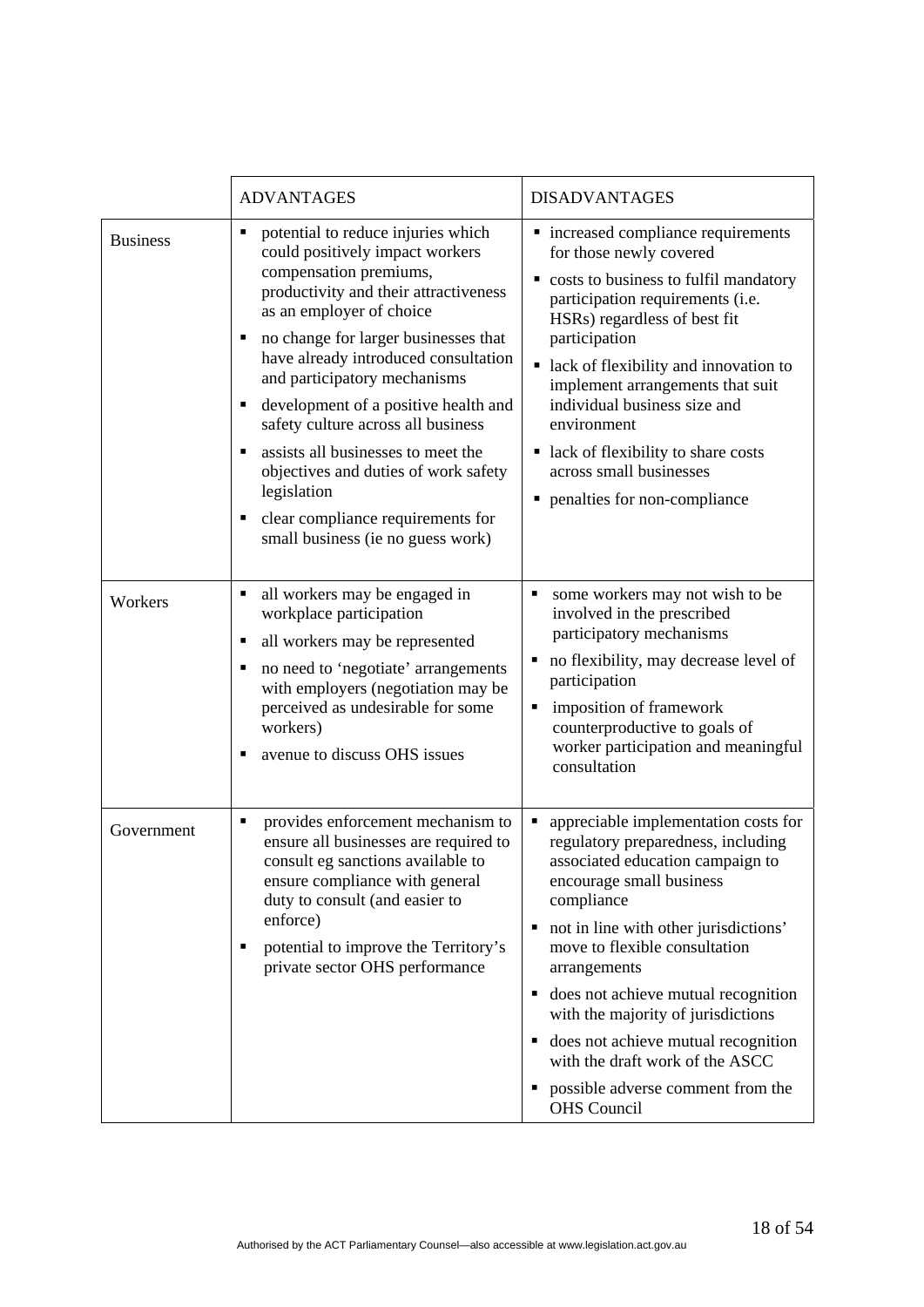| | ADVANTAGES | DISADVANTAGES |
|---|---|---|
| Business | ▪ potential to reduce injuries which could positively impact workers compensation premiums, productivity and their attractiveness as an employer of choice<br>▪ no change for larger businesses that have already introduced consultation and participatory mechanisms<br>▪ development of a positive health and safety culture across all business<br>▪ assists all businesses to meet the objectives and duties of work safety legislation<br>▪ clear compliance requirements for small business (ie no guess work) | ▪ increased compliance requirements for those newly covered<br>▪ costs to business to fulfil mandatory participation requirements (i.e. HSRs) regardless of best fit participation<br>▪ lack of flexibility and innovation to implement arrangements that suit individual business size and environment<br>▪ lack of flexibility to share costs across small businesses<br>▪ penalties for non-compliance |
| Workers | ▪ all workers may be engaged in workplace participation<br>▪ all workers may be represented<br>▪ no need to 'negotiate' arrangements with employers (negotiation may be perceived as undesirable for some workers)<br>▪ avenue to discuss OHS issues | ▪ some workers may not wish to be involved in the prescribed participatory mechanisms<br>▪ no flexibility, may decrease level of participation<br>▪ imposition of framework counterproductive to goals of worker participation and meaningful consultation |
| Government | ▪ provides enforcement mechanism to ensure all businesses are required to consult eg sanctions available to ensure compliance with general duty to consult (and easier to enforce)<br>▪ potential to improve the Territory's private sector OHS performance | ▪ appreciable implementation costs for regulatory preparedness, including associated education campaign to encourage small business compliance<br>▪ not in line with other jurisdictions' move to flexible consultation arrangements<br>▪ does not achieve mutual recognition with the majority of jurisdictions<br>▪ does not achieve mutual recognition with the draft work of the ASCC<br>▪ possible adverse comment from the OHS Council |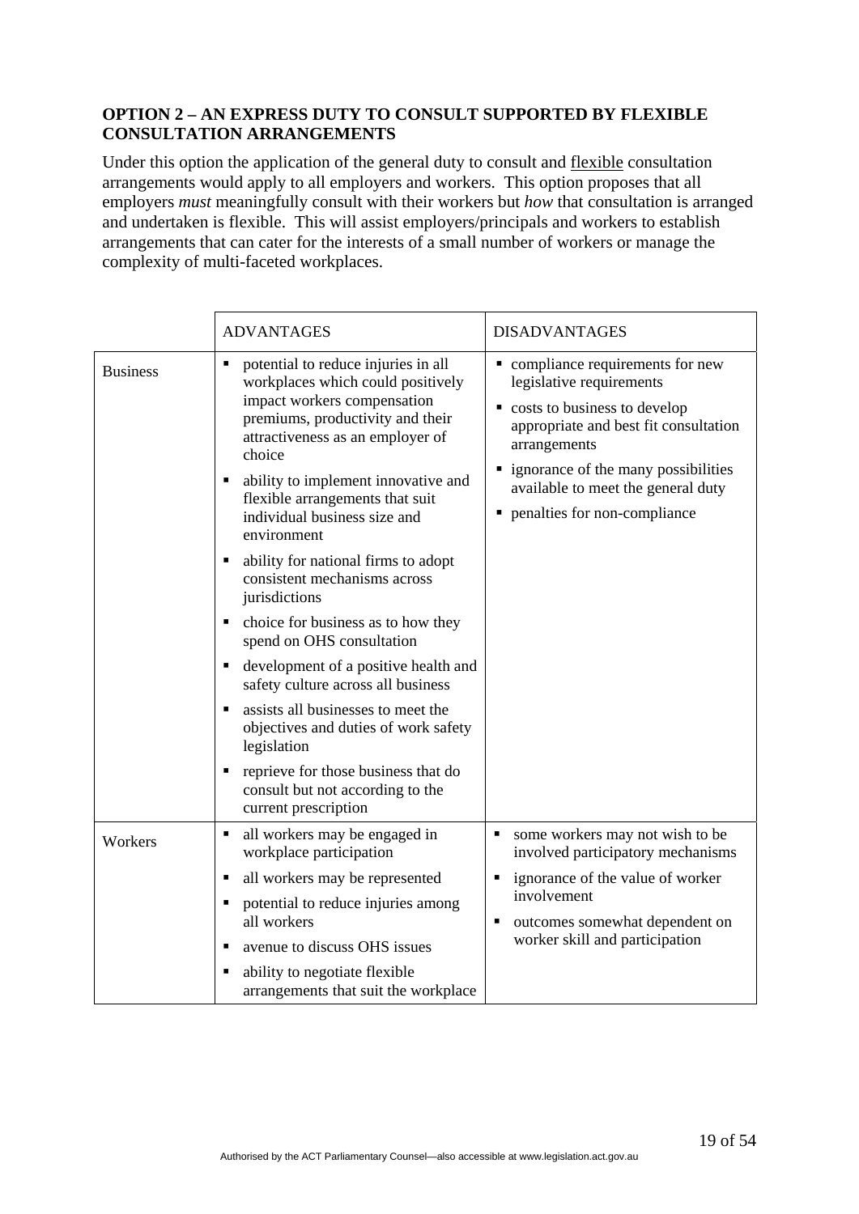**OPTION 2 – AN EXPRESS DUTY TO CONSULT SUPPORTED BY FLEXIBLE CONSULTATION ARRANGEMENTS**

Under this option the application of the general duty to consult and <u>flexible</u> consultation arrangements would apply to all employers and workers. This option proposes that all employers *must* meaningfully consult with their workers but *how* that consultation is arranged and undertaken is flexible. This will assist employers/principals and workers to establish arrangements that can cater for the interests of a small number of workers or manage the complexity of multi-faceted workplaces.

| | ADVANTAGES | DISADVANTAGES |
|---|---|---|
| Business | ▪ potential to reduce injuries in all workplaces which could positively impact workers compensation premiums, productivity and their attractiveness as an employer of choice<br>▪ ability to implement innovative and flexible arrangements that suit individual business size and environment<br>▪ ability for national firms to adopt consistent mechanisms across jurisdictions<br>▪ choice for business as to how they spend on OHS consultation<br>▪ development of a positive health and safety culture across all business<br>▪ assists all businesses to meet the objectives and duties of work safety legislation<br>▪ reprieve for those business that do consult but not according to the current prescription | ▪ compliance requirements for new legislative requirements<br>▪ costs to business to develop appropriate and best fit consultation arrangements<br>▪ ignorance of the many possibilities available to meet the general duty<br>▪ penalties for non-compliance |
| Workers | ▪ all workers may be engaged in workplace participation<br>▪ all workers may be represented<br>▪ potential to reduce injuries among all workers<br>▪ avenue to discuss OHS issues<br>▪ ability to negotiate flexible arrangements that suit the workplace | ▪ some workers may not wish to be involved participatory mechanisms<br>▪ ignorance of the value of worker involvement<br>▪ outcomes somewhat dependent on worker skill and participation |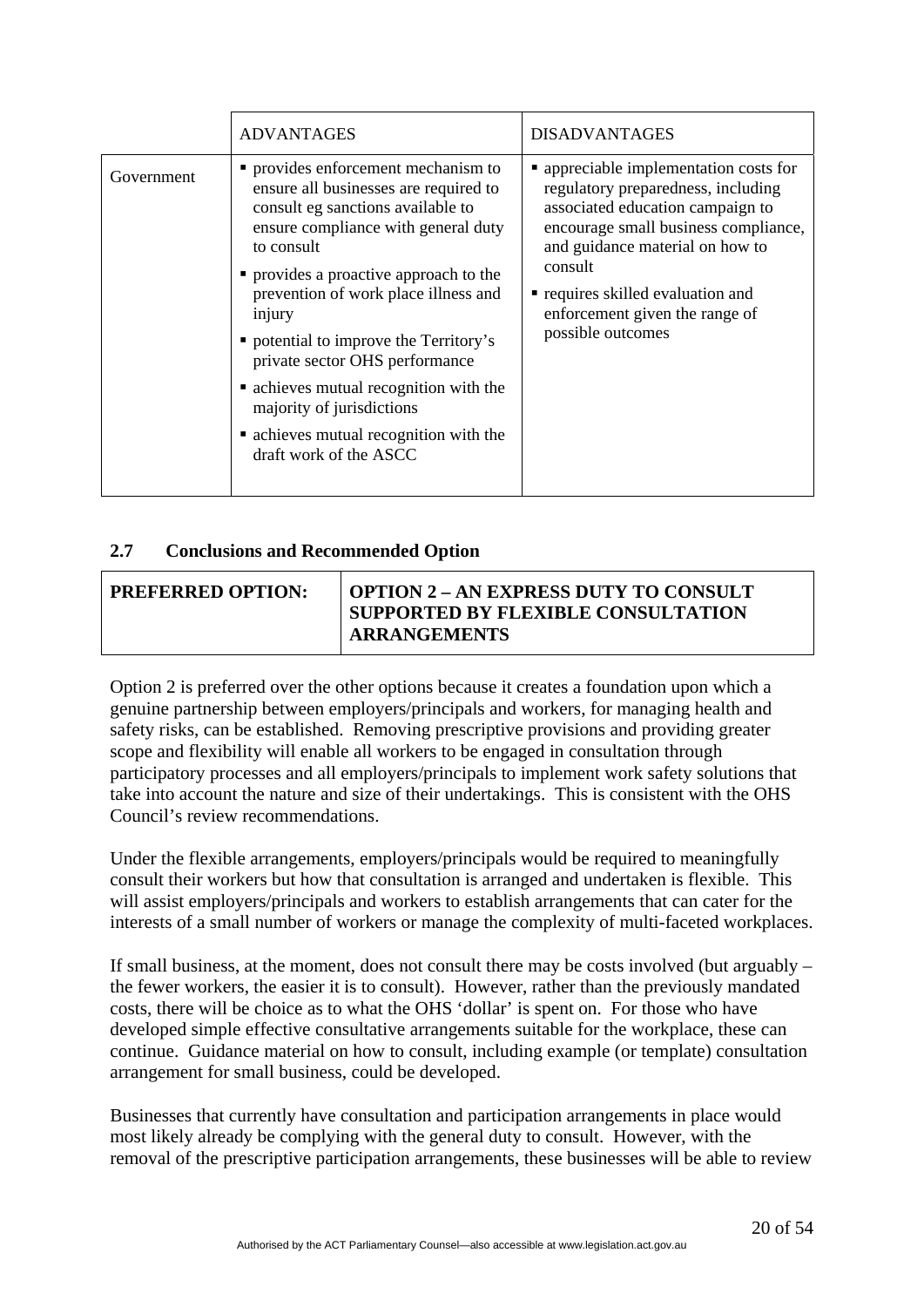| | ADVANTAGES | DISADVANTAGES |
|---|---|---|
| Government | ▪ provides enforcement mechanism to ensure all businesses are required to consult eg sanctions available to ensure compliance with general duty to consult<br>▪ provides a proactive approach to the prevention of work place illness and injury<br>▪ potential to improve the Territory's private sector OHS performance<br>▪ achieves mutual recognition with the majority of jurisdictions<br>▪ achieves mutual recognition with the draft work of the ASCC | ▪ appreciable implementation costs for regulatory preparedness, including associated education campaign to encourage small business compliance, and guidance material on how to consult<br>▪ requires skilled evaluation and enforcement given the range of possible outcomes |

### 2.7 Conclusions and Recommended Option

| **PREFERRED OPTION:** | **OPTION 2 – AN EXPRESS DUTY TO CONSULT SUPPORTED BY FLEXIBLE CONSULTATION ARRANGEMENTS** |
|---|---|

Option 2 is preferred over the other options because it creates a foundation upon which a genuine partnership between employers/principals and workers, for managing health and safety risks, can be established. Removing prescriptive provisions and providing greater scope and flexibility will enable all workers to be engaged in consultation through participatory processes and all employers/principals to implement work safety solutions that take into account the nature and size of their undertakings. This is consistent with the OHS Council's review recommendations.

Under the flexible arrangements, employers/principals would be required to meaningfully consult their workers but how that consultation is arranged and undertaken is flexible. This will assist employers/principals and workers to establish arrangements that can cater for the interests of a small number of workers or manage the complexity of multi-faceted workplaces.

If small business, at the moment, does not consult there may be costs involved (but arguably – the fewer workers, the easier it is to consult). However, rather than the previously mandated costs, there will be choice as to what the OHS 'dollar' is spent on. For those who have developed simple effective consultative arrangements suitable for the workplace, these can continue. Guidance material on how to consult, including example (or template) consultation arrangement for small business, could be developed.

Businesses that currently have consultation and participation arrangements in place would most likely already be complying with the general duty to consult. However, with the removal of the prescriptive participation arrangements, these businesses will be able to review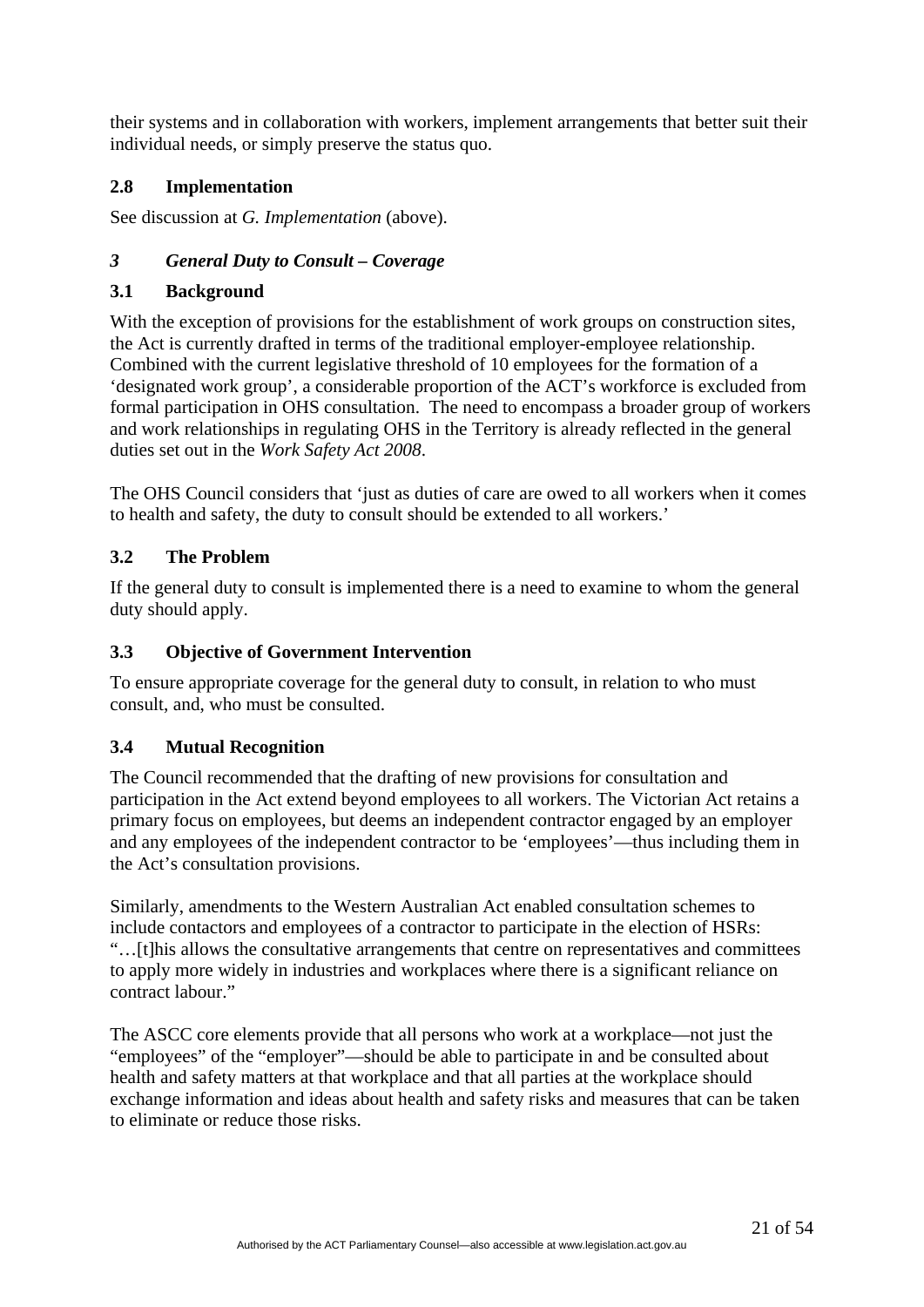their systems and in collaboration with workers, implement arrangements that better suit their individual needs, or simply preserve the status quo.

### 2.8 Implementation

See discussion at *G. Implementation* (above).

## *3 General Duty to Consult – Coverage*

### 3.1 Background

With the exception of provisions for the establishment of work groups on construction sites, the Act is currently drafted in terms of the traditional employer-employee relationship. Combined with the current legislative threshold of 10 employees for the formation of a 'designated work group', a considerable proportion of the ACT's workforce is excluded from formal participation in OHS consultation. The need to encompass a broader group of workers and work relationships in regulating OHS in the Territory is already reflected in the general duties set out in the *Work Safety Act 2008*.

The OHS Council considers that 'just as duties of care are owed to all workers when it comes to health and safety, the duty to consult should be extended to all workers.'

### 3.2 The Problem

If the general duty to consult is implemented there is a need to examine to whom the general duty should apply.

### 3.3 Objective of Government Intervention

To ensure appropriate coverage for the general duty to consult, in relation to who must consult, and, who must be consulted.

### 3.4 Mutual Recognition

The Council recommended that the drafting of new provisions for consultation and participation in the Act extend beyond employees to all workers. The Victorian Act retains a primary focus on employees, but deems an independent contractor engaged by an employer and any employees of the independent contractor to be 'employees'—thus including them in the Act's consultation provisions.

Similarly, amendments to the Western Australian Act enabled consultation schemes to include contactors and employees of a contractor to participate in the election of HSRs: "…[t]his allows the consultative arrangements that centre on representatives and committees to apply more widely in industries and workplaces where there is a significant reliance on contract labour."

The ASCC core elements provide that all persons who work at a workplace—not just the "employees" of the "employer"—should be able to participate in and be consulted about health and safety matters at that workplace and that all parties at the workplace should exchange information and ideas about health and safety risks and measures that can be taken to eliminate or reduce those risks.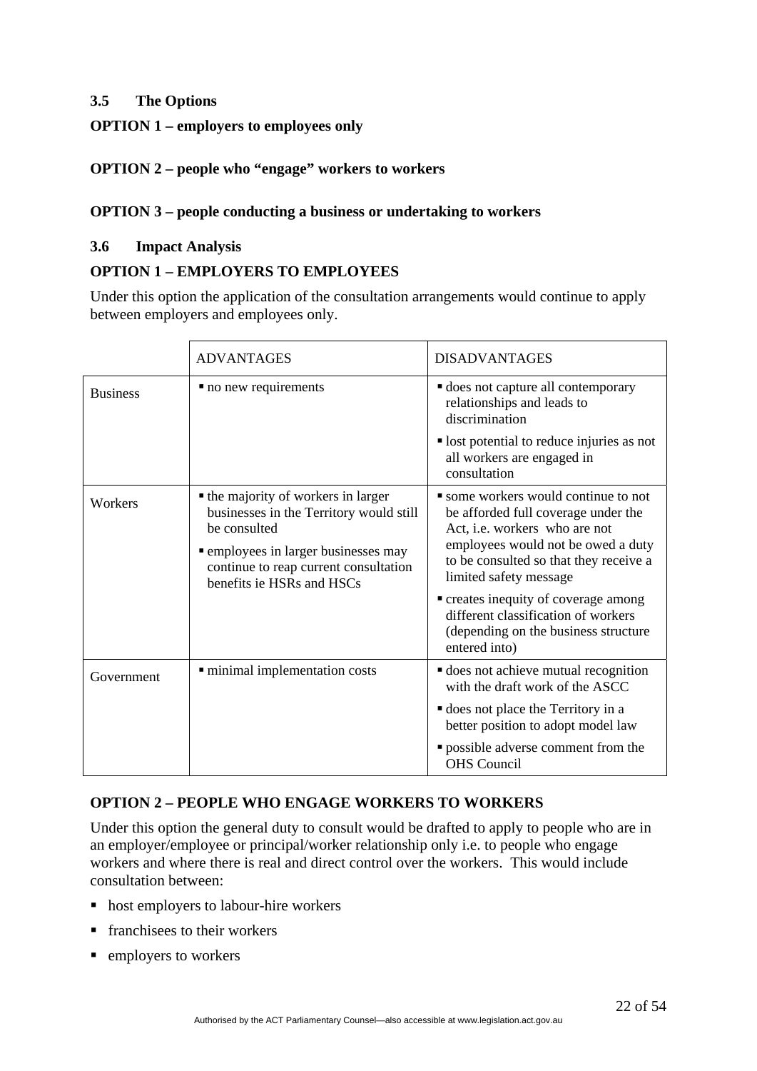### 3.5 The Options

**OPTION 1 – employers to employees only**

**OPTION 2 – people who "engage" workers to workers**

**OPTION 3 – people conducting a business or undertaking to workers**

### 3.6 Impact Analysis

**OPTION 1 – EMPLOYERS TO EMPLOYEES**

Under this option the application of the consultation arrangements would continue to apply between employers and employees only.

| | ADVANTAGES | DISADVANTAGES |
|---|---|---|
| Business | ▪ no new requirements | ▪ does not capture all contemporary relationships and leads to discrimination<br>▪ lost potential to reduce injuries as not all workers are engaged in consultation |
| Workers | ▪ the majority of workers in larger businesses in the Territory would still be consulted<br>▪ employees in larger businesses may continue to reap current consultation benefits ie HSRs and HSCs | ▪ some workers would continue to not be afforded full coverage under the Act, i.e. workers who are not employees would not be owed a duty to be consulted so that they receive a limited safety message<br>▪ creates inequity of coverage among different classification of workers (depending on the business structure entered into) |
| Government | ▪ minimal implementation costs | ▪ does not achieve mutual recognition with the draft work of the ASCC<br>▪ does not place the Territory in a better position to adopt model law<br>▪ possible adverse comment from the OHS Council |

**OPTION 2 – PEOPLE WHO ENGAGE WORKERS TO WORKERS**

Under this option the general duty to consult would be drafted to apply to people who are in an employer/employee or principal/worker relationship only i.e. to people who engage workers and where there is real and direct control over the workers. This would include consultation between:

- host employers to labour-hire workers
- franchisees to their workers
- employers to workers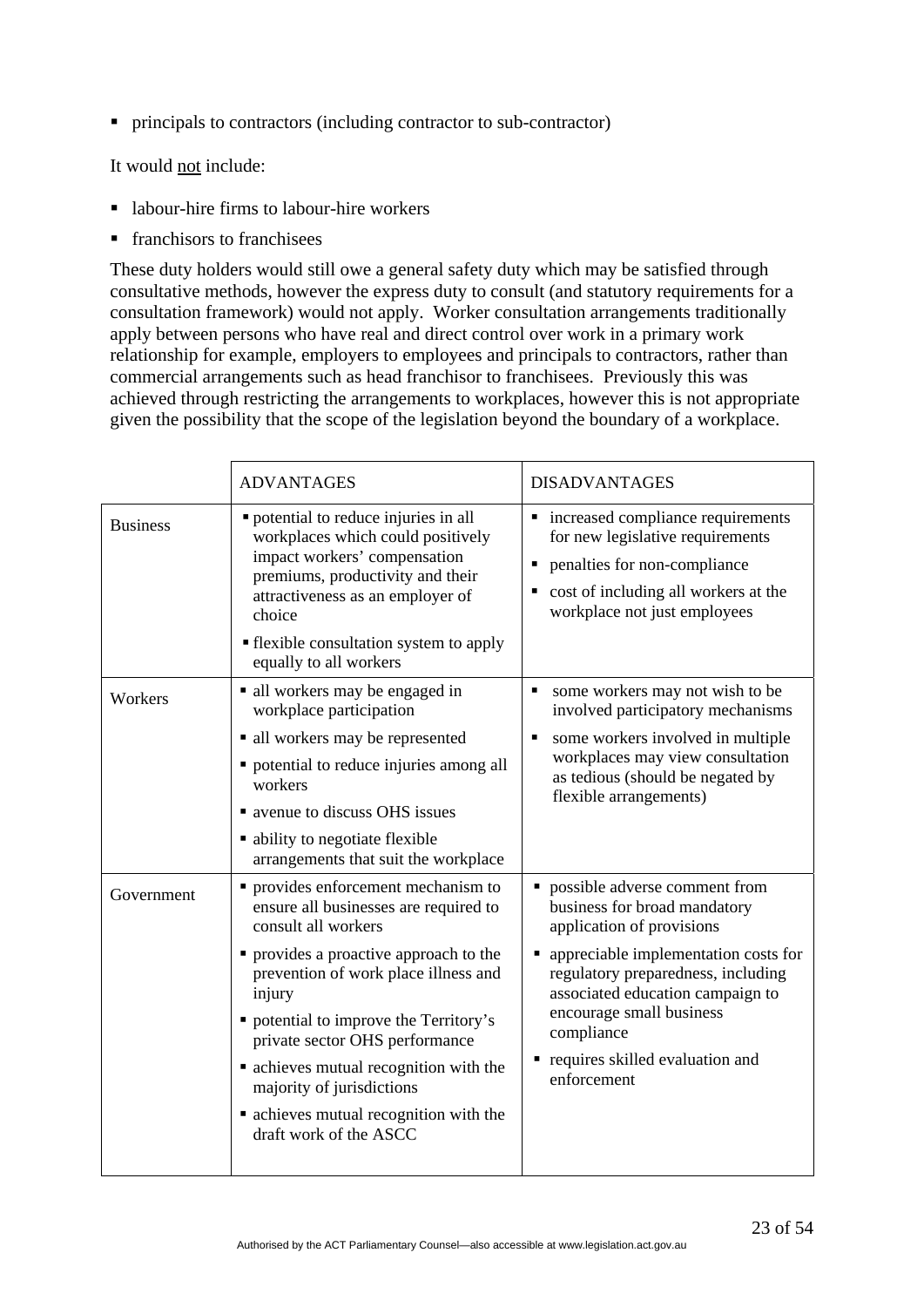- principals to contractors (including contractor to sub-contractor)

It would <u>not</u> include:

- labour-hire firms to labour-hire workers
- franchisors to franchisees

These duty holders would still owe a general safety duty which may be satisfied through consultative methods, however the express duty to consult (and statutory requirements for a consultation framework) would not apply. Worker consultation arrangements traditionally apply between persons who have real and direct control over work in a primary work relationship for example, employers to employees and principals to contractors, rather than commercial arrangements such as head franchisor to franchisees. Previously this was achieved through restricting the arrangements to workplaces, however this is not appropriate given the possibility that the scope of the legislation beyond the boundary of a workplace.

| | ADVANTAGES | DISADVANTAGES |
|---|---|---|
| Business | ▪ potential to reduce injuries in all workplaces which could positively impact workers' compensation premiums, productivity and their attractiveness as an employer of choice<br>▪ flexible consultation system to apply equally to all workers | ▪ increased compliance requirements for new legislative requirements<br>▪ penalties for non-compliance<br>▪ cost of including all workers at the workplace not just employees |
| Workers | ▪ all workers may be engaged in workplace participation<br>▪ all workers may be represented<br>▪ potential to reduce injuries among all workers<br>▪ avenue to discuss OHS issues<br>▪ ability to negotiate flexible arrangements that suit the workplace | ▪ some workers may not wish to be involved participatory mechanisms<br>▪ some workers involved in multiple workplaces may view consultation as tedious (should be negated by flexible arrangements) |
| Government | ▪ provides enforcement mechanism to ensure all businesses are required to consult all workers<br>▪ provides a proactive approach to the prevention of work place illness and injury<br>▪ potential to improve the Territory's private sector OHS performance<br>▪ achieves mutual recognition with the majority of jurisdictions<br>▪ achieves mutual recognition with the draft work of the ASCC | ▪ possible adverse comment from business for broad mandatory application of provisions<br>▪ appreciable implementation costs for regulatory preparedness, including associated education campaign to encourage small business compliance<br>▪ requires skilled evaluation and enforcement |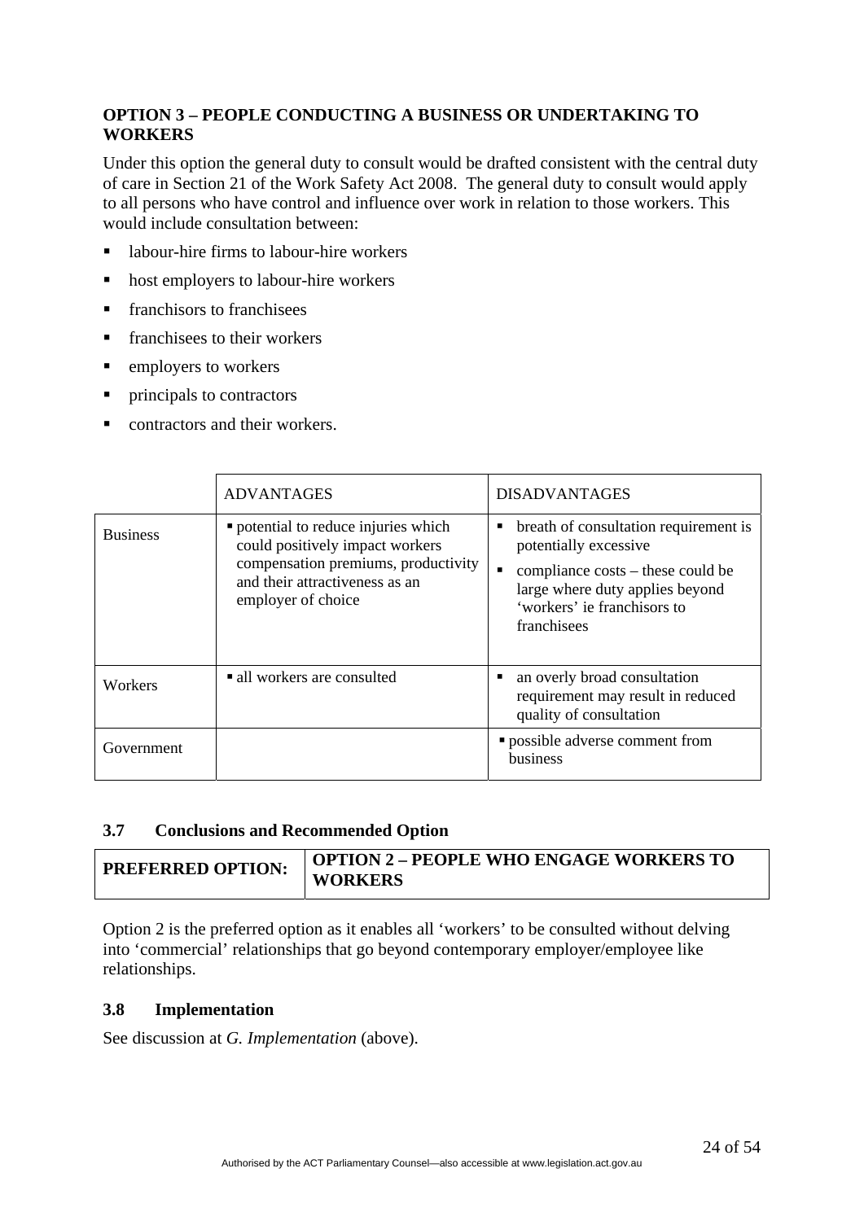**OPTION 3 – PEOPLE CONDUCTING A BUSINESS OR UNDERTAKING TO WORKERS**

Under this option the general duty to consult would be drafted consistent with the central duty of care in Section 21 of the Work Safety Act 2008. The general duty to consult would apply to all persons who have control and influence over work in relation to those workers. This would include consultation between:

- labour-hire firms to labour-hire workers
- host employers to labour-hire workers
- franchisors to franchisees
- franchisees to their workers
- employers to workers
- principals to contractors
- contractors and their workers.

| | ADVANTAGES | DISADVANTAGES |
|---|---|---|
| Business | ▪ potential to reduce injuries which could positively impact workers compensation premiums, productivity and their attractiveness as an employer of choice | ▪ breath of consultation requirement is potentially excessive<br>▪ compliance costs – these could be large where duty applies beyond 'workers' ie franchisors to franchisees |
| Workers | ▪ all workers are consulted | ▪ an overly broad consultation requirement may result in reduced quality of consultation |
| Government | | ▪ possible adverse comment from business |

### 3.7 Conclusions and Recommended Option

| **PREFERRED OPTION:** | **OPTION 2 – PEOPLE WHO ENGAGE WORKERS TO WORKERS** |
|---|---|

Option 2 is the preferred option as it enables all 'workers' to be consulted without delving into 'commercial' relationships that go beyond contemporary employer/employee like relationships.

### 3.8 Implementation

See discussion at *G. Implementation* (above).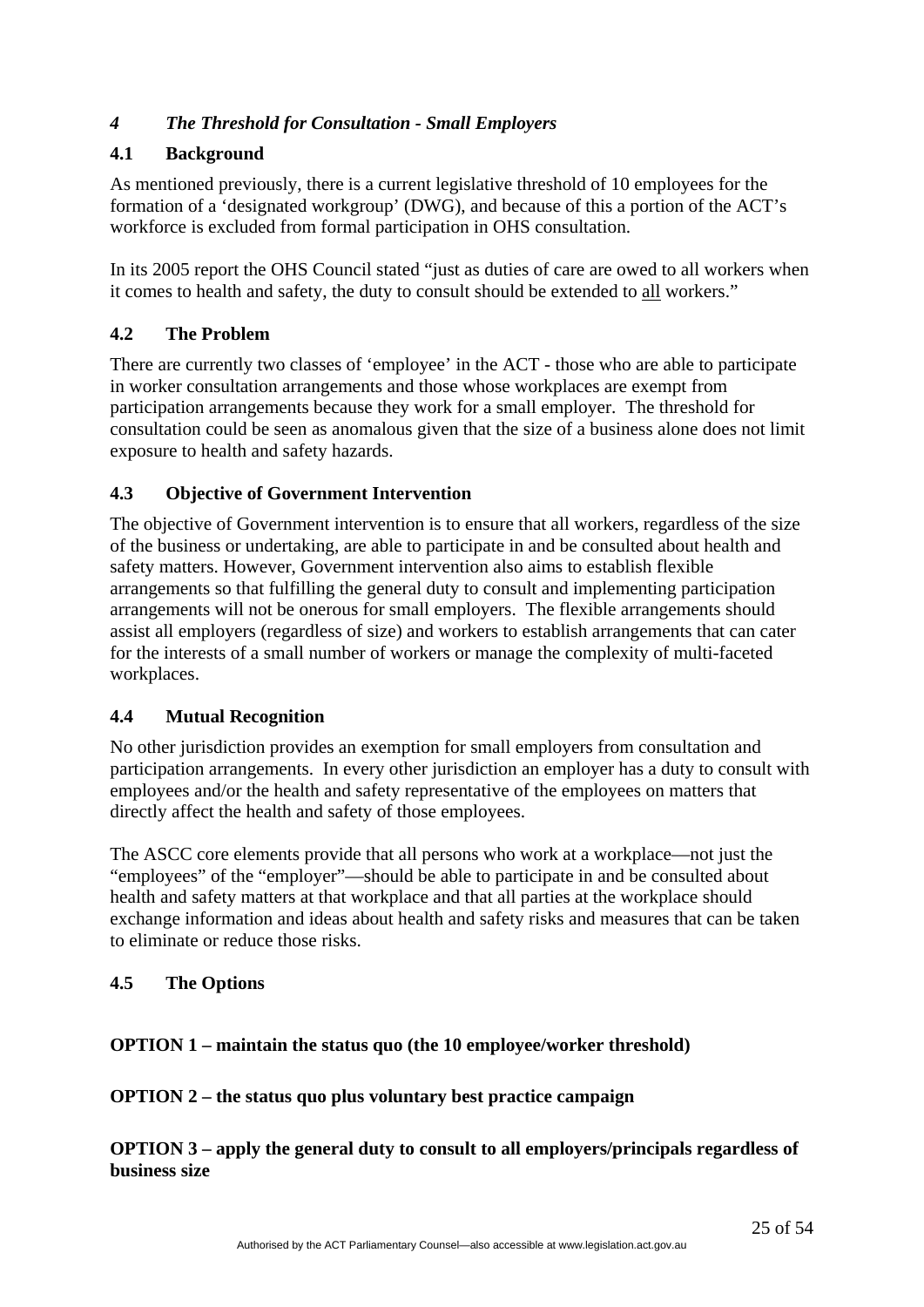## *4 The Threshold for Consultation - Small Employers*

### 4.1 Background

As mentioned previously, there is a current legislative threshold of 10 employees for the formation of a 'designated workgroup' (DWG), and because of this a portion of the ACT's workforce is excluded from formal participation in OHS consultation.

In its 2005 report the OHS Council stated "just as duties of care are owed to all workers when it comes to health and safety, the duty to consult should be extended to <u>all</u> workers."

### 4.2 The Problem

There are currently two classes of 'employee' in the ACT - those who are able to participate in worker consultation arrangements and those whose workplaces are exempt from participation arrangements because they work for a small employer. The threshold for consultation could be seen as anomalous given that the size of a business alone does not limit exposure to health and safety hazards.

### 4.3 Objective of Government Intervention

The objective of Government intervention is to ensure that all workers, regardless of the size of the business or undertaking, are able to participate in and be consulted about health and safety matters. However, Government intervention also aims to establish flexible arrangements so that fulfilling the general duty to consult and implementing participation arrangements will not be onerous for small employers. The flexible arrangements should assist all employers (regardless of size) and workers to establish arrangements that can cater for the interests of a small number of workers or manage the complexity of multi-faceted workplaces.

### 4.4 Mutual Recognition

No other jurisdiction provides an exemption for small employers from consultation and participation arrangements. In every other jurisdiction an employer has a duty to consult with employees and/or the health and safety representative of the employees on matters that directly affect the health and safety of those employees.

The ASCC core elements provide that all persons who work at a workplace—not just the "employees" of the "employer"—should be able to participate in and be consulted about health and safety matters at that workplace and that all parties at the workplace should exchange information and ideas about health and safety risks and measures that can be taken to eliminate or reduce those risks.

### 4.5 The Options

**OPTION 1 – maintain the status quo (the 10 employee/worker threshold)**

**OPTION 2 – the status quo plus voluntary best practice campaign**

**OPTION 3 – apply the general duty to consult to all employers/principals regardless of business size**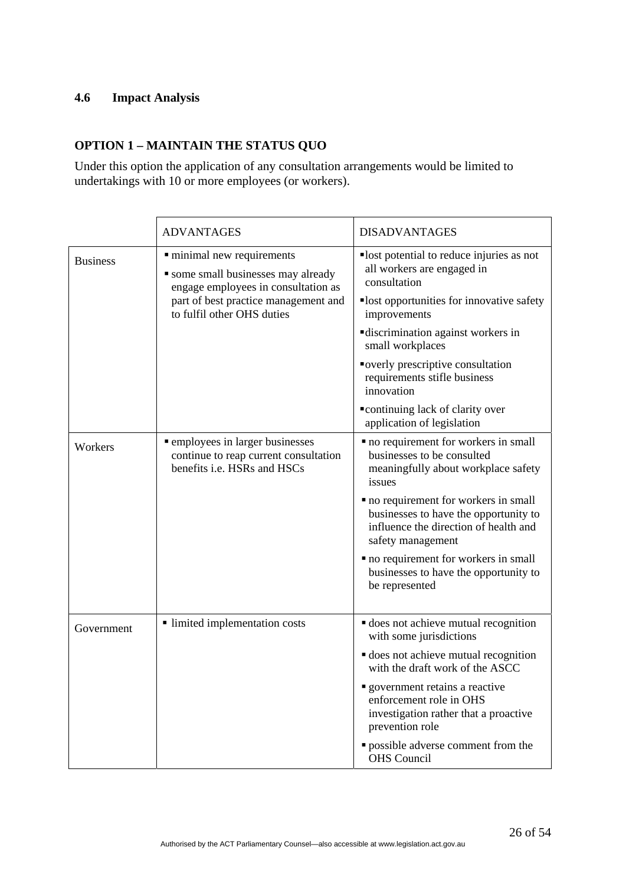### 4.6 Impact Analysis

**OPTION 1 – MAINTAIN THE STATUS QUO**

Under this option the application of any consultation arrangements would be limited to undertakings with 10 or more employees (or workers).

| | ADVANTAGES | DISADVANTAGES |
|---|---|---|
| Business | ▪ minimal new requirements<br>▪ some small businesses may already engage employees in consultation as part of best practice management and to fulfil other OHS duties | ▪ lost potential to reduce injuries as not all workers are engaged in consultation<br>▪ lost opportunities for innovative safety improvements<br>▪ discrimination against workers in small workplaces<br>▪ overly prescriptive consultation requirements stifle business innovation<br>▪ continuing lack of clarity over application of legislation |
| Workers | ▪ employees in larger businesses continue to reap current consultation benefits i.e. HSRs and HSCs | ▪ no requirement for workers in small businesses to be consulted meaningfully about workplace safety issues<br>▪ no requirement for workers in small businesses to have the opportunity to influence the direction of health and safety management<br>▪ no requirement for workers in small businesses to have the opportunity to be represented |
| Government | ▪ limited implementation costs | ▪ does not achieve mutual recognition with some jurisdictions<br>▪ does not achieve mutual recognition with the draft work of the ASCC<br>▪ government retains a reactive enforcement role in OHS investigation rather that a proactive prevention role<br>▪ possible adverse comment from the OHS Council |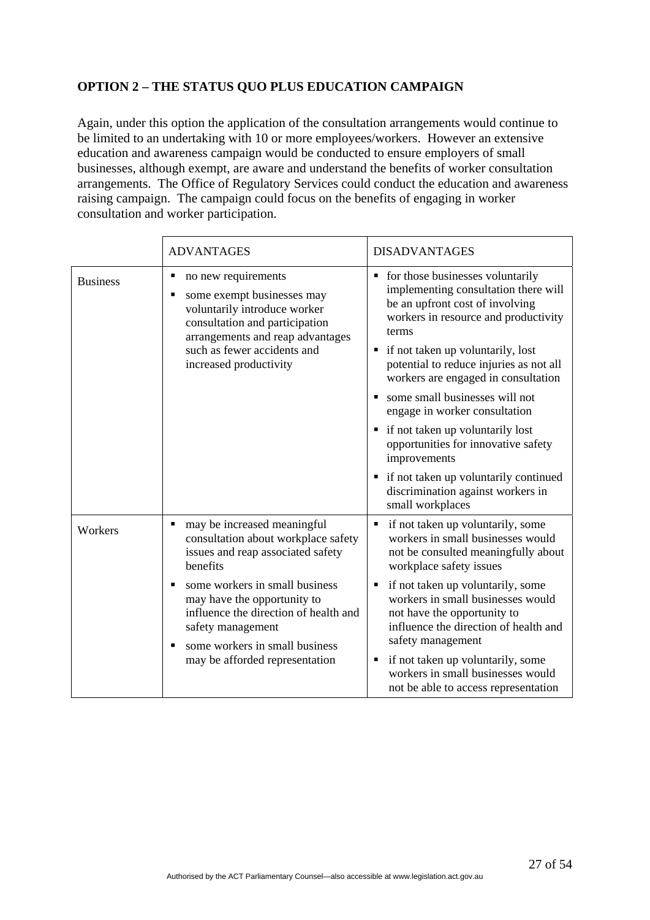**OPTION 2 – THE STATUS QUO PLUS EDUCATION CAMPAIGN**

Again, under this option the application of the consultation arrangements would continue to be limited to an undertaking with 10 or more employees/workers. However an extensive education and awareness campaign would be conducted to ensure employers of small businesses, although exempt, are aware and understand the benefits of worker consultation arrangements. The Office of Regulatory Services could conduct the education and awareness raising campaign. The campaign could focus on the benefits of engaging in worker consultation and worker participation.

| | ADVANTAGES | DISADVANTAGES |
|---|---|---|
| Business | ▪ no new requirements<br>▪ some exempt businesses may voluntarily introduce worker consultation and participation arrangements and reap advantages such as fewer accidents and increased productivity | ▪ for those businesses voluntarily implementing consultation there will be an upfront cost of involving workers in resource and productivity terms<br>▪ if not taken up voluntarily, lost potential to reduce injuries as not all workers are engaged in consultation<br>▪ some small businesses will not engage in worker consultation<br>▪ if not taken up voluntarily lost opportunities for innovative safety improvements<br>▪ if not taken up voluntarily continued discrimination against workers in small workplaces |
| Workers | ▪ may be increased meaningful consultation about workplace safety issues and reap associated safety benefits<br>▪ some workers in small business may have the opportunity to influence the direction of health and safety management<br>▪ some workers in small business may be afforded representation | ▪ if not taken up voluntarily, some workers in small businesses would not be consulted meaningfully about workplace safety issues<br>▪ if not taken up voluntarily, some workers in small businesses would not have the opportunity to influence the direction of health and safety management<br>▪ if not taken up voluntarily, some workers in small businesses would not be able to access representation |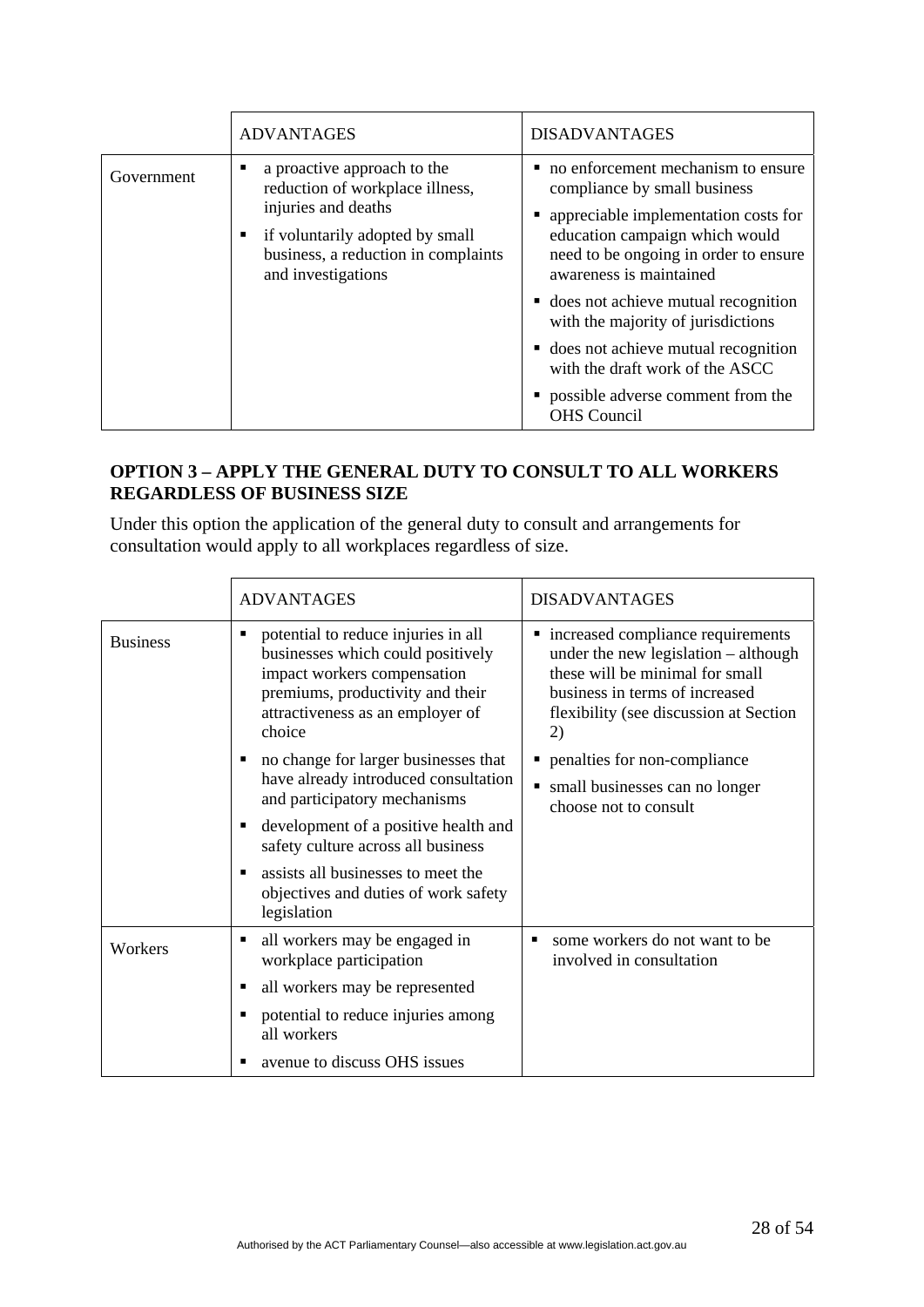| | ADVANTAGES | DISADVANTAGES |
|---|---|---|
| Government | ▪ a proactive approach to the reduction of workplace illness, injuries and deaths<br>▪ if voluntarily adopted by small business, a reduction in complaints and investigations | ▪ no enforcement mechanism to ensure compliance by small business<br>▪ appreciable implementation costs for education campaign which would need to be ongoing in order to ensure awareness is maintained<br>▪ does not achieve mutual recognition with the majority of jurisdictions<br>▪ does not achieve mutual recognition with the draft work of the ASCC<br>▪ possible adverse comment from the OHS Council |

**OPTION 3 – APPLY THE GENERAL DUTY TO CONSULT TO ALL WORKERS REGARDLESS OF BUSINESS SIZE**

Under this option the application of the general duty to consult and arrangements for consultation would apply to all workplaces regardless of size.

| | ADVANTAGES | DISADVANTAGES |
|---|---|---|
| Business | ▪ potential to reduce injuries in all businesses which could positively impact workers compensation premiums, productivity and their attractiveness as an employer of choice<br>▪ no change for larger businesses that have already introduced consultation and participatory mechanisms<br>▪ development of a positive health and safety culture across all business<br>▪ assists all businesses to meet the objectives and duties of work safety legislation | ▪ increased compliance requirements under the new legislation – although these will be minimal for small business in terms of increased flexibility (see discussion at Section 2)<br>▪ penalties for non-compliance<br>▪ small businesses can no longer choose not to consult |
| Workers | ▪ all workers may be engaged in workplace participation<br>▪ all workers may be represented<br>▪ potential to reduce injuries among all workers<br>▪ avenue to discuss OHS issues | ▪ some workers do not want to be involved in consultation |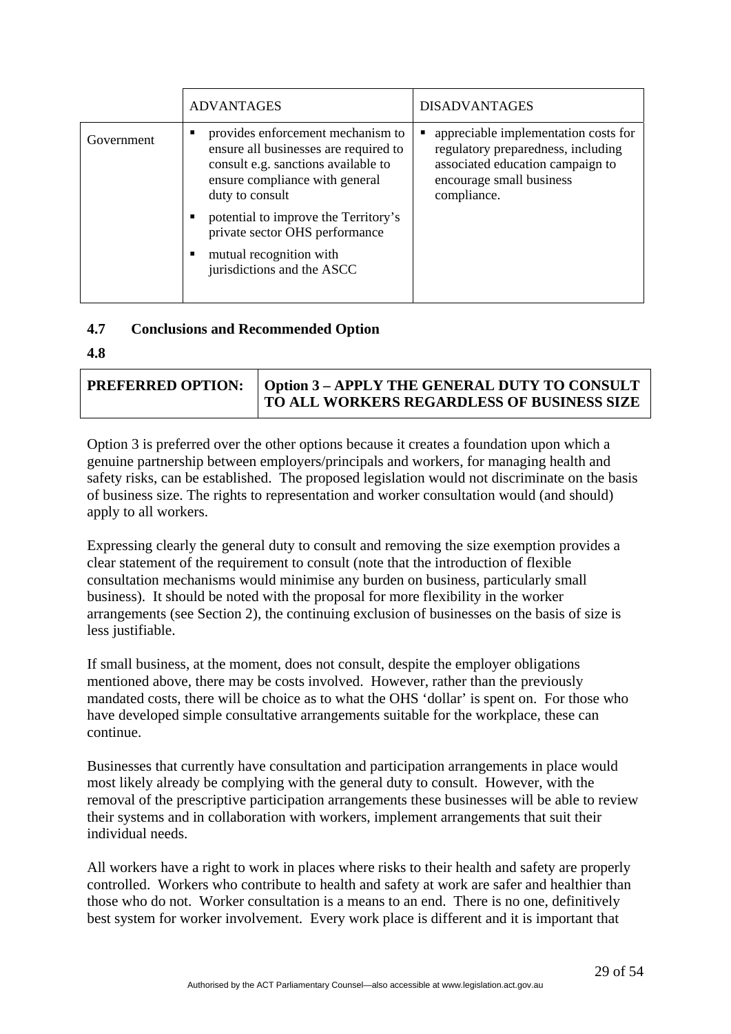| | ADVANTAGES | DISADVANTAGES |
|---|---|---|
| Government | ▪ provides enforcement mechanism to ensure all businesses are required to consult e.g. sanctions available to ensure compliance with general duty to consult<br>▪ potential to improve the Territory's private sector OHS performance<br>▪ mutual recognition with jurisdictions and the ASCC | ▪ appreciable implementation costs for regulatory preparedness, including associated education campaign to encourage small business compliance. |

### 4.7 Conclusions and Recommended Option

### 4.8

| PREFERRED OPTION: | Option 3 – APPLY THE GENERAL DUTY TO CONSULT TO ALL WORKERS REGARDLESS OF BUSINESS SIZE |
|---|---|

Option 3 is preferred over the other options because it creates a foundation upon which a genuine partnership between employers/principals and workers, for managing health and safety risks, can be established. The proposed legislation would not discriminate on the basis of business size. The rights to representation and worker consultation would (and should) apply to all workers.

Expressing clearly the general duty to consult and removing the size exemption provides a clear statement of the requirement to consult (note that the introduction of flexible consultation mechanisms would minimise any burden on business, particularly small business). It should be noted with the proposal for more flexibility in the worker arrangements (see Section 2), the continuing exclusion of businesses on the basis of size is less justifiable.

If small business, at the moment, does not consult, despite the employer obligations mentioned above, there may be costs involved. However, rather than the previously mandated costs, there will be choice as to what the OHS 'dollar' is spent on. For those who have developed simple consultative arrangements suitable for the workplace, these can continue.

Businesses that currently have consultation and participation arrangements in place would most likely already be complying with the general duty to consult. However, with the removal of the prescriptive participation arrangements these businesses will be able to review their systems and in collaboration with workers, implement arrangements that suit their individual needs.

All workers have a right to work in places where risks to their health and safety are properly controlled. Workers who contribute to health and safety at work are safer and healthier than those who do not. Worker consultation is a means to an end. There is no one, definitively best system for worker involvement. Every work place is different and it is important that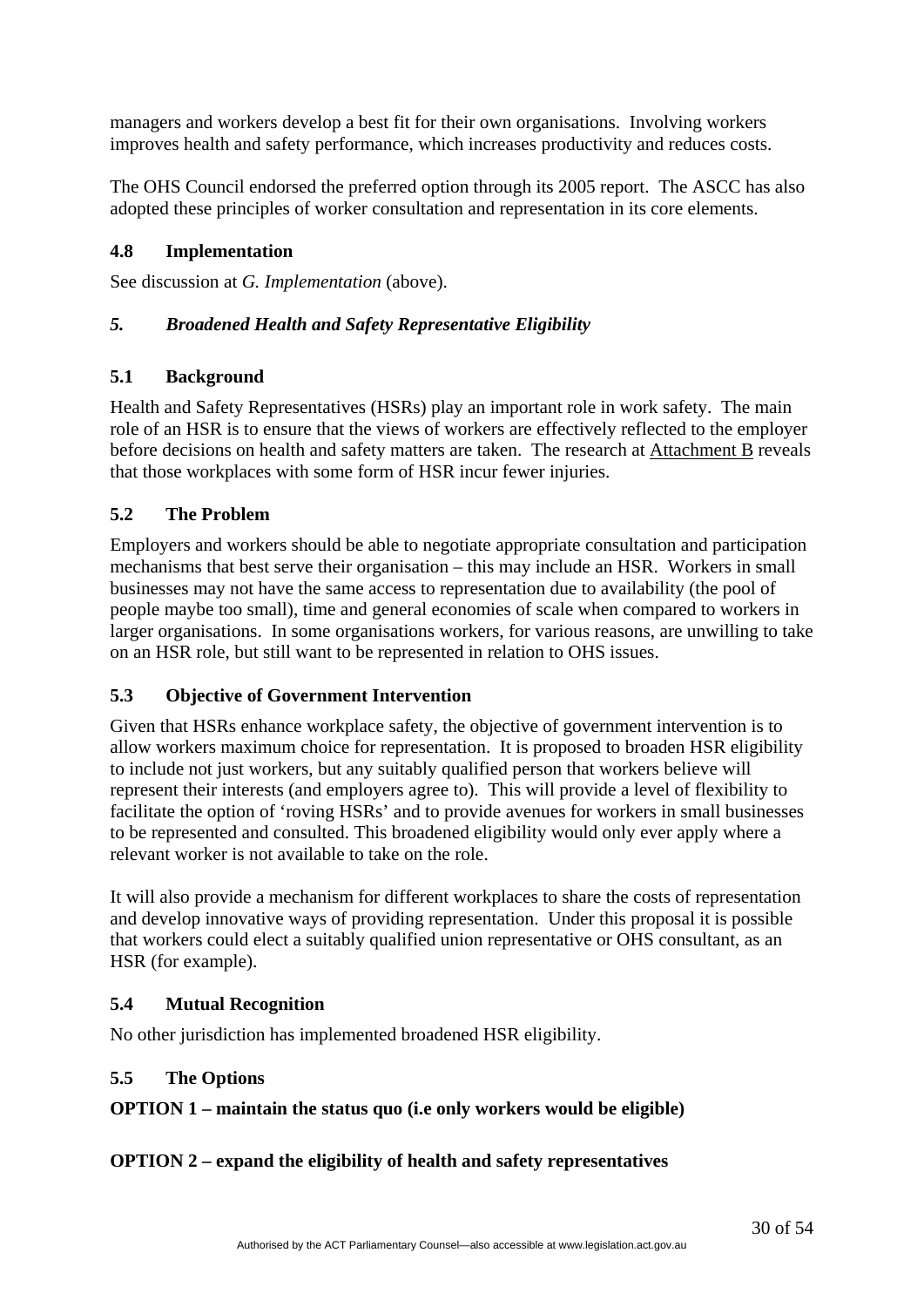managers and workers develop a best fit for their own organisations. Involving workers improves health and safety performance, which increases productivity and reduces costs.

The OHS Council endorsed the preferred option through its 2005 report. The ASCC has also adopted these principles of worker consultation and representation in its core elements.

### 4.8 Implementation

See discussion at *G. Implementation* (above).

## *5. Broadened Health and Safety Representative Eligibility*

### 5.1 Background

Health and Safety Representatives (HSRs) play an important role in work safety. The main role of an HSR is to ensure that the views of workers are effectively reflected to the employer before decisions on health and safety matters are taken. The research at Attachment B reveals that those workplaces with some form of HSR incur fewer injuries.

### 5.2 The Problem

Employers and workers should be able to negotiate appropriate consultation and participation mechanisms that best serve their organisation – this may include an HSR. Workers in small businesses may not have the same access to representation due to availability (the pool of people maybe too small), time and general economies of scale when compared to workers in larger organisations. In some organisations workers, for various reasons, are unwilling to take on an HSR role, but still want to be represented in relation to OHS issues.

### 5.3 Objective of Government Intervention

Given that HSRs enhance workplace safety, the objective of government intervention is to allow workers maximum choice for representation. It is proposed to broaden HSR eligibility to include not just workers, but any suitably qualified person that workers believe will represent their interests (and employers agree to). This will provide a level of flexibility to facilitate the option of 'roving HSRs' and to provide avenues for workers in small businesses to be represented and consulted. This broadened eligibility would only ever apply where a relevant worker is not available to take on the role.

It will also provide a mechanism for different workplaces to share the costs of representation and develop innovative ways of providing representation. Under this proposal it is possible that workers could elect a suitably qualified union representative or OHS consultant, as an HSR (for example).

### 5.4 Mutual Recognition

No other jurisdiction has implemented broadened HSR eligibility.

### 5.5 The Options

**OPTION 1 – maintain the status quo (i.e only workers would be eligible)**

**OPTION 2 – expand the eligibility of health and safety representatives**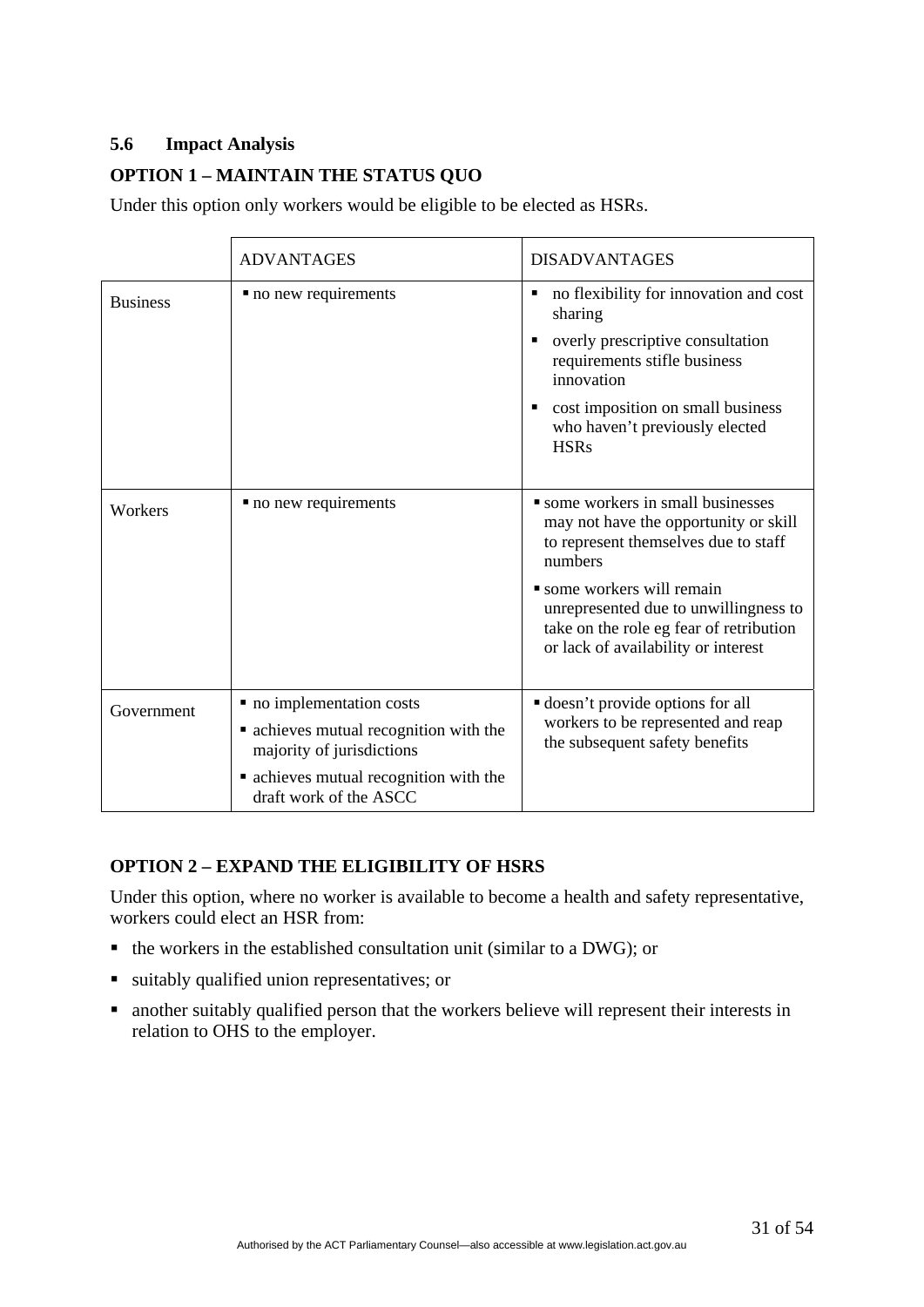### 5.6 Impact Analysis

#### OPTION 1 – MAINTAIN THE STATUS QUO

Under this option only workers would be eligible to be elected as HSRs.

| | ADVANTAGES | DISADVANTAGES |
|---|---|---|
| Business | ▪ no new requirements | ▪ no flexibility for innovation and cost sharing<br>▪ overly prescriptive consultation requirements stifle business innovation<br>▪ cost imposition on small business who haven't previously elected HSRs |
| Workers | ▪ no new requirements | ▪ some workers in small businesses may not have the opportunity or skill to represent themselves due to staff numbers<br>▪ some workers will remain unrepresented due to unwillingness to take on the role eg fear of retribution or lack of availability or interest |
| Government | ▪ no implementation costs<br>▪ achieves mutual recognition with the majority of jurisdictions<br>▪ achieves mutual recognition with the draft work of the ASCC | ▪ doesn't provide options for all workers to be represented and reap the subsequent safety benefits |

#### OPTION 2 – EXPAND THE ELIGIBILITY OF HSRS

Under this option, where no worker is available to become a health and safety representative, workers could elect an HSR from:

- the workers in the established consultation unit (similar to a DWG); or
- suitably qualified union representatives; or
- another suitably qualified person that the workers believe will represent their interests in relation to OHS to the employer.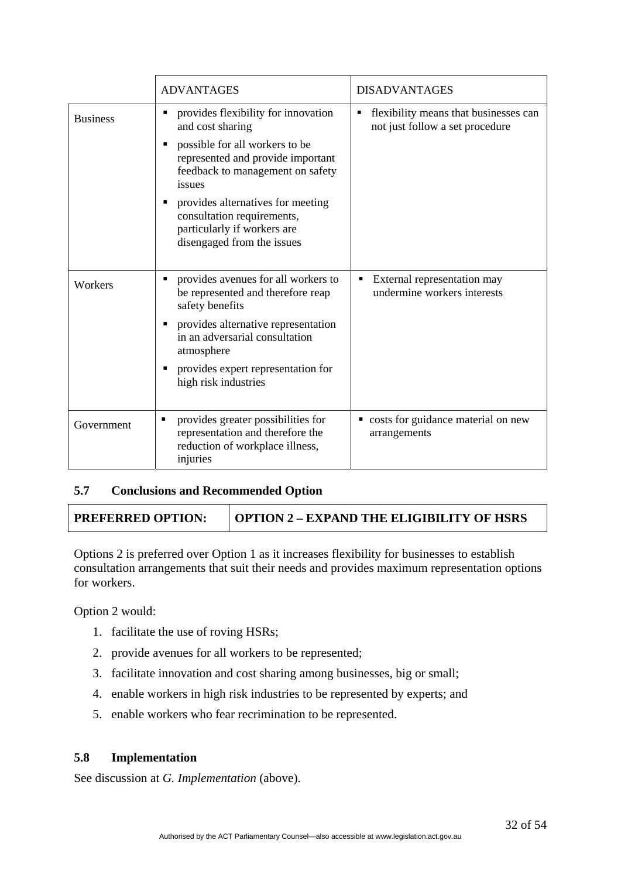| | ADVANTAGES | DISADVANTAGES |
|---|---|---|
| Business | ▪ provides flexibility for innovation and cost sharing<br>▪ possible for all workers to be represented and provide important feedback to management on safety issues<br>▪ provides alternatives for meeting consultation requirements, particularly if workers are disengaged from the issues | ▪ flexibility means that businesses can not just follow a set procedure |
| Workers | ▪ provides avenues for all workers to be represented and therefore reap safety benefits<br>▪ provides alternative representation in an adversarial consultation atmosphere<br>▪ provides expert representation for high risk industries | ▪ External representation may undermine workers interests |
| Government | ▪ provides greater possibilities for representation and therefore the reduction of workplace illness, injuries | ▪ costs for guidance material on new arrangements |

### 5.7 Conclusions and Recommended Option

| **PREFERRED OPTION:** | **OPTION 2 – EXPAND THE ELIGIBILITY OF HSRS** |
|---|---|

Options 2 is preferred over Option 1 as it increases flexibility for businesses to establish consultation arrangements that suit their needs and provides maximum representation options for workers.

Option 2 would:

1. facilitate the use of roving HSRs;
2. provide avenues for all workers to be represented;
3. facilitate innovation and cost sharing among businesses, big or small;
4. enable workers in high risk industries to be represented by experts; and
5. enable workers who fear recrimination to be represented.

### 5.8 Implementation

See discussion at *G. Implementation* (above).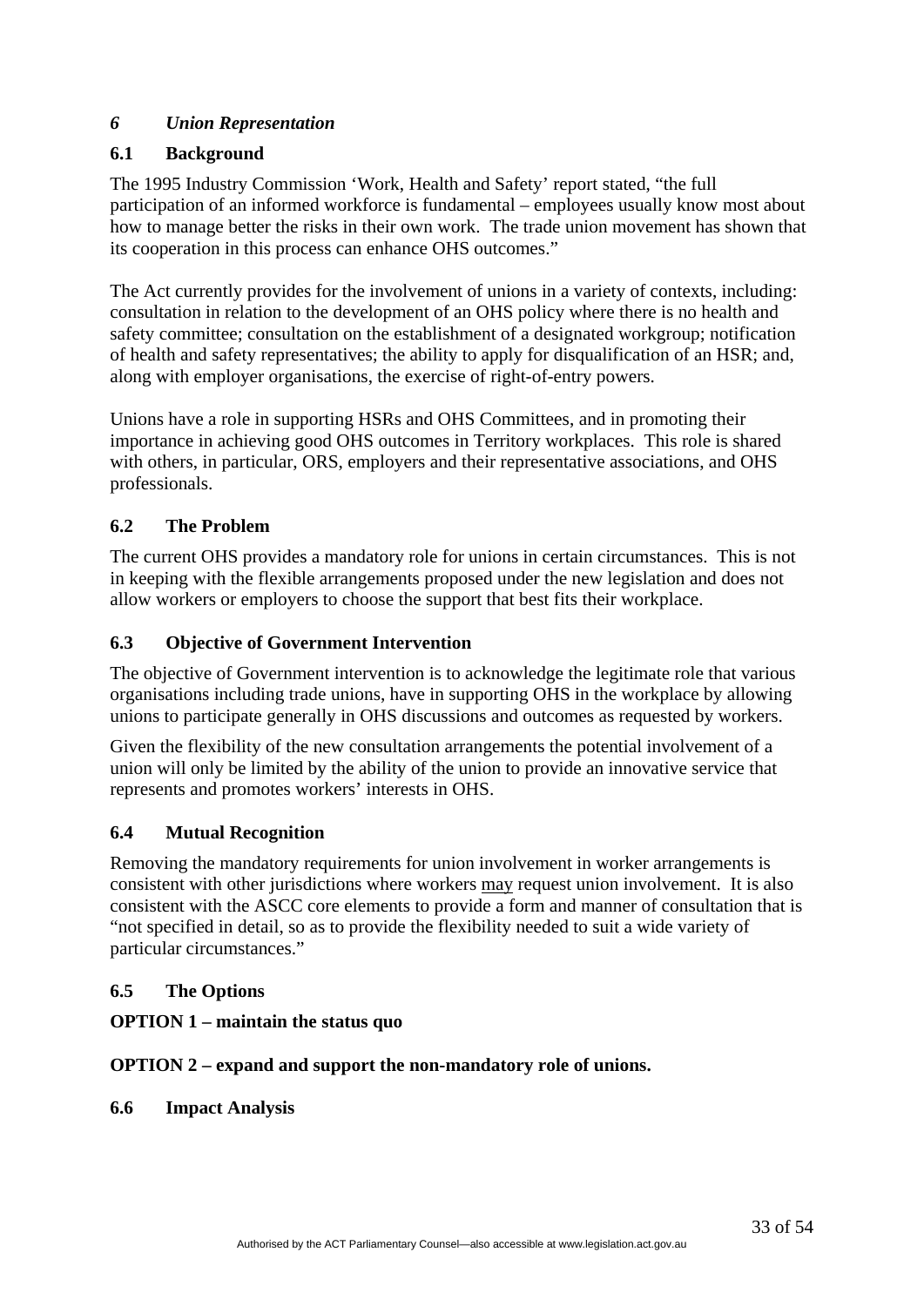## *6 Union Representation*

### 6.1 Background

The 1995 Industry Commission 'Work, Health and Safety' report stated, "the full participation of an informed workforce is fundamental – employees usually know most about how to manage better the risks in their own work. The trade union movement has shown that its cooperation in this process can enhance OHS outcomes."

The Act currently provides for the involvement of unions in a variety of contexts, including: consultation in relation to the development of an OHS policy where there is no health and safety committee; consultation on the establishment of a designated workgroup; notification of health and safety representatives; the ability to apply for disqualification of an HSR; and, along with employer organisations, the exercise of right-of-entry powers.

Unions have a role in supporting HSRs and OHS Committees, and in promoting their importance in achieving good OHS outcomes in Territory workplaces. This role is shared with others, in particular, ORS, employers and their representative associations, and OHS professionals.

### 6.2 The Problem

The current OHS provides a mandatory role for unions in certain circumstances. This is not in keeping with the flexible arrangements proposed under the new legislation and does not allow workers or employers to choose the support that best fits their workplace.

### 6.3 Objective of Government Intervention

The objective of Government intervention is to acknowledge the legitimate role that various organisations including trade unions, have in supporting OHS in the workplace by allowing unions to participate generally in OHS discussions and outcomes as requested by workers.

Given the flexibility of the new consultation arrangements the potential involvement of a union will only be limited by the ability of the union to provide an innovative service that represents and promotes workers' interests in OHS.

### 6.4 Mutual Recognition

Removing the mandatory requirements for union involvement in worker arrangements is consistent with other jurisdictions where workers <u>may</u> request union involvement. It is also consistent with the ASCC core elements to provide a form and manner of consultation that is "not specified in detail, so as to provide the flexibility needed to suit a wide variety of particular circumstances."

### 6.5 The Options

**OPTION 1 – maintain the status quo**

**OPTION 2 – expand and support the non-mandatory role of unions.**

### 6.6 Impact Analysis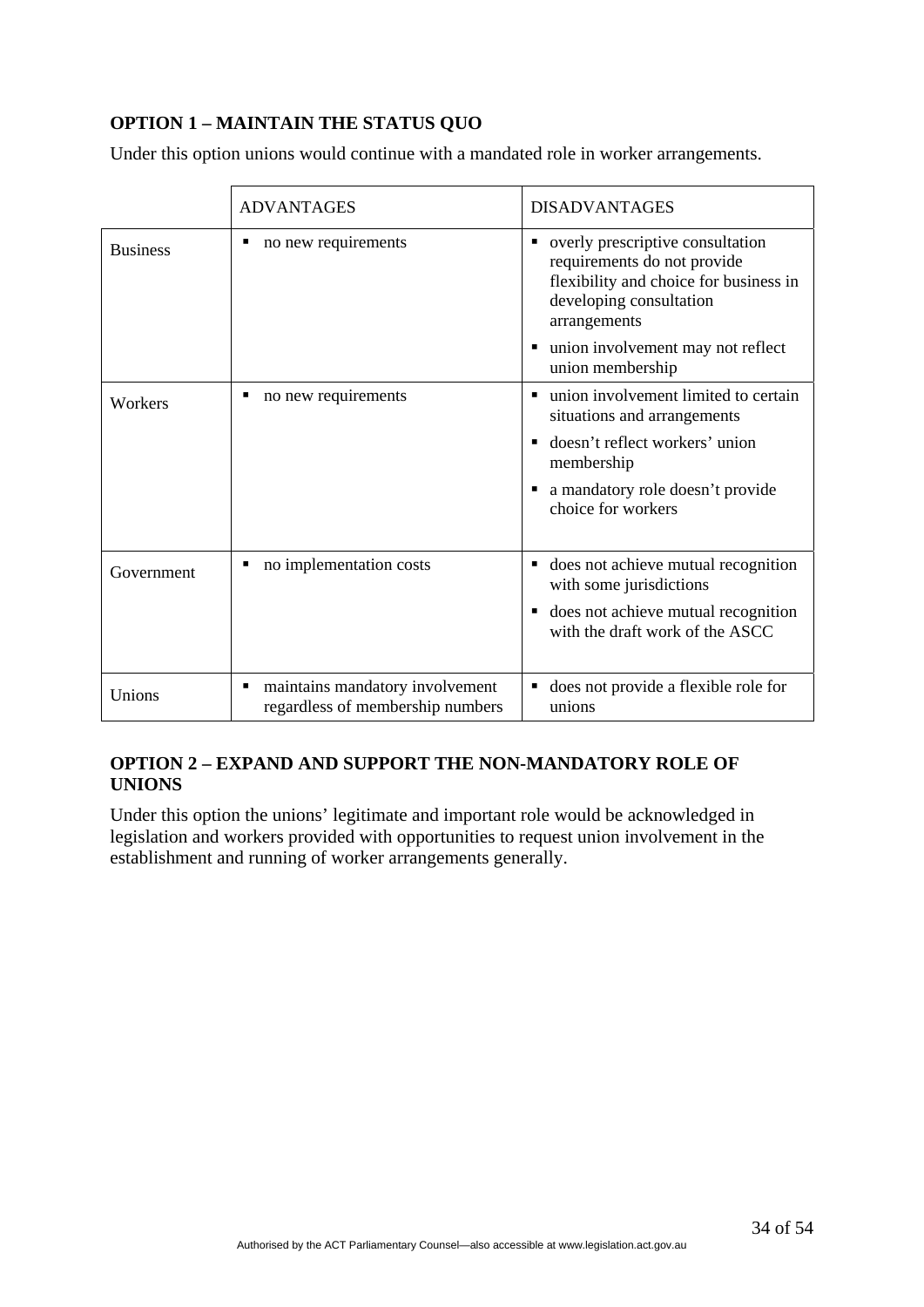**OPTION 1 – MAINTAIN THE STATUS QUO**

Under this option unions would continue with a mandated role in worker arrangements.

| | ADVANTAGES | DISADVANTAGES |
|---|---|---|
| Business | ▪ no new requirements | ▪ overly prescriptive consultation requirements do not provide flexibility and choice for business in developing consultation arrangements<br>▪ union involvement may not reflect union membership |
| Workers | ▪ no new requirements | ▪ union involvement limited to certain situations and arrangements<br>▪ doesn't reflect workers' union membership<br>▪ a mandatory role doesn't provide choice for workers |
| Government | ▪ no implementation costs | ▪ does not achieve mutual recognition with some jurisdictions<br>▪ does not achieve mutual recognition with the draft work of the ASCC |
| Unions | ▪ maintains mandatory involvement regardless of membership numbers | ▪ does not provide a flexible role for unions |

**OPTION 2 – EXPAND AND SUPPORT THE NON-MANDATORY ROLE OF UNIONS**

Under this option the unions' legitimate and important role would be acknowledged in legislation and workers provided with opportunities to request union involvement in the establishment and running of worker arrangements generally.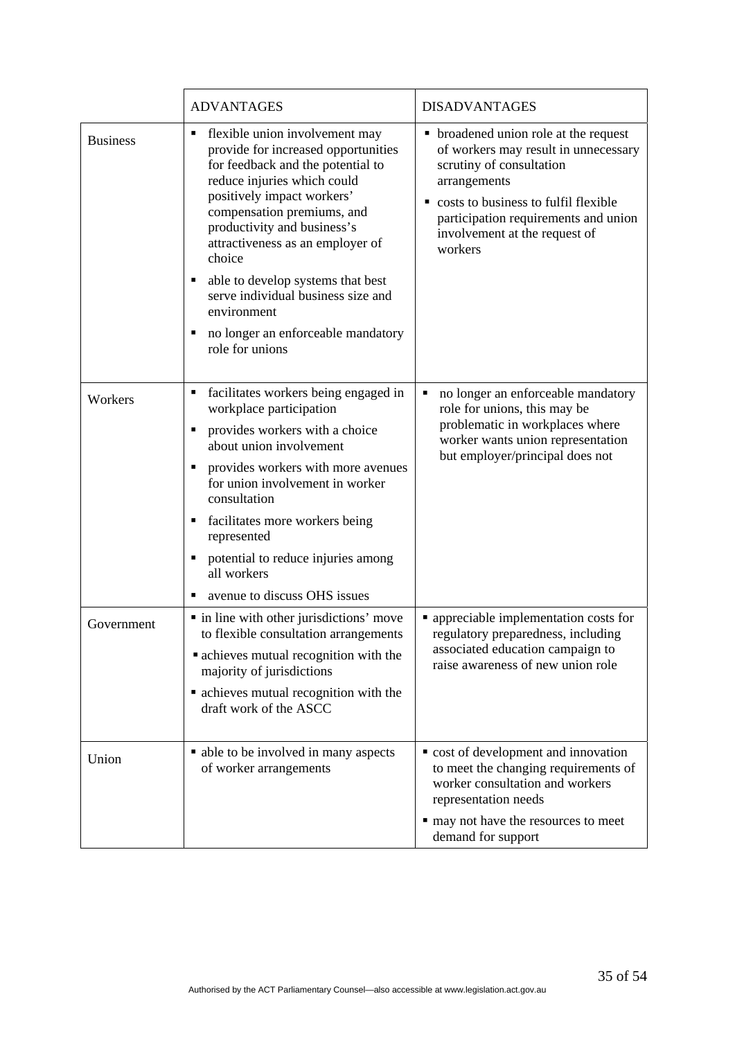| | ADVANTAGES | DISADVANTAGES |
|---|---|---|
| Business | ▪ flexible union involvement may provide for increased opportunities for feedback and the potential to reduce injuries which could positively impact workers' compensation premiums, and productivity and business's attractiveness as an employer of choice<br>▪ able to develop systems that best serve individual business size and environment<br>▪ no longer an enforceable mandatory role for unions | ▪ broadened union role at the request of workers may result in unnecessary scrutiny of consultation arrangements<br>▪ costs to business to fulfil flexible participation requirements and union involvement at the request of workers |
| Workers | ▪ facilitates workers being engaged in workplace participation<br>▪ provides workers with a choice about union involvement<br>▪ provides workers with more avenues for union involvement in worker consultation<br>▪ facilitates more workers being represented<br>▪ potential to reduce injuries among all workers<br>▪ avenue to discuss OHS issues | ▪ no longer an enforceable mandatory role for unions, this may be problematic in workplaces where worker wants union representation but employer/principal does not |
| Government | ▪ in line with other jurisdictions' move to flexible consultation arrangements<br>▪ achieves mutual recognition with the majority of jurisdictions<br>▪ achieves mutual recognition with the draft work of the ASCC | ▪ appreciable implementation costs for regulatory preparedness, including associated education campaign to raise awareness of new union role |
| Union | ▪ able to be involved in many aspects of worker arrangements | ▪ cost of development and innovation to meet the changing requirements of worker consultation and workers representation needs<br>▪ may not have the resources to meet demand for support |

Authorised by the ACT Parliamentary Counsel—also accessible at www.legislation.act.gov.au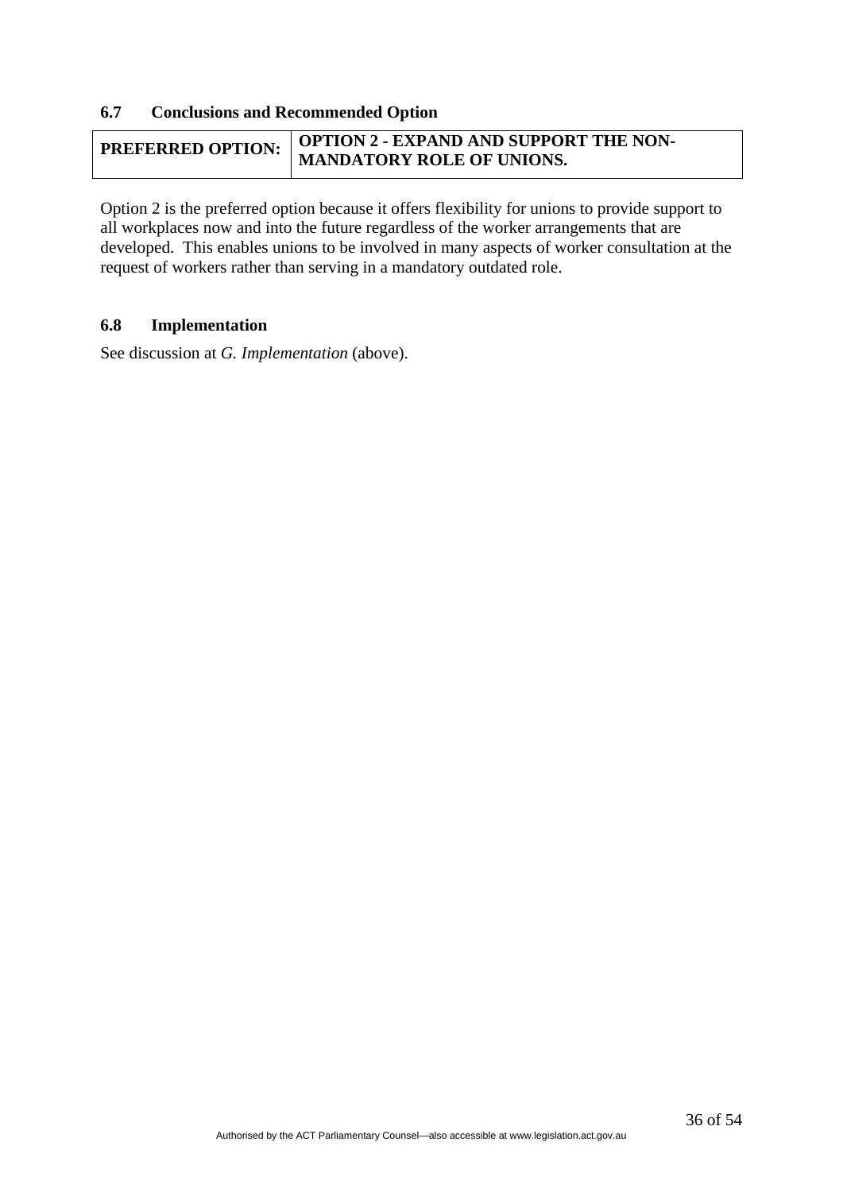### 6.7 Conclusions and Recommended Option

| PREFERRED OPTION: | OPTION 2 - EXPAND AND SUPPORT THE NON-MANDATORY ROLE OF UNIONS. |
|---|---|

Option 2 is the preferred option because it offers flexibility for unions to provide support to all workplaces now and into the future regardless of the worker arrangements that are developed. This enables unions to be involved in many aspects of worker consultation at the request of workers rather than serving in a mandatory outdated role.

### 6.8 Implementation

See discussion at *G. Implementation* (above).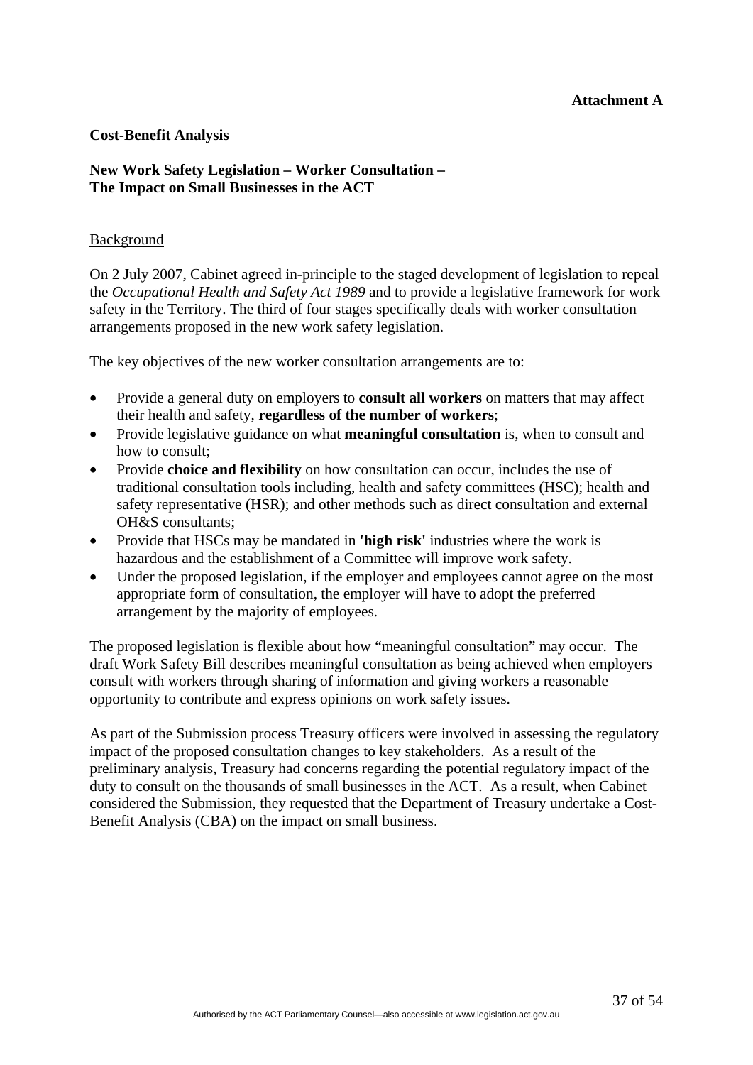**Attachment A**

**Cost-Benefit Analysis**

**New Work Safety Legislation – Worker Consultation – The Impact on Small Businesses in the ACT**

Background

On 2 July 2007, Cabinet agreed in-principle to the staged development of legislation to repeal the *Occupational Health and Safety Act 1989* and to provide a legislative framework for work safety in the Territory. The third of four stages specifically deals with worker consultation arrangements proposed in the new work safety legislation.

The key objectives of the new worker consultation arrangements are to:

- Provide a general duty on employers to **consult all workers** on matters that may affect their health and safety, **regardless of the number of workers**;
- Provide legislative guidance on what **meaningful consultation** is, when to consult and how to consult;
- Provide **choice and flexibility** on how consultation can occur, includes the use of traditional consultation tools including, health and safety committees (HSC); health and safety representative (HSR); and other methods such as direct consultation and external OH&S consultants;
- Provide that HSCs may be mandated in **'high risk'** industries where the work is hazardous and the establishment of a Committee will improve work safety.
- Under the proposed legislation, if the employer and employees cannot agree on the most appropriate form of consultation, the employer will have to adopt the preferred arrangement by the majority of employees.

The proposed legislation is flexible about how "meaningful consultation" may occur. The draft Work Safety Bill describes meaningful consultation as being achieved when employers consult with workers through sharing of information and giving workers a reasonable opportunity to contribute and express opinions on work safety issues.

As part of the Submission process Treasury officers were involved in assessing the regulatory impact of the proposed consultation changes to key stakeholders. As a result of the preliminary analysis, Treasury had concerns regarding the potential regulatory impact of the duty to consult on the thousands of small businesses in the ACT. As a result, when Cabinet considered the Submission, they requested that the Department of Treasury undertake a Cost-Benefit Analysis (CBA) on the impact on small business.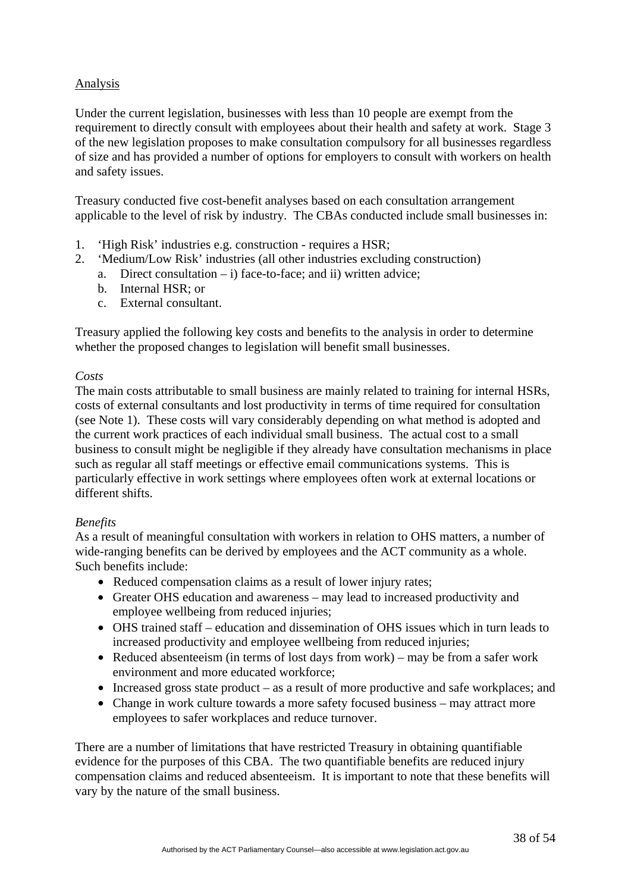Analysis

Under the current legislation, businesses with less than 10 people are exempt from the requirement to directly consult with employees about their health and safety at work. Stage 3 of the new legislation proposes to make consultation compulsory for all businesses regardless of size and has provided a number of options for employers to consult with workers on health and safety issues.

Treasury conducted five cost-benefit analyses based on each consultation arrangement applicable to the level of risk by industry. The CBAs conducted include small businesses in:

1. 'High Risk' industries e.g. construction - requires a HSR;
2. 'Medium/Low Risk' industries (all other industries excluding construction)
   a. Direct consultation – i) face-to-face; and ii) written advice;
   b. Internal HSR; or
   c. External consultant.

Treasury applied the following key costs and benefits to the analysis in order to determine whether the proposed changes to legislation will benefit small businesses.

*Costs*

The main costs attributable to small business are mainly related to training for internal HSRs, costs of external consultants and lost productivity in terms of time required for consultation (see Note 1). These costs will vary considerably depending on what method is adopted and the current work practices of each individual small business. The actual cost to a small business to consult might be negligible if they already have consultation mechanisms in place such as regular all staff meetings or effective email communications systems. This is particularly effective in work settings where employees often work at external locations or different shifts.

*Benefits*

As a result of meaningful consultation with workers in relation to OHS matters, a number of wide-ranging benefits can be derived by employees and the ACT community as a whole. Such benefits include:

- Reduced compensation claims as a result of lower injury rates;
- Greater OHS education and awareness – may lead to increased productivity and employee wellbeing from reduced injuries;
- OHS trained staff – education and dissemination of OHS issues which in turn leads to increased productivity and employee wellbeing from reduced injuries;
- Reduced absenteeism (in terms of lost days from work) – may be from a safer work environment and more educated workforce;
- Increased gross state product – as a result of more productive and safe workplaces; and
- Change in work culture towards a more safety focused business – may attract more employees to safer workplaces and reduce turnover.

There are a number of limitations that have restricted Treasury in obtaining quantifiable evidence for the purposes of this CBA. The two quantifiable benefits are reduced injury compensation claims and reduced absenteeism. It is important to note that these benefits will vary by the nature of the small business.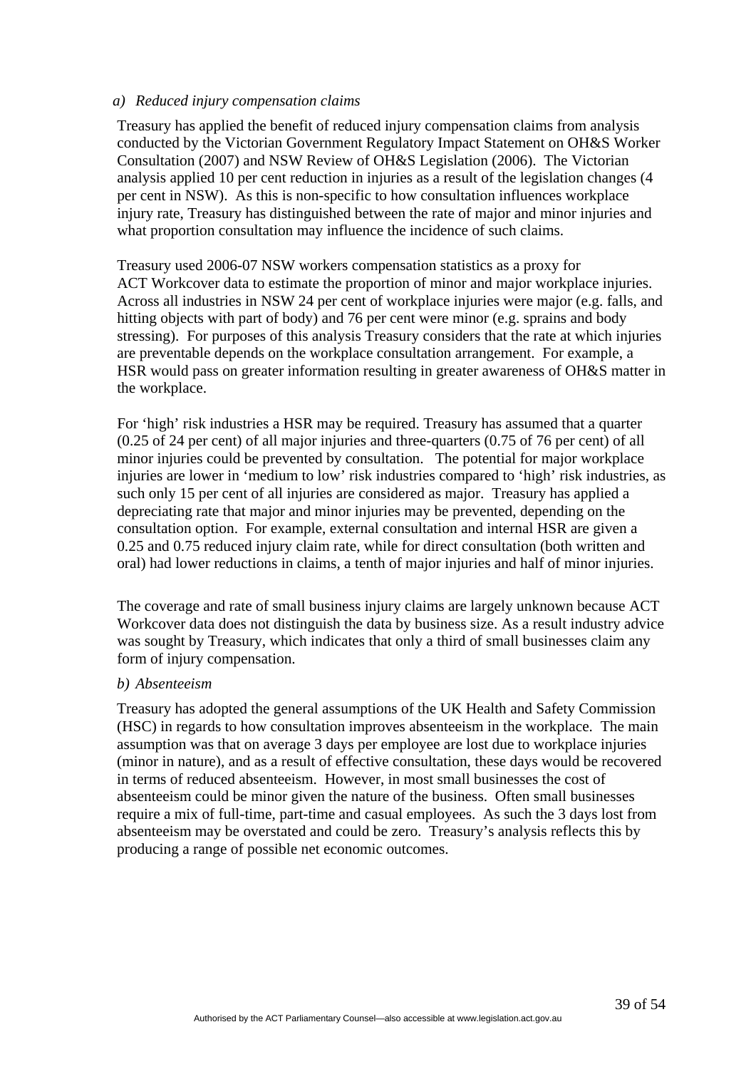*a) Reduced injury compensation claims*

Treasury has applied the benefit of reduced injury compensation claims from analysis conducted by the Victorian Government Regulatory Impact Statement on OH&S Worker Consultation (2007) and NSW Review of OH&S Legislation (2006). The Victorian analysis applied 10 per cent reduction in injuries as a result of the legislation changes (4 per cent in NSW). As this is non-specific to how consultation influences workplace injury rate, Treasury has distinguished between the rate of major and minor injuries and what proportion consultation may influence the incidence of such claims.

Treasury used 2006-07 NSW workers compensation statistics as a proxy for ACT Workcover data to estimate the proportion of minor and major workplace injuries. Across all industries in NSW 24 per cent of workplace injuries were major (e.g. falls, and hitting objects with part of body) and 76 per cent were minor (e.g. sprains and body stressing). For purposes of this analysis Treasury considers that the rate at which injuries are preventable depends on the workplace consultation arrangement. For example, a HSR would pass on greater information resulting in greater awareness of OH&S matter in the workplace.

For 'high' risk industries a HSR may be required. Treasury has assumed that a quarter (0.25 of 24 per cent) of all major injuries and three-quarters (0.75 of 76 per cent) of all minor injuries could be prevented by consultation. The potential for major workplace injuries are lower in 'medium to low' risk industries compared to 'high' risk industries, as such only 15 per cent of all injuries are considered as major. Treasury has applied a depreciating rate that major and minor injuries may be prevented, depending on the consultation option. For example, external consultation and internal HSR are given a 0.25 and 0.75 reduced injury claim rate, while for direct consultation (both written and oral) had lower reductions in claims, a tenth of major injuries and half of minor injuries.

The coverage and rate of small business injury claims are largely unknown because ACT Workcover data does not distinguish the data by business size. As a result industry advice was sought by Treasury, which indicates that only a third of small businesses claim any form of injury compensation.

*b) Absenteeism*

Treasury has adopted the general assumptions of the UK Health and Safety Commission (HSC) in regards to how consultation improves absenteeism in the workplace. The main assumption was that on average 3 days per employee are lost due to workplace injuries (minor in nature), and as a result of effective consultation, these days would be recovered in terms of reduced absenteeism. However, in most small businesses the cost of absenteeism could be minor given the nature of the business. Often small businesses require a mix of full-time, part-time and casual employees. As such the 3 days lost from absenteeism may be overstated and could be zero. Treasury's analysis reflects this by producing a range of possible net economic outcomes.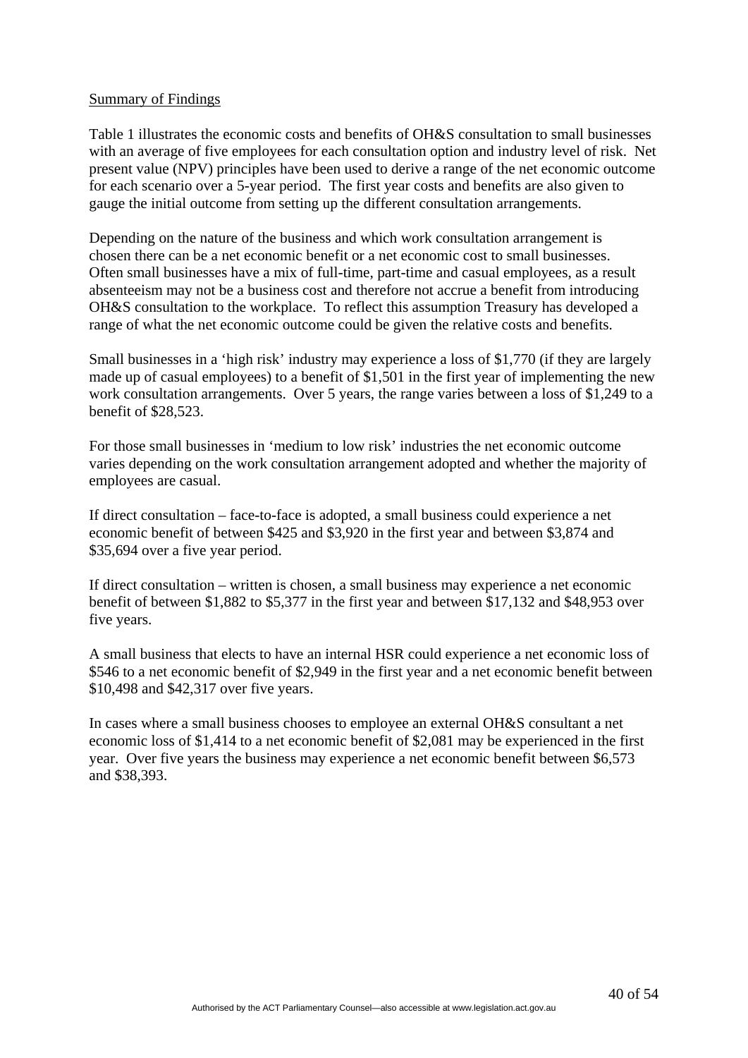<u>Summary of Findings</u>

Table 1 illustrates the economic costs and benefits of OH&S consultation to small businesses with an average of five employees for each consultation option and industry level of risk. Net present value (NPV) principles have been used to derive a range of the net economic outcome for each scenario over a 5-year period. The first year costs and benefits are also given to gauge the initial outcome from setting up the different consultation arrangements.

Depending on the nature of the business and which work consultation arrangement is chosen there can be a net economic benefit or a net economic cost to small businesses. Often small businesses have a mix of full-time, part-time and casual employees, as a result absenteeism may not be a business cost and therefore not accrue a benefit from introducing OH&S consultation to the workplace. To reflect this assumption Treasury has developed a range of what the net economic outcome could be given the relative costs and benefits.

Small businesses in a 'high risk' industry may experience a loss of $1,770 (if they are largely made up of casual employees) to a benefit of $1,501 in the first year of implementing the new work consultation arrangements. Over 5 years, the range varies between a loss of $1,249 to a benefit of $28,523.

For those small businesses in 'medium to low risk' industries the net economic outcome varies depending on the work consultation arrangement adopted and whether the majority of employees are casual.

If direct consultation – face-to-face is adopted, a small business could experience a net economic benefit of between $425 and $3,920 in the first year and between $3,874 and $35,694 over a five year period.

If direct consultation – written is chosen, a small business may experience a net economic benefit of between $1,882 to $5,377 in the first year and between $17,132 and $48,953 over five years.

A small business that elects to have an internal HSR could experience a net economic loss of $546 to a net economic benefit of $2,949 in the first year and a net economic benefit between $10,498 and $42,317 over five years.

In cases where a small business chooses to employee an external OH&S consultant a net economic loss of $1,414 to a net economic benefit of $2,081 may be experienced in the first year. Over five years the business may experience a net economic benefit between $6,573 and $38,393.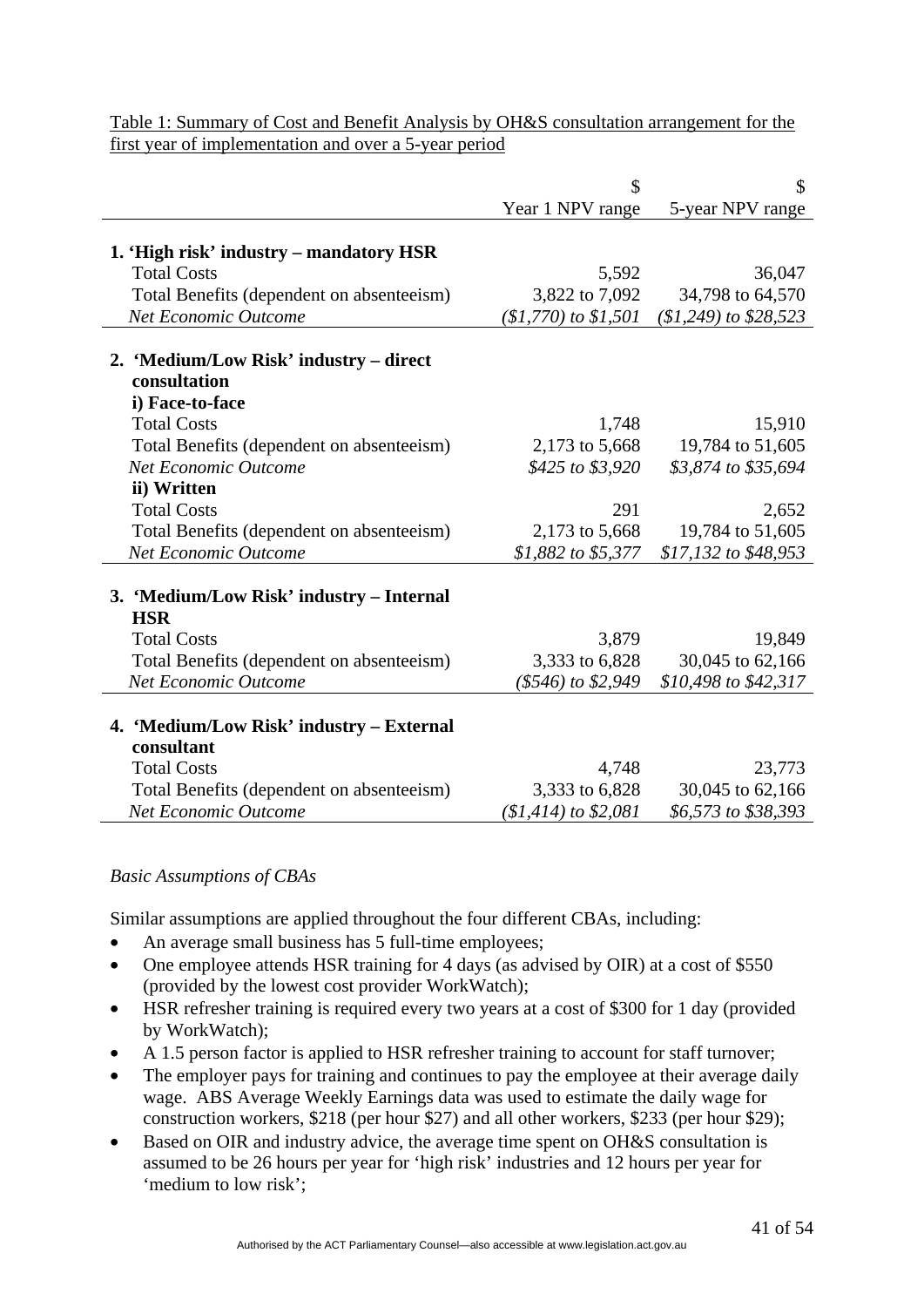<u>Table 1: Summary of Cost and Benefit Analysis by OH&S consultation arrangement for the first year of implementation and over a 5-year period</u>

| | $ Year 1 NPV range | $ 5-year NPV range |
|---|---|---|
| **1. 'High risk' industry – mandatory HSR** | | |
| Total Costs | 5,592 | 36,047 |
| Total Benefits (dependent on absenteeism) | 3,822 to 7,092 | 34,798 to 64,570 |
| *Net Economic Outcome* | *($1,770) to $1,501* | *($1,249) to $28,523* |
| **2. 'Medium/Low Risk' industry – direct consultation** | | |
| **i) Face-to-face** | | |
| Total Costs | 1,748 | 15,910 |
| Total Benefits (dependent on absenteeism) | 2,173 to 5,668 | 19,784 to 51,605 |
| *Net Economic Outcome* | *$425 to $3,920* | *$3,874 to $35,694* |
| **ii) Written** | | |
| Total Costs | 291 | 2,652 |
| Total Benefits (dependent on absenteeism) | 2,173 to 5,668 | 19,784 to 51,605 |
| *Net Economic Outcome* | *$1,882 to $5,377* | *$17,132 to $48,953* |
| **3. 'Medium/Low Risk' industry – Internal HSR** | | |
| Total Costs | 3,879 | 19,849 |
| Total Benefits (dependent on absenteeism) | 3,333 to 6,828 | 30,045 to 62,166 |
| *Net Economic Outcome* | *($546) to $2,949* | *$10,498 to $42,317* |
| **4. 'Medium/Low Risk' industry – External consultant** | | |
| Total Costs | 4,748 | 23,773 |
| Total Benefits (dependent on absenteeism) | 3,333 to 6,828 | 30,045 to 62,166 |
| *Net Economic Outcome* | *($1,414) to $2,081* | *$6,573 to $38,393* |

*Basic Assumptions of CBAs*

Similar assumptions are applied throughout the four different CBAs, including:

- An average small business has 5 full-time employees;
- One employee attends HSR training for 4 days (as advised by OIR) at a cost of $550 (provided by the lowest cost provider WorkWatch);
- HSR refresher training is required every two years at a cost of $300 for 1 day (provided by WorkWatch);
- A 1.5 person factor is applied to HSR refresher training to account for staff turnover;
- The employer pays for training and continues to pay the employee at their average daily wage. ABS Average Weekly Earnings data was used to estimate the daily wage for construction workers, $218 (per hour $27) and all other workers, $233 (per hour $29);
- Based on OIR and industry advice, the average time spent on OH&S consultation is assumed to be 26 hours per year for 'high risk' industries and 12 hours per year for 'medium to low risk';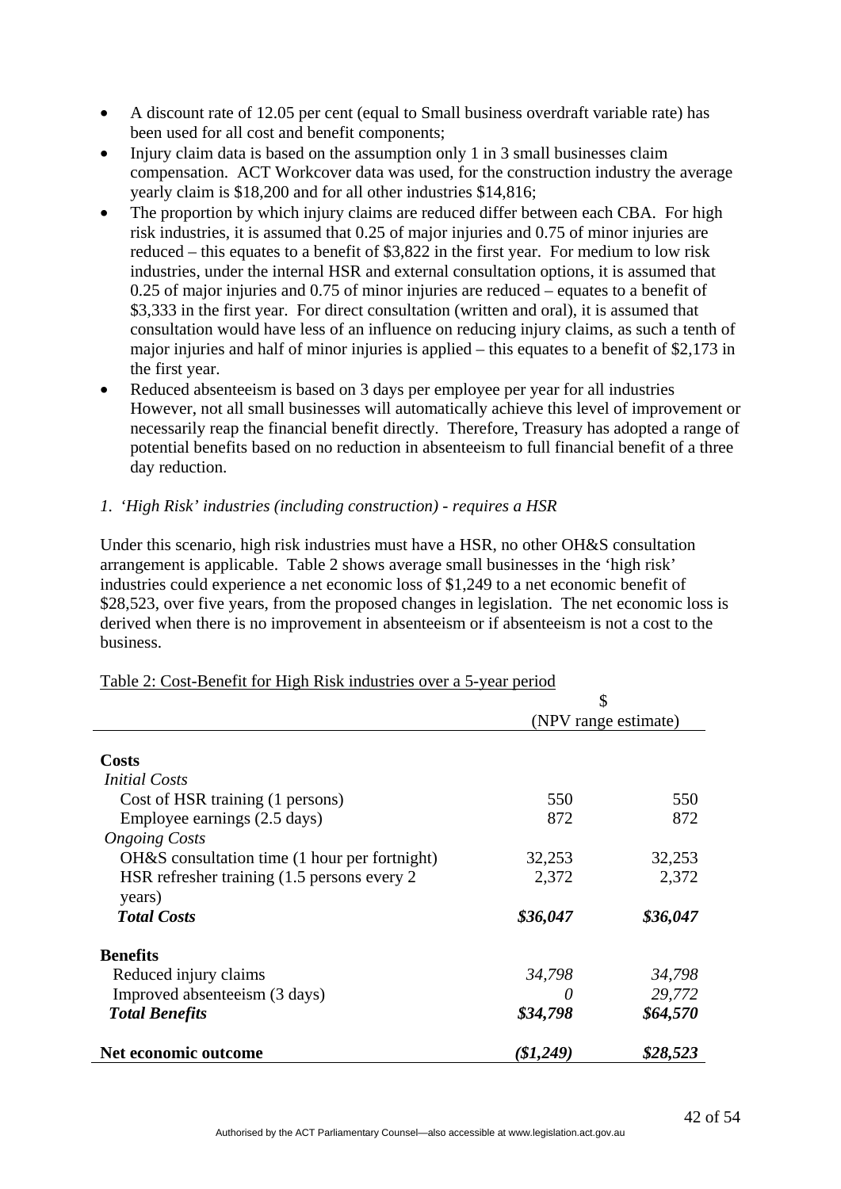- A discount rate of 12.05 per cent (equal to Small business overdraft variable rate) has been used for all cost and benefit components;
- Injury claim data is based on the assumption only 1 in 3 small businesses claim compensation. ACT Workcover data was used, for the construction industry the average yearly claim is $18,200 and for all other industries $14,816;
- The proportion by which injury claims are reduced differ between each CBA. For high risk industries, it is assumed that 0.25 of major injuries and 0.75 of minor injuries are reduced – this equates to a benefit of $3,822 in the first year. For medium to low risk industries, under the internal HSR and external consultation options, it is assumed that 0.25 of major injuries and 0.75 of minor injuries are reduced – equates to a benefit of $3,333 in the first year. For direct consultation (written and oral), it is assumed that consultation would have less of an influence on reducing injury claims, as such a tenth of major injuries and half of minor injuries is applied – this equates to a benefit of $2,173 in the first year.
- Reduced absenteeism is based on 3 days per employee per year for all industries However, not all small businesses will automatically achieve this level of improvement or necessarily reap the financial benefit directly. Therefore, Treasury has adopted a range of potential benefits based on no reduction in absenteeism to full financial benefit of a three day reduction.

*1. 'High Risk' industries (including construction) - requires a HSR*

Under this scenario, high risk industries must have a HSR, no other OH&S consultation arrangement is applicable. Table 2 shows average small businesses in the 'high risk' industries could experience a net economic loss of $1,249 to a net economic benefit of $28,523, over five years, from the proposed changes in legislation. The net economic loss is derived when there is no improvement in absenteeism or if absenteeism is not a cost to the business.

Table 2: Cost-Benefit for High Risk industries over a 5-year period

| | $ (NPV range estimate) | |
|---|---|---|
| **Costs** | | |
| *Initial Costs* | | |
| Cost of HSR training (1 persons) | 550 | 550 |
| Employee earnings (2.5 days) | 872 | 872 |
| *Ongoing Costs* | | |
| OH&S consultation time (1 hour per fortnight) | 32,253 | 32,253 |
| HSR refresher training (1.5 persons every 2 years) | 2,372 | 2,372 |
| ***Total Costs*** | ***$36,047*** | ***$36,047*** |
| **Benefits** | | |
| Reduced injury claims | *34,798* | *34,798* |
| Improved absenteeism (3 days) | *0* | *29,772* |
| ***Total Benefits*** | ***$34,798*** | ***$64,570*** |
| **Net economic outcome** | ***($1,249)*** | ***$28,523*** |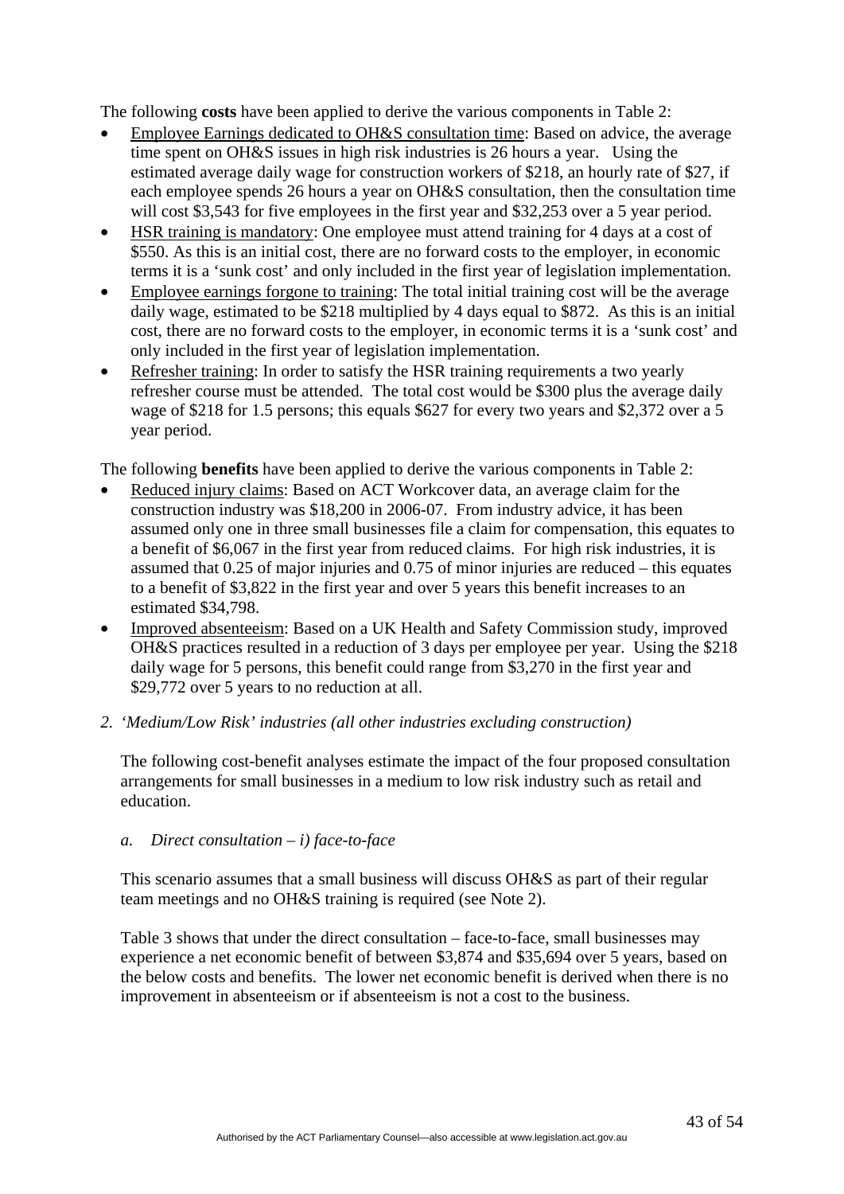The following **costs** have been applied to derive the various components in Table 2:

- Employee Earnings dedicated to OH&S consultation time: Based on advice, the average time spent on OH&S issues in high risk industries is 26 hours a year. Using the estimated average daily wage for construction workers of $218, an hourly rate of $27, if each employee spends 26 hours a year on OH&S consultation, then the consultation time will cost $3,543 for five employees in the first year and $32,253 over a 5 year period.
- HSR training is mandatory: One employee must attend training for 4 days at a cost of $550. As this is an initial cost, there are no forward costs to the employer, in economic terms it is a 'sunk cost' and only included in the first year of legislation implementation.
- Employee earnings forgone to training: The total initial training cost will be the average daily wage, estimated to be $218 multiplied by 4 days equal to $872. As this is an initial cost, there are no forward costs to the employer, in economic terms it is a 'sunk cost' and only included in the first year of legislation implementation.
- Refresher training: In order to satisfy the HSR training requirements a two yearly refresher course must be attended. The total cost would be $300 plus the average daily wage of $218 for 1.5 persons; this equals $627 for every two years and $2,372 over a 5 year period.

The following **benefits** have been applied to derive the various components in Table 2:

- Reduced injury claims: Based on ACT Workcover data, an average claim for the construction industry was $18,200 in 2006-07. From industry advice, it has been assumed only one in three small businesses file a claim for compensation, this equates to a benefit of $6,067 in the first year from reduced claims. For high risk industries, it is assumed that 0.25 of major injuries and 0.75 of minor injuries are reduced – this equates to a benefit of $3,822 in the first year and over 5 years this benefit increases to an estimated $34,798.
- Improved absenteeism: Based on a UK Health and Safety Commission study, improved OH&S practices resulted in a reduction of 3 days per employee per year. Using the $218 daily wage for 5 persons, this benefit could range from $3,270 in the first year and $29,772 over 5 years to no reduction at all.

2. *'Medium/Low Risk' industries (all other industries excluding construction)*

The following cost-benefit analyses estimate the impact of the four proposed consultation arrangements for small businesses in a medium to low risk industry such as retail and education.

*a. Direct consultation – i) face-to-face*

This scenario assumes that a small business will discuss OH&S as part of their regular team meetings and no OH&S training is required (see Note 2).

Table 3 shows that under the direct consultation – face-to-face, small businesses may experience a net economic benefit of between $3,874 and $35,694 over 5 years, based on the below costs and benefits. The lower net economic benefit is derived when there is no improvement in absenteeism or if absenteeism is not a cost to the business.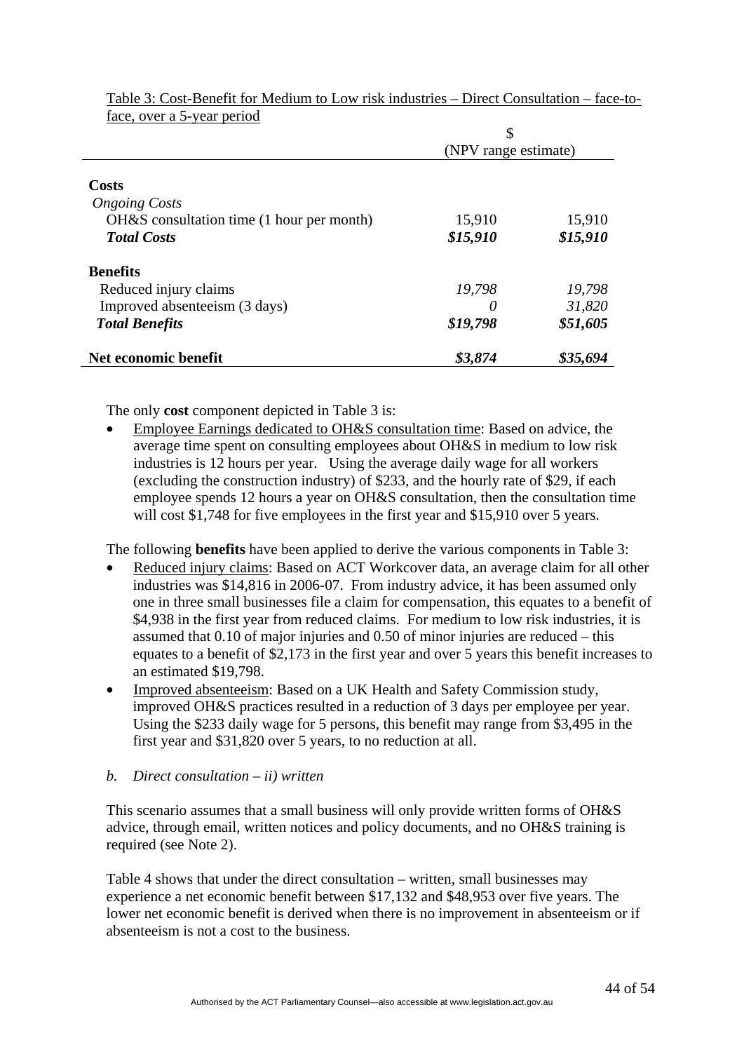Table 3: Cost-Benefit for Medium to Low risk industries – Direct Consultation – face-to-face, over a 5-year period

| | $ (NPV range estimate) | |
|---|---|---|
| **Costs** | | |
| *Ongoing Costs* | | |
| OH&S consultation time (1 hour per month) | 15,910 | 15,910 |
| ***Total Costs*** | ***$15,910*** | ***$15,910*** |
| **Benefits** | | |
| Reduced injury claims | *19,798* | *19,798* |
| Improved absenteeism (3 days) | *0* | *31,820* |
| ***Total Benefits*** | ***$19,798*** | ***$51,605*** |
| **Net economic benefit** | ***$3,874*** | ***$35,694*** |

The only **cost** component depicted in Table 3 is:

- Employee Earnings dedicated to OH&S consultation time: Based on advice, the average time spent on consulting employees about OH&S in medium to low risk industries is 12 hours per year. Using the average daily wage for all workers (excluding the construction industry) of $233, and the hourly rate of $29, if each employee spends 12 hours a year on OH&S consultation, then the consultation time will cost $1,748 for five employees in the first year and $15,910 over 5 years.

The following **benefits** have been applied to derive the various components in Table 3:

- Reduced injury claims: Based on ACT Workcover data, an average claim for all other industries was $14,816 in 2006-07. From industry advice, it has been assumed only one in three small businesses file a claim for compensation, this equates to a benefit of $4,938 in the first year from reduced claims. For medium to low risk industries, it is assumed that 0.10 of major injuries and 0.50 of minor injuries are reduced – this equates to a benefit of $2,173 in the first year and over 5 years this benefit increases to an estimated $19,798.
- Improved absenteeism: Based on a UK Health and Safety Commission study, improved OH&S practices resulted in a reduction of 3 days per employee per year. Using the $233 daily wage for 5 persons, this benefit may range from $3,495 in the first year and $31,820 over 5 years, to no reduction at all.

*b. Direct consultation – ii) written*

This scenario assumes that a small business will only provide written forms of OH&S advice, through email, written notices and policy documents, and no OH&S training is required (see Note 2).

Table 4 shows that under the direct consultation – written, small businesses may experience a net economic benefit between $17,132 and $48,953 over five years. The lower net economic benefit is derived when there is no improvement in absenteeism or if absenteeism is not a cost to the business.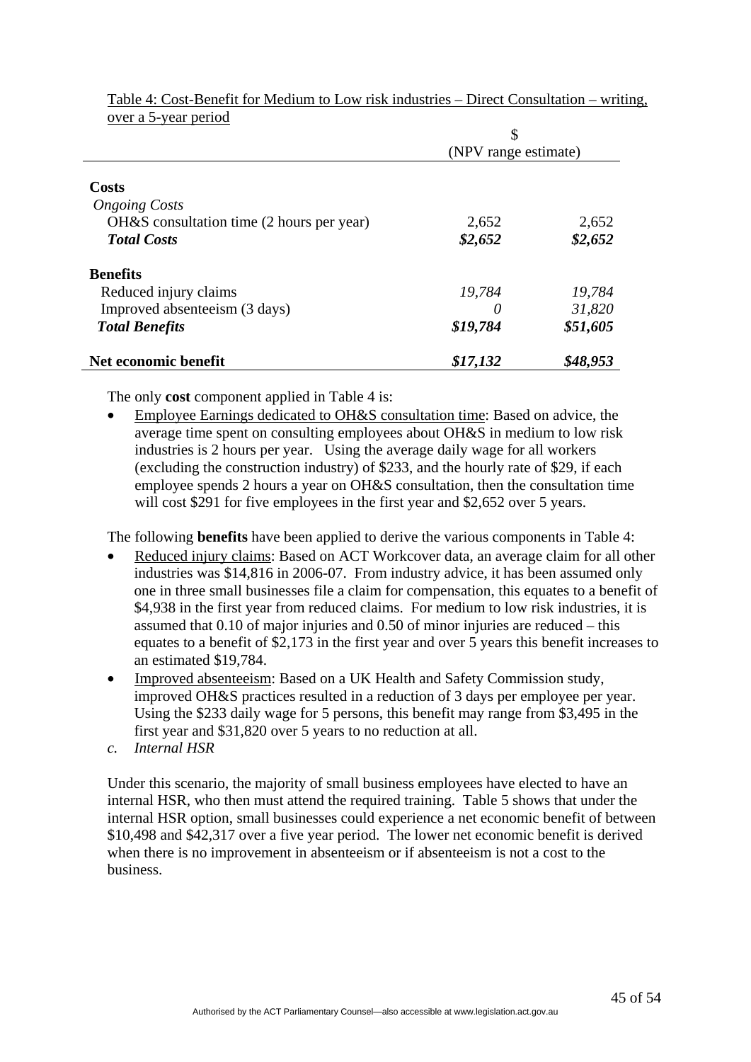Table 4: Cost-Benefit for Medium to Low risk industries – Direct Consultation – writing, over a 5-year period

| | $ (NPV range estimate) | |
|---|---|---|
| **Costs** | | |
| *Ongoing Costs* | | |
| OH&S consultation time (2 hours per year) | 2,652 | 2,652 |
| ***Total Costs*** | ***$2,652*** | ***$2,652*** |
| **Benefits** | | |
| Reduced injury claims | *19,784* | *19,784* |
| Improved absenteeism (3 days) | *0* | *31,820* |
| ***Total Benefits*** | ***$19,784*** | ***$51,605*** |
| **Net economic benefit** | ***$17,132*** | ***$48,953*** |

The only **cost** component applied in Table 4 is:

- Employee Earnings dedicated to OH&S consultation time: Based on advice, the average time spent on consulting employees about OH&S in medium to low risk industries is 2 hours per year. Using the average daily wage for all workers (excluding the construction industry) of $233, and the hourly rate of $29, if each employee spends 2 hours a year on OH&S consultation, then the consultation time will cost $291 for five employees in the first year and $2,652 over 5 years.

The following **benefits** have been applied to derive the various components in Table 4:

- Reduced injury claims: Based on ACT Workcover data, an average claim for all other industries was $14,816 in 2006-07. From industry advice, it has been assumed only one in three small businesses file a claim for compensation, this equates to a benefit of $4,938 in the first year from reduced claims. For medium to low risk industries, it is assumed that 0.10 of major injuries and 0.50 of minor injuries are reduced – this equates to a benefit of $2,173 in the first year and over 5 years this benefit increases to an estimated $19,784.
- Improved absenteeism: Based on a UK Health and Safety Commission study, improved OH&S practices resulted in a reduction of 3 days per employee per year. Using the $233 daily wage for 5 persons, this benefit may range from $3,495 in the first year and $31,820 over 5 years to no reduction at all.

*c. Internal HSR*

Under this scenario, the majority of small business employees have elected to have an internal HSR, who then must attend the required training. Table 5 shows that under the internal HSR option, small businesses could experience a net economic benefit of between $10,498 and $42,317 over a five year period. The lower net economic benefit is derived when there is no improvement in absenteeism or if absenteeism is not a cost to the business.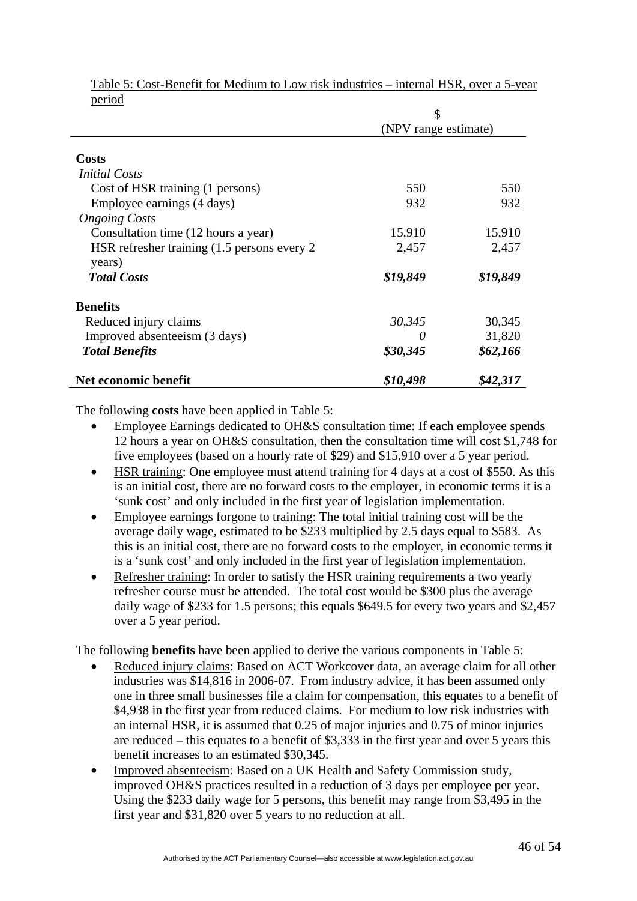Table 5: Cost-Benefit for Medium to Low risk industries – internal HSR, over a 5-year period

| | $ (NPV range estimate) | |
|---|---|---|
| **Costs** | | |
| *Initial Costs* | | |
| Cost of HSR training (1 persons) | 550 | 550 |
| Employee earnings (4 days) | 932 | 932 |
| *Ongoing Costs* | | |
| Consultation time (12 hours a year) | 15,910 | 15,910 |
| HSR refresher training (1.5 persons every 2 years) | 2,457 | 2,457 |
| ***Total Costs*** | ***$19,849*** | ***$19,849*** |
| **Benefits** | | |
| Reduced injury claims | *30,345* | 30,345 |
| Improved absenteeism (3 days) | *0* | 31,820 |
| ***Total Benefits*** | ***$30,345*** | ***$62,166*** |
| **Net economic benefit** | ***$10,498*** | ***$42,317*** |

The following **costs** have been applied in Table 5:

- Employee Earnings dedicated to OH&S consultation time: If each employee spends 12 hours a year on OH&S consultation, then the consultation time will cost $1,748 for five employees (based on a hourly rate of $29) and $15,910 over a 5 year period.
- HSR training: One employee must attend training for 4 days at a cost of $550. As this is an initial cost, there are no forward costs to the employer, in economic terms it is a 'sunk cost' and only included in the first year of legislation implementation.
- Employee earnings forgone to training: The total initial training cost will be the average daily wage, estimated to be $233 multiplied by 2.5 days equal to $583. As this is an initial cost, there are no forward costs to the employer, in economic terms it is a 'sunk cost' and only included in the first year of legislation implementation.
- Refresher training: In order to satisfy the HSR training requirements a two yearly refresher course must be attended. The total cost would be $300 plus the average daily wage of $233 for 1.5 persons; this equals $649.5 for every two years and $2,457 over a 5 year period.

The following **benefits** have been applied to derive the various components in Table 5:

- Reduced injury claims: Based on ACT Workcover data, an average claim for all other industries was $14,816 in 2006-07. From industry advice, it has been assumed only one in three small businesses file a claim for compensation, this equates to a benefit of $4,938 in the first year from reduced claims. For medium to low risk industries with an internal HSR, it is assumed that 0.25 of major injuries and 0.75 of minor injuries are reduced – this equates to a benefit of $3,333 in the first year and over 5 years this benefit increases to an estimated $30,345.
- Improved absenteeism: Based on a UK Health and Safety Commission study, improved OH&S practices resulted in a reduction of 3 days per employee per year. Using the $233 daily wage for 5 persons, this benefit may range from $3,495 in the first year and $31,820 over 5 years to no reduction at all.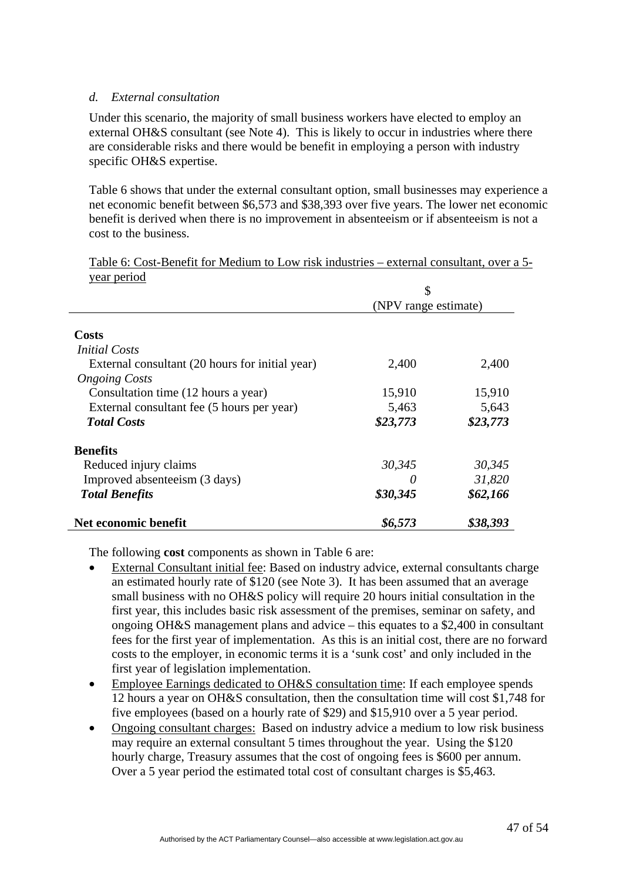*d. External consultation*

Under this scenario, the majority of small business workers have elected to employ an external OH&S consultant (see Note 4). This is likely to occur in industries where there are considerable risks and there would be benefit in employing a person with industry specific OH&S expertise.

Table 6 shows that under the external consultant option, small businesses may experience a net economic benefit between $6,573 and $38,393 over five years. The lower net economic benefit is derived when there is no improvement in absenteeism or if absenteeism is not a cost to the business.

<u>Table 6: Cost-Benefit for Medium to Low risk industries – external consultant, over a 5-year period</u>

| | $ (NPV range estimate) | |
|---|---|---|
| **Costs** | | |
| *Initial Costs* | | |
| External consultant (20 hours for initial year) | 2,400 | 2,400 |
| *Ongoing Costs* | | |
| Consultation time (12 hours a year) | 15,910 | 15,910 |
| External consultant fee (5 hours per year) | 5,463 | 5,643 |
| ***Total Costs*** | ***$23,773*** | ***$23,773*** |
| **Benefits** | | |
| Reduced injury claims | *30,345* | *30,345* |
| Improved absenteeism (3 days) | *0* | *31,820* |
| ***Total Benefits*** | ***$30,345*** | ***$62,166*** |
| **Net economic benefit** | ***$6,573*** | ***$38,393*** |

The following **cost** components as shown in Table 6 are:

- <u>External Consultant initial fee</u>: Based on industry advice, external consultants charge an estimated hourly rate of $120 (see Note 3). It has been assumed that an average small business with no OH&S policy will require 20 hours initial consultation in the first year, this includes basic risk assessment of the premises, seminar on safety, and ongoing OH&S management plans and advice – this equates to a $2,400 in consultant fees for the first year of implementation. As this is an initial cost, there are no forward costs to the employer, in economic terms it is a 'sunk cost' and only included in the first year of legislation implementation.
- <u>Employee Earnings dedicated to OH&S consultation time</u>: If each employee spends 12 hours a year on OH&S consultation, then the consultation time will cost $1,748 for five employees (based on a hourly rate of $29) and $15,910 over a 5 year period.
- <u>Ongoing consultant charges:</u> Based on industry advice a medium to low risk business may require an external consultant 5 times throughout the year. Using the $120 hourly charge, Treasury assumes that the cost of ongoing fees is $600 per annum. Over a 5 year period the estimated total cost of consultant charges is $5,463.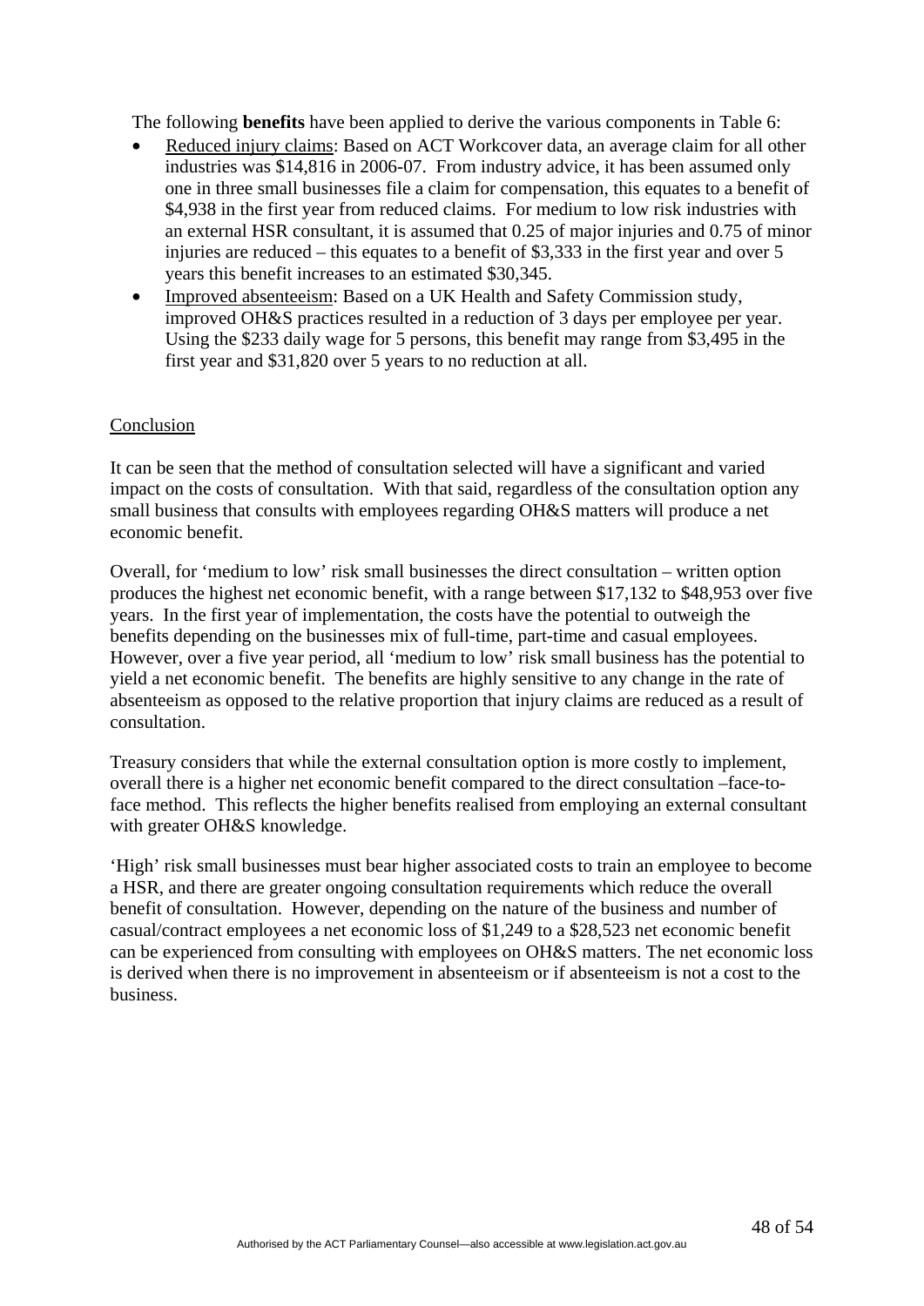The following **benefits** have been applied to derive the various components in Table 6:

- Reduced injury claims: Based on ACT Workcover data, an average claim for all other industries was $14,816 in 2006-07. From industry advice, it has been assumed only one in three small businesses file a claim for compensation, this equates to a benefit of $4,938 in the first year from reduced claims. For medium to low risk industries with an external HSR consultant, it is assumed that 0.25 of major injuries and 0.75 of minor injuries are reduced – this equates to a benefit of $3,333 in the first year and over 5 years this benefit increases to an estimated $30,345.
- Improved absenteeism: Based on a UK Health and Safety Commission study, improved OH&S practices resulted in a reduction of 3 days per employee per year. Using the $233 daily wage for 5 persons, this benefit may range from $3,495 in the first year and $31,820 over 5 years to no reduction at all.

Conclusion

It can be seen that the method of consultation selected will have a significant and varied impact on the costs of consultation. With that said, regardless of the consultation option any small business that consults with employees regarding OH&S matters will produce a net economic benefit.

Overall, for 'medium to low' risk small businesses the direct consultation – written option produces the highest net economic benefit, with a range between $17,132 to $48,953 over five years. In the first year of implementation, the costs have the potential to outweigh the benefits depending on the businesses mix of full-time, part-time and casual employees. However, over a five year period, all 'medium to low' risk small business has the potential to yield a net economic benefit. The benefits are highly sensitive to any change in the rate of absenteeism as opposed to the relative proportion that injury claims are reduced as a result of consultation.

Treasury considers that while the external consultation option is more costly to implement, overall there is a higher net economic benefit compared to the direct consultation –face-to-face method. This reflects the higher benefits realised from employing an external consultant with greater OH&S knowledge.

'High' risk small businesses must bear higher associated costs to train an employee to become a HSR, and there are greater ongoing consultation requirements which reduce the overall benefit of consultation. However, depending on the nature of the business and number of casual/contract employees a net economic loss of $1,249 to a $28,523 net economic benefit can be experienced from consulting with employees on OH&S matters. The net economic loss is derived when there is no improvement in absenteeism or if absenteeism is not a cost to the business.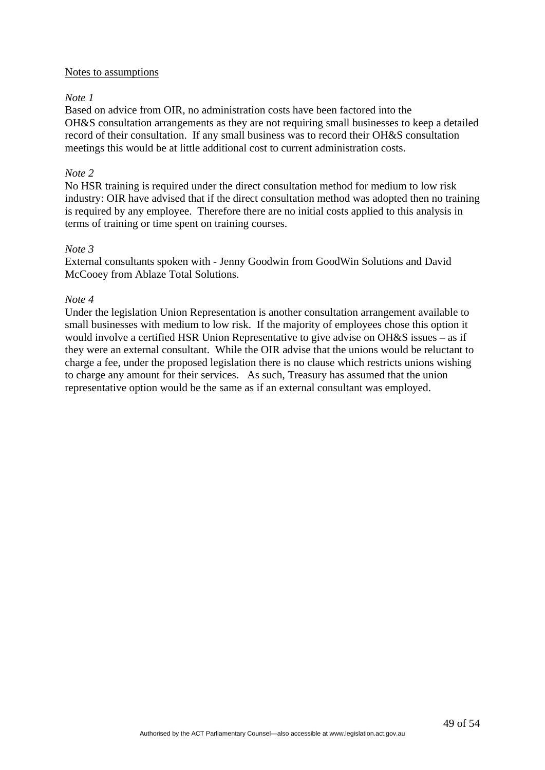<u>Notes to assumptions</u>

*Note 1*

Based on advice from OIR, no administration costs have been factored into the OH&S consultation arrangements as they are not requiring small businesses to keep a detailed record of their consultation. If any small business was to record their OH&S consultation meetings this would be at little additional cost to current administration costs.

*Note 2*

No HSR training is required under the direct consultation method for medium to low risk industry: OIR have advised that if the direct consultation method was adopted then no training is required by any employee. Therefore there are no initial costs applied to this analysis in terms of training or time spent on training courses.

*Note 3*

External consultants spoken with - Jenny Goodwin from GoodWin Solutions and David McCooey from Ablaze Total Solutions.

*Note 4*

Under the legislation Union Representation is another consultation arrangement available to small businesses with medium to low risk. If the majority of employees chose this option it would involve a certified HSR Union Representative to give advise on OH&S issues – as if they were an external consultant. While the OIR advise that the unions would be reluctant to charge a fee, under the proposed legislation there is no clause which restricts unions wishing to charge any amount for their services. As such, Treasury has assumed that the union representative option would be the same as if an external consultant was employed.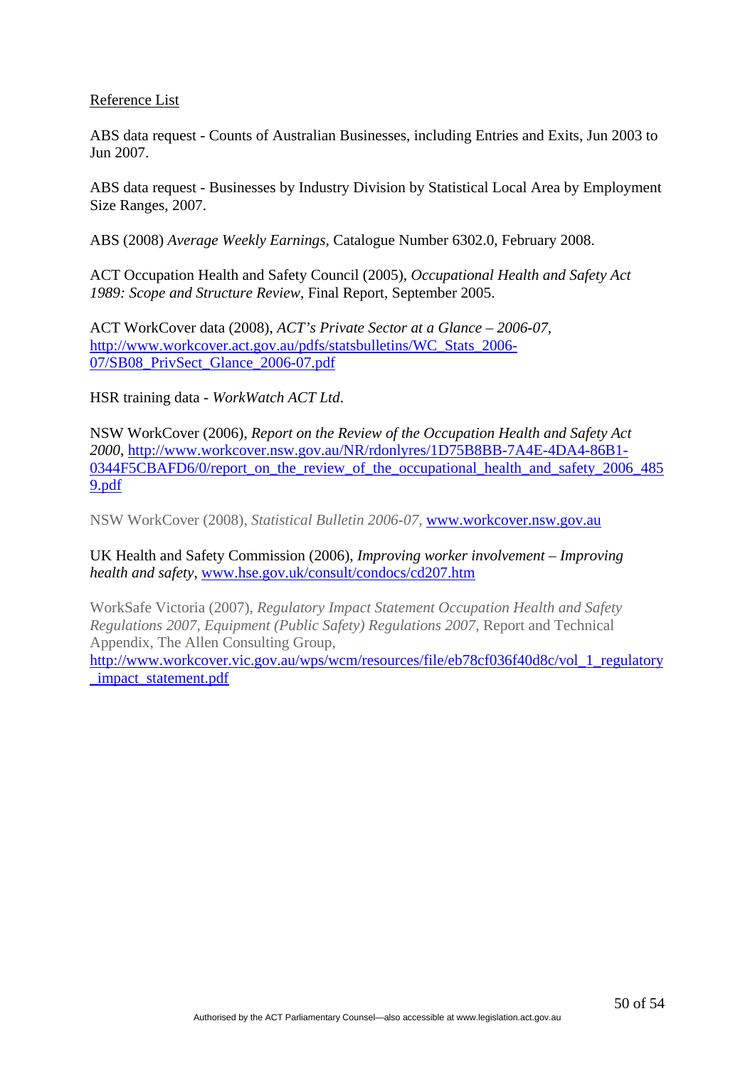Reference List

ABS data request - Counts of Australian Businesses, including Entries and Exits, Jun 2003 to Jun 2007.

ABS data request - Businesses by Industry Division by Statistical Local Area by Employment Size Ranges, 2007.

ABS (2008) *Average Weekly Earnings*, Catalogue Number 6302.0, February 2008.

ACT Occupation Health and Safety Council (2005), *Occupational Health and Safety Act 1989: Scope and Structure Review*, Final Report, September 2005.

ACT WorkCover data (2008), *ACT's Private Sector at a Glance – 2006-07*, http://www.workcover.act.gov.au/pdfs/statsbulletins/WC_Stats_2006-07/SB08_PrivSect_Glance_2006-07.pdf

HSR training data - *WorkWatch ACT Ltd*.

NSW WorkCover (2006), *Report on the Review of the Occupation Health and Safety Act 2000*, http://www.workcover.nsw.gov.au/NR/rdonlyres/1D75B8BB-7A4E-4DA4-86B1-0344F5CBAFD6/0/report_on_the_review_of_the_occupational_health_and_safety_2006_4859.pdf

NSW WorkCover (2008), *Statistical Bulletin 2006-07*, www.workcover.nsw.gov.au

UK Health and Safety Commission (2006), *Improving worker involvement – Improving health and safety*, www.hse.gov.uk/consult/condocs/cd207.htm

WorkSafe Victoria (2007), *Regulatory Impact Statement Occupation Health and Safety Regulations 2007, Equipment (Public Safety) Regulations 2007*, Report and Technical Appendix, The Allen Consulting Group, http://www.workcover.vic.gov.au/wps/wcm/resources/file/eb78cf036f40d8c/vol_1_regulatory_impact_statement.pdf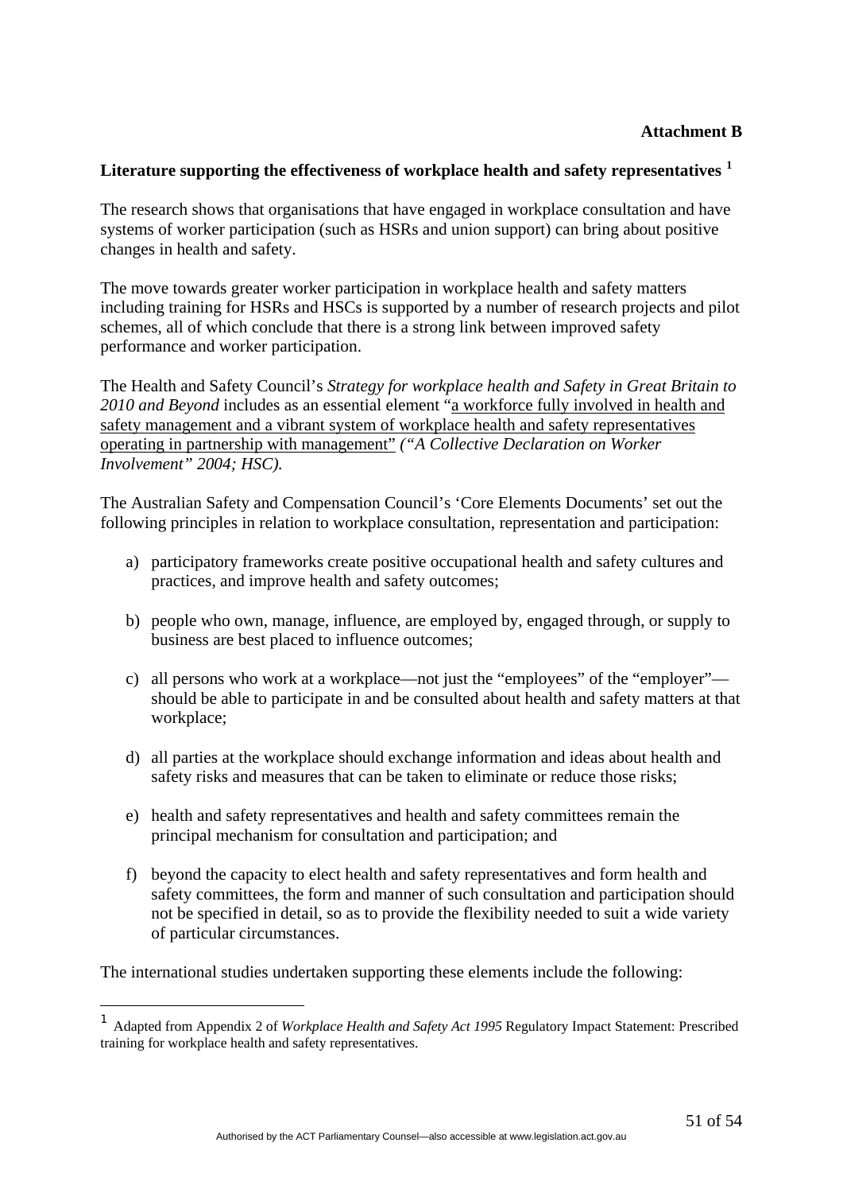**Attachment B**

## Literature supporting the effectiveness of workplace health and safety representatives [1]

The research shows that organisations that have engaged in workplace consultation and have systems of worker participation (such as HSRs and union support) can bring about positive changes in health and safety.

The move towards greater worker participation in workplace health and safety matters including training for HSRs and HSCs is supported by a number of research projects and pilot schemes, all of which conclude that there is a strong link between improved safety performance and worker participation.

The Health and Safety Council's *Strategy for workplace health and Safety in Great Britain to 2010 and Beyond* includes as an essential element "a workforce fully involved in health and safety management and a vibrant system of workplace health and safety representatives operating in partnership with management" *("A Collective Declaration on Worker Involvement" 2004; HSC).*

The Australian Safety and Compensation Council's 'Core Elements Documents' set out the following principles in relation to workplace consultation, representation and participation:

a) participatory frameworks create positive occupational health and safety cultures and practices, and improve health and safety outcomes;

b) people who own, manage, influence, are employed by, engaged through, or supply to business are best placed to influence outcomes;

c) all persons who work at a workplace—not just the "employees" of the "employer"—should be able to participate in and be consulted about health and safety matters at that workplace;

d) all parties at the workplace should exchange information and ideas about health and safety risks and measures that can be taken to eliminate or reduce those risks;

e) health and safety representatives and health and safety committees remain the principal mechanism for consultation and participation; and

f) beyond the capacity to elect health and safety representatives and form health and safety committees, the form and manner of such consultation and participation should not be specified in detail, so as to provide the flexibility needed to suit a wide variety of particular circumstances.

The international studies undertaken supporting these elements include the following:

---

[1] Adapted from Appendix 2 of *Workplace Health and Safety Act 1995* Regulatory Impact Statement: Prescribed training for workplace health and safety representatives.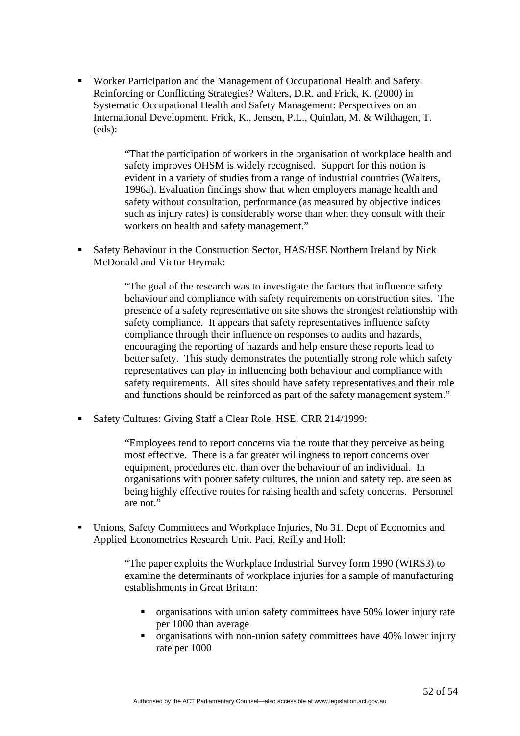- Worker Participation and the Management of Occupational Health and Safety: Reinforcing or Conflicting Strategies? Walters, D.R. and Frick, K. (2000) in Systematic Occupational Health and Safety Management: Perspectives on an International Development. Frick, K., Jensen, P.L., Quinlan, M. & Wilthagen, T. (eds):

> "That the participation of workers in the organisation of workplace health and safety improves OHSM is widely recognised. Support for this notion is evident in a variety of studies from a range of industrial countries (Walters, 1996a). Evaluation findings show that when employers manage health and safety without consultation, performance (as measured by objective indices such as injury rates) is considerably worse than when they consult with their workers on health and safety management."

- Safety Behaviour in the Construction Sector, HAS/HSE Northern Ireland by Nick McDonald and Victor Hrymak:

> "The goal of the research was to investigate the factors that influence safety behaviour and compliance with safety requirements on construction sites. The presence of a safety representative on site shows the strongest relationship with safety compliance. It appears that safety representatives influence safety compliance through their influence on responses to audits and hazards, encouraging the reporting of hazards and help ensure these reports lead to better safety. This study demonstrates the potentially strong role which safety representatives can play in influencing both behaviour and compliance with safety requirements. All sites should have safety representatives and their role and functions should be reinforced as part of the safety management system."

- Safety Cultures: Giving Staff a Clear Role. HSE, CRR 214/1999:

> "Employees tend to report concerns via the route that they perceive as being most effective. There is a far greater willingness to report concerns over equipment, procedures etc. than over the behaviour of an individual. In organisations with poorer safety cultures, the union and safety rep. are seen as being highly effective routes for raising health and safety concerns. Personnel are not."

- Unions, Safety Committees and Workplace Injuries, No 31. Dept of Economics and Applied Econometrics Research Unit. Paci, Reilly and Holl:

> "The paper exploits the Workplace Industrial Survey form 1990 (WIRS3) to examine the determinants of workplace injuries for a sample of manufacturing establishments in Great Britain:
>
> - organisations with union safety committees have 50% lower injury rate per 1000 than average
> - organisations with non-union safety committees have 40% lower injury rate per 1000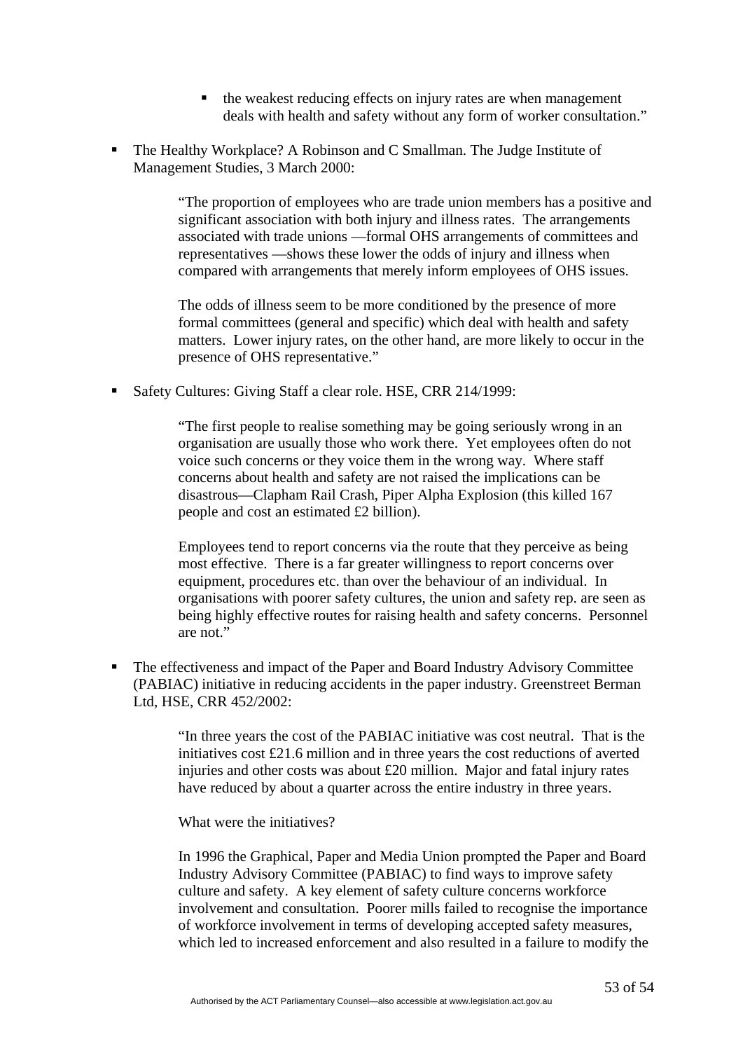- the weakest reducing effects on injury rates are when management deals with health and safety without any form of worker consultation."

- The Healthy Workplace? A Robinson and C Smallman. The Judge Institute of Management Studies, 3 March 2000:

  > "The proportion of employees who are trade union members has a positive and significant association with both injury and illness rates. The arrangements associated with trade unions —formal OHS arrangements of committees and representatives —shows these lower the odds of injury and illness when compared with arrangements that merely inform employees of OHS issues.
  >
  > The odds of illness seem to be more conditioned by the presence of more formal committees (general and specific) which deal with health and safety matters. Lower injury rates, on the other hand, are more likely to occur in the presence of OHS representative."

- Safety Cultures: Giving Staff a clear role. HSE, CRR 214/1999:

  > "The first people to realise something may be going seriously wrong in an organisation are usually those who work there. Yet employees often do not voice such concerns or they voice them in the wrong way. Where staff concerns about health and safety are not raised the implications can be disastrous—Clapham Rail Crash, Piper Alpha Explosion (this killed 167 people and cost an estimated £2 billion).
  >
  > Employees tend to report concerns via the route that they perceive as being most effective. There is a far greater willingness to report concerns over equipment, procedures etc. than over the behaviour of an individual. In organisations with poorer safety cultures, the union and safety rep. are seen as being highly effective routes for raising health and safety concerns. Personnel are not."

- The effectiveness and impact of the Paper and Board Industry Advisory Committee (PABIAC) initiative in reducing accidents in the paper industry. Greenstreet Berman Ltd, HSE, CRR 452/2002:

  > "In three years the cost of the PABIAC initiative was cost neutral. That is the initiatives cost £21.6 million and in three years the cost reductions of averted injuries and other costs was about £20 million. Major and fatal injury rates have reduced by about a quarter across the entire industry in three years.
  >
  > What were the initiatives?
  >
  > In 1996 the Graphical, Paper and Media Union prompted the Paper and Board Industry Advisory Committee (PABIAC) to find ways to improve safety culture and safety. A key element of safety culture concerns workforce involvement and consultation. Poorer mills failed to recognise the importance of workforce involvement in terms of developing accepted safety measures, which led to increased enforcement and also resulted in a failure to modify the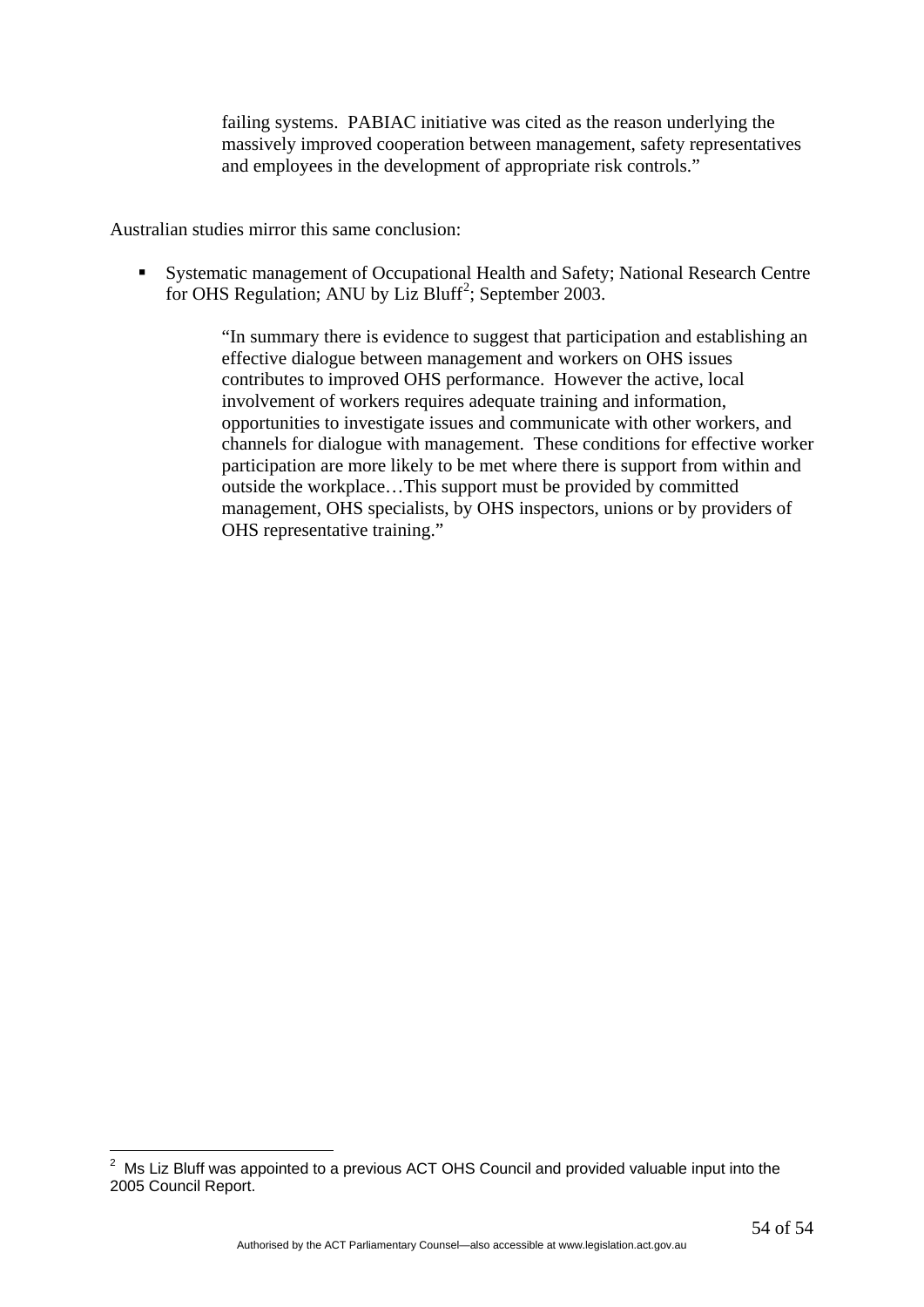failing systems. PABIAC initiative was cited as the reason underlying the massively improved cooperation between management, safety representatives and employees in the development of appropriate risk controls."

Australian studies mirror this same conclusion:

- Systematic management of Occupational Health and Safety; National Research Centre for OHS Regulation; ANU by Liz Bluff[2]; September 2003.

> "In summary there is evidence to suggest that participation and establishing an effective dialogue between management and workers on OHS issues contributes to improved OHS performance. However the active, local involvement of workers requires adequate training and information, opportunities to investigate issues and communicate with other workers, and channels for dialogue with management. These conditions for effective worker participation are more likely to be met where there is support from within and outside the workplace…This support must be provided by committed management, OHS specialists, by OHS inspectors, unions or by providers of OHS representative training."

[2] Ms Liz Bluff was appointed to a previous ACT OHS Council and provided valuable input into the 2005 Council Report.